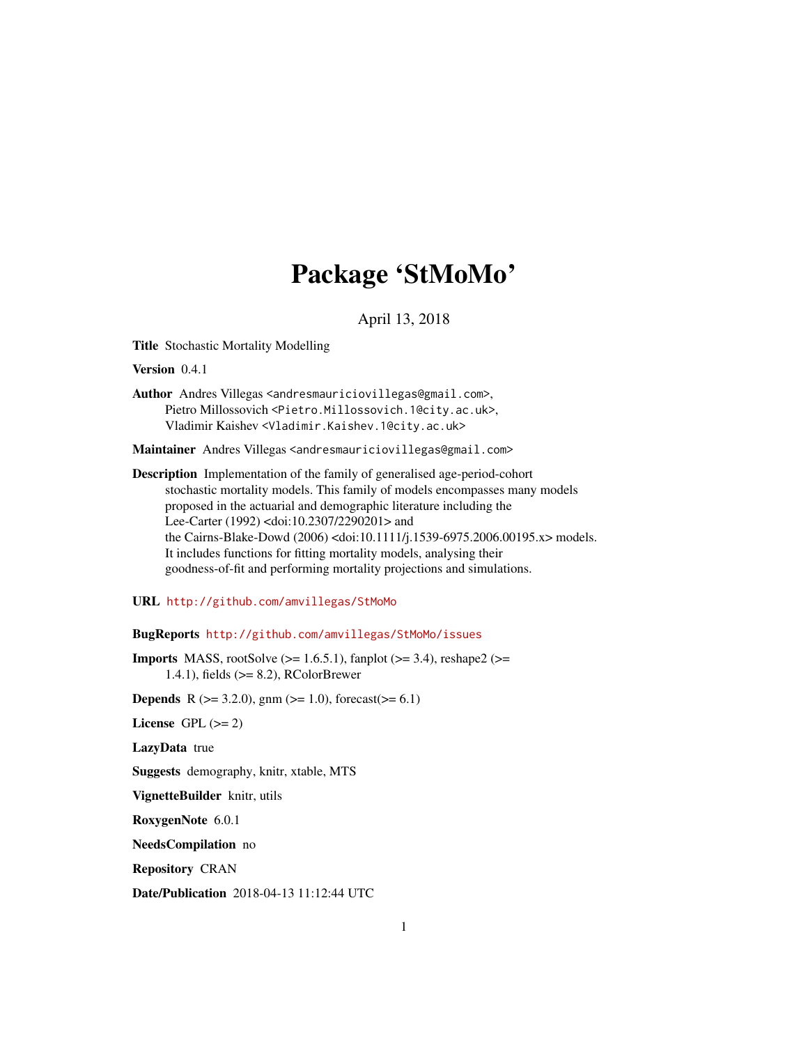# Package 'StMoMo'

April 13, 2018

**Title** Stochastic Mortality Modelling

**Version** 0.4.1

**Author** Andres Villegas <andresmauriciovillegas@gmail.com>, Pietro Millossovich <Pietro.Millossovich.1@city.ac.uk>, Vladimir Kaishev <Vladimir.Kaishev.1@city.ac.uk>

**Maintainer** Andres Villegas <andresmauriciovillegas@gmail.com>

**Description** Implementation of the family of generalised age-period-cohort stochastic mortality models. This family of models encompasses many models proposed in the actuarial and demographic literature including the Lee-Carter (1992) <doi:10.2307/2290201> and the Cairns-Blake-Dowd (2006) <doi:10.1111/j.1539-6975.2006.00195.x> models. It includes functions for fitting mortality models, analysing their goodness-of-fit and performing mortality projections and simulations.

**URL** http://github.com/amvillegas/StMoMo

**BugReports** http://github.com/amvillegas/StMoMo/issues

**Imports** MASS, rootSolve (>= 1.6.5.1), fanplot (>= 3.4), reshape2 (>= 1.4.1), fields (>= 8.2), RColorBrewer

**Depends** R (>= 3.2.0), gnm (>= 1.0), forecast(>= 6.1)

**License** GPL (>= 2)

**LazyData** true

**Suggests** demography, knitr, xtable, MTS

**VignetteBuilder** knitr, utils

**RoxygenNote** 6.0.1

**NeedsCompilation** no

**Repository** CRAN

**Date/Publication** 2018-04-13 11:12:44 UTC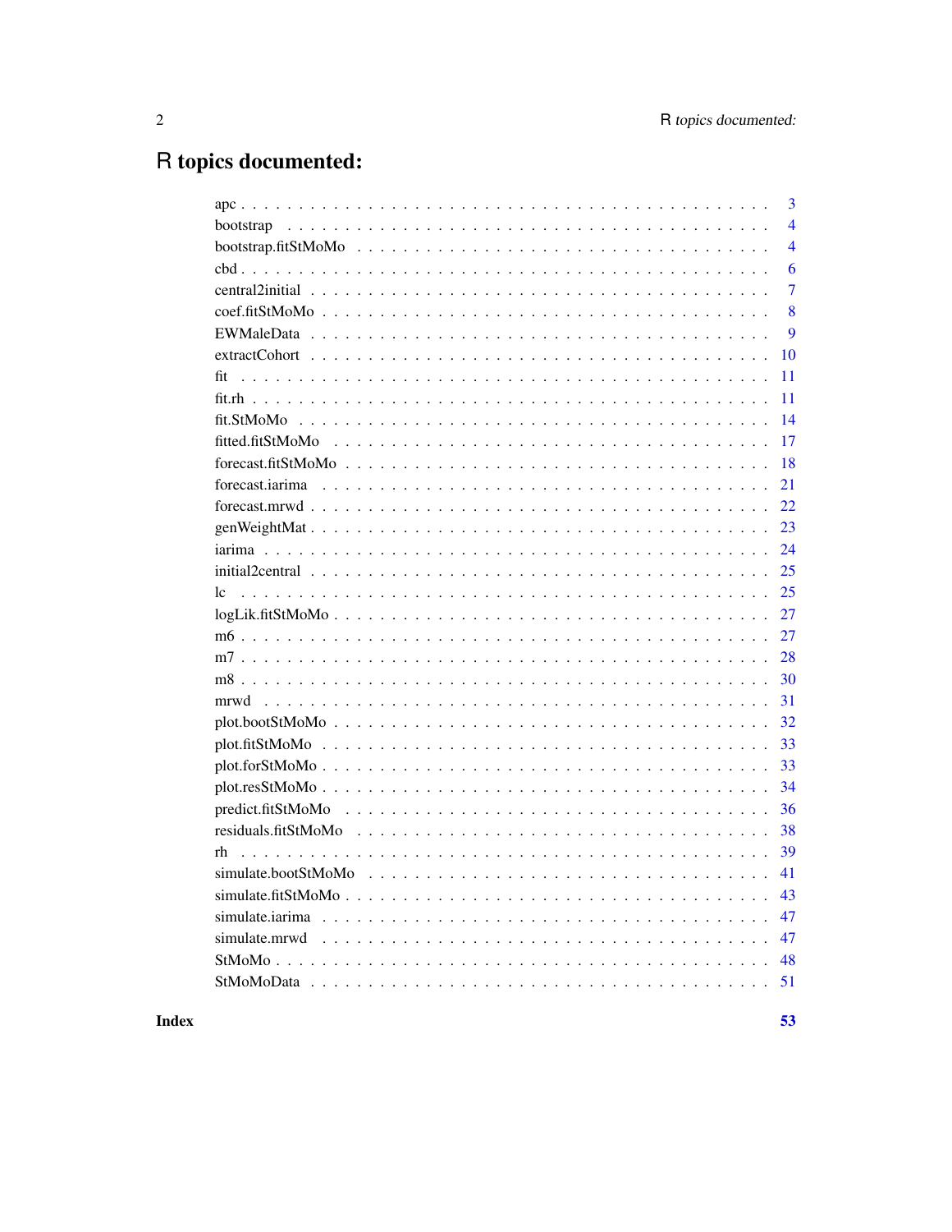# R topics documented:

| | |
|---|---|
| apc | 3 |
| bootstrap | 4 |
| bootstrap.fitStMoMo | 4 |
| cbd | 6 |
| central2initial | 7 |
| coef.fitStMoMo | 8 |
| EWMaleData | 9 |
| extractCohort | 10 |
| fit | 11 |
| fit.rh | 11 |
| fit.StMoMo | 14 |
| fitted.fitStMoMo | 17 |
| forecast.fitStMoMo | 18 |
| forecast.iarima | 21 |
| forecast.mrwd | 22 |
| genWeightMat | 23 |
| iarima | 24 |
| initial2central | 25 |
| lc | 25 |
| logLik.fitStMoMo | 27 |
| m6 | 27 |
| m7 | 28 |
| m8 | 30 |
| mrwd | 31 |
| plot.bootStMoMo | 32 |
| plot.fitStMoMo | 33 |
| plot.forStMoMo | 33 |
| plot.resStMoMo | 34 |
| predict.fitStMoMo | 36 |
| residuals.fitStMoMo | 38 |
| rh | 39 |
| simulate.bootStMoMo | 41 |
| simulate.fitStMoMo | 43 |
| simulate.iarima | 47 |
| simulate.mrwd | 47 |
| StMoMo | 48 |
| StMoMoData | 51 |

**Index** **53**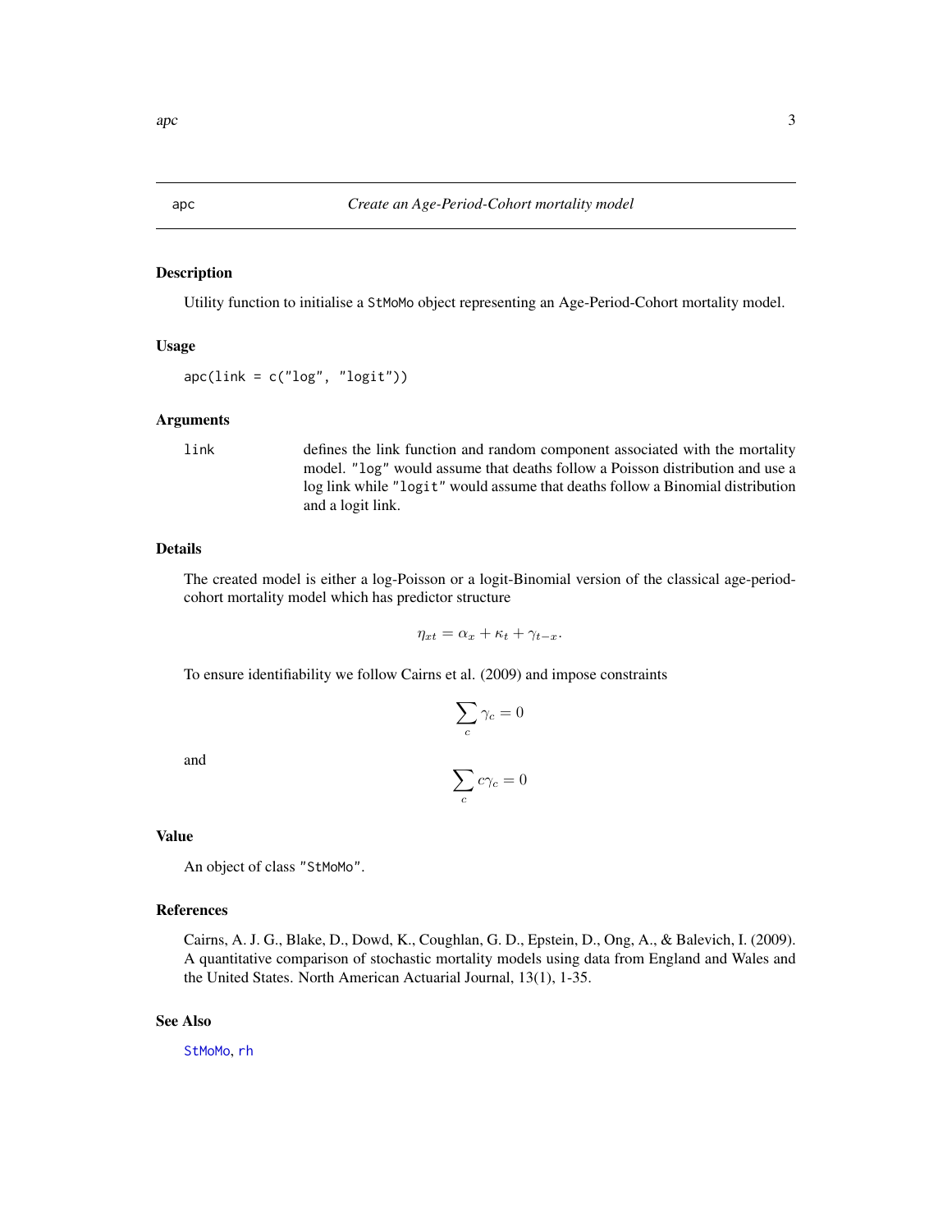| apc | *Create an Age-Period-Cohort mortality model* |
|---|---|

## Description

Utility function to initialise a StMoMo object representing an Age-Period-Cohort mortality model.

## Usage

```
apc(link = c("log", "logit"))
```

## Arguments

| | |
|---|---|
| link | defines the link function and random component associated with the mortality model. "log" would assume that deaths follow a Poisson distribution and use a log link while "logit" would assume that deaths follow a Binomial distribution and a logit link. |

## Details

The created model is either a log-Poisson or a logit-Binomial version of the classical age-period-cohort mortality model which has predictor structure

$$\eta_{xt} = \alpha_x + \kappa_t + \gamma_{t-x}.$$

To ensure identifiability we follow Cairns et al. (2009) and impose constraints

$$\sum_c \gamma_c = 0$$

and

$$\sum_c c\gamma_c = 0$$

## Value

An object of class "StMoMo".

## References

Cairns, A. J. G., Blake, D., Dowd, K., Coughlan, G. D., Epstein, D., Ong, A., & Balevich, I. (2009). A quantitative comparison of stochastic mortality models using data from England and Wales and the United States. North American Actuarial Journal, 13(1), 1-35.

## See Also

StMoMo, rh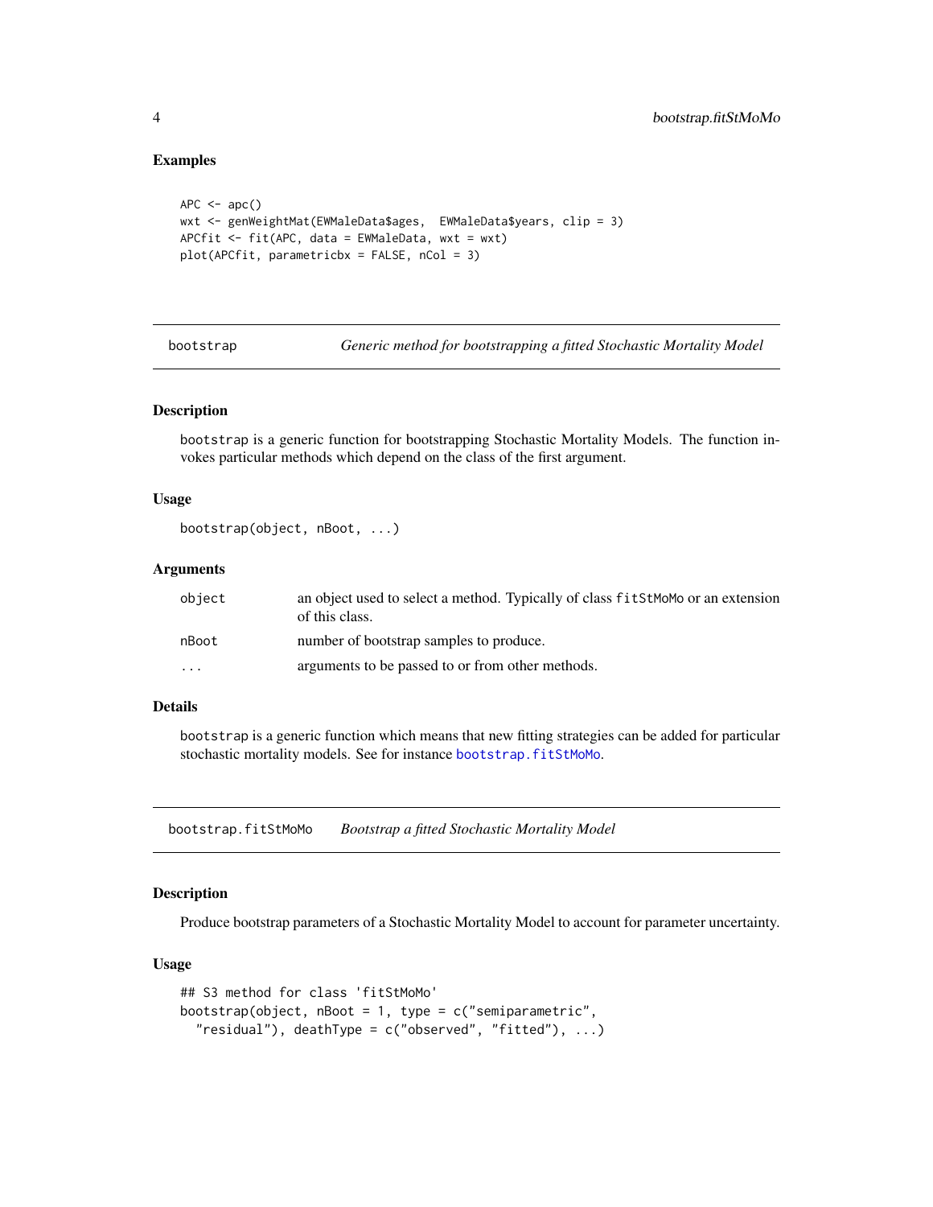### Examples

```
APC <- apc()
wxt <- genWeightMat(EWMaleData$ages,  EWMaleData$years, clip = 3)
APCfit <- fit(APC, data = EWMaleData, wxt = wxt)
plot(APCfit, parametricbx = FALSE, nCol = 3)
```

## bootstrap — *Generic method for bootstrapping a fitted Stochastic Mortality Model*

### Description

bootstrap is a generic function for bootstrapping Stochastic Mortality Models. The function invokes particular methods which depend on the class of the first argument.

### Usage

```
bootstrap(object, nBoot, ...)
```

### Arguments

| | |
|---|---|
| object | an object used to select a method. Typically of class fitStMoMo or an extension of this class. |
| nBoot | number of bootstrap samples to produce. |
| ... | arguments to be passed to or from other methods. |

### Details

bootstrap is a generic function which means that new fitting strategies can be added for particular stochastic mortality models. See for instance bootstrap.fitStMoMo.

## bootstrap.fitStMoMo — *Bootstrap a fitted Stochastic Mortality Model*

### Description

Produce bootstrap parameters of a Stochastic Mortality Model to account for parameter uncertainty.

### Usage

```
## S3 method for class 'fitStMoMo'
bootstrap(object, nBoot = 1, type = c("semiparametric",
  "residual"), deathType = c("observed", "fitted"), ...)
```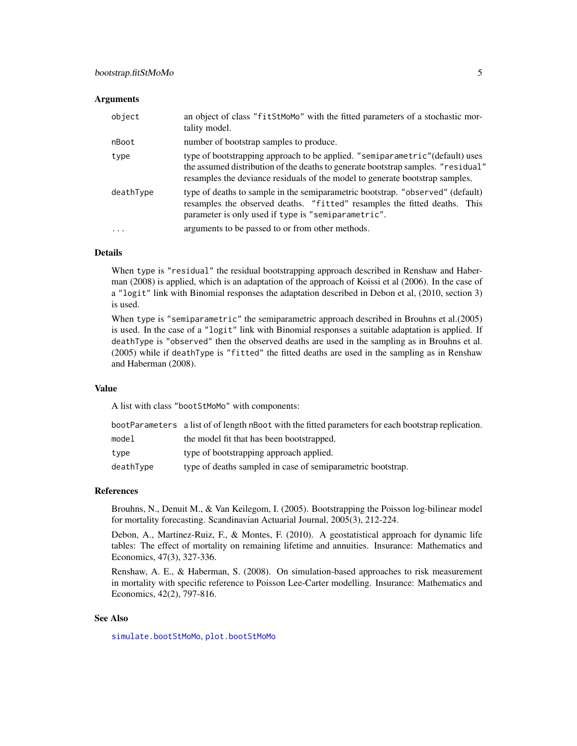## Arguments

| | |
|---|---|
| `object` | an object of class "fitStMoMo" with the fitted parameters of a stochastic mortality model. |
| `nBoot` | number of bootstrap samples to produce. |
| `type` | type of bootstrapping approach to be applied. "semiparametric"(default) uses the assumed distribution of the deaths to generate bootstrap samples. "residual" resamples the deviance residuals of the model to generate bootstrap samples. |
| `deathType` | type of deaths to sample in the semiparametric bootstrap. "observed" (default) resamples the observed deaths. "fitted" resamples the fitted deaths. This parameter is only used if `type` is "semiparametric". |
| `...` | arguments to be passed to or from other methods. |

## Details

When `type` is "residual" the residual bootstrapping approach described in Renshaw and Haberman (2008) is applied, which is an adaptation of the approach of Koissi et al (2006). In the case of a "logit" link with Binomial responses the adaptation described in Debon et al, (2010, section 3) is used.

When `type` is "semiparametric" the semiparametric approach described in Brouhns et al.(2005) is used. In the case of a "logit" link with Binomial responses a suitable adaptation is applied. If `deathType` is "observed" then the observed deaths are used in the sampling as in Brouhns et al. (2005) while if `deathType` is "fitted" the fitted deaths are used in the sampling as in Renshaw and Haberman (2008).

## Value

A list with class "bootStMoMo" with components:

| | |
|---|---|
| `bootParameters` | a list of of length `nBoot` with the fitted parameters for each bootstrap replication. |
| `model` | the model fit that has been bootstrapped. |
| `type` | type of bootstrapping approach applied. |
| `deathType` | type of deaths sampled in case of semiparametric bootstrap. |

## References

Brouhns, N., Denuit M., & Van Keilegom, I. (2005). Bootstrapping the Poisson log-bilinear model for mortality forecasting. Scandinavian Actuarial Journal, 2005(3), 212-224.

Debon, A., Martinez-Ruiz, F., & Montes, F. (2010). A geostatistical approach for dynamic life tables: The effect of mortality on remaining lifetime and annuities. Insurance: Mathematics and Economics, 47(3), 327-336.

Renshaw, A. E., & Haberman, S. (2008). On simulation-based approaches to risk measurement in mortality with specific reference to Poisson Lee-Carter modelling. Insurance: Mathematics and Economics, 42(2), 797-816.

## See Also

`simulate.bootStMoMo`, `plot.bootStMoMo`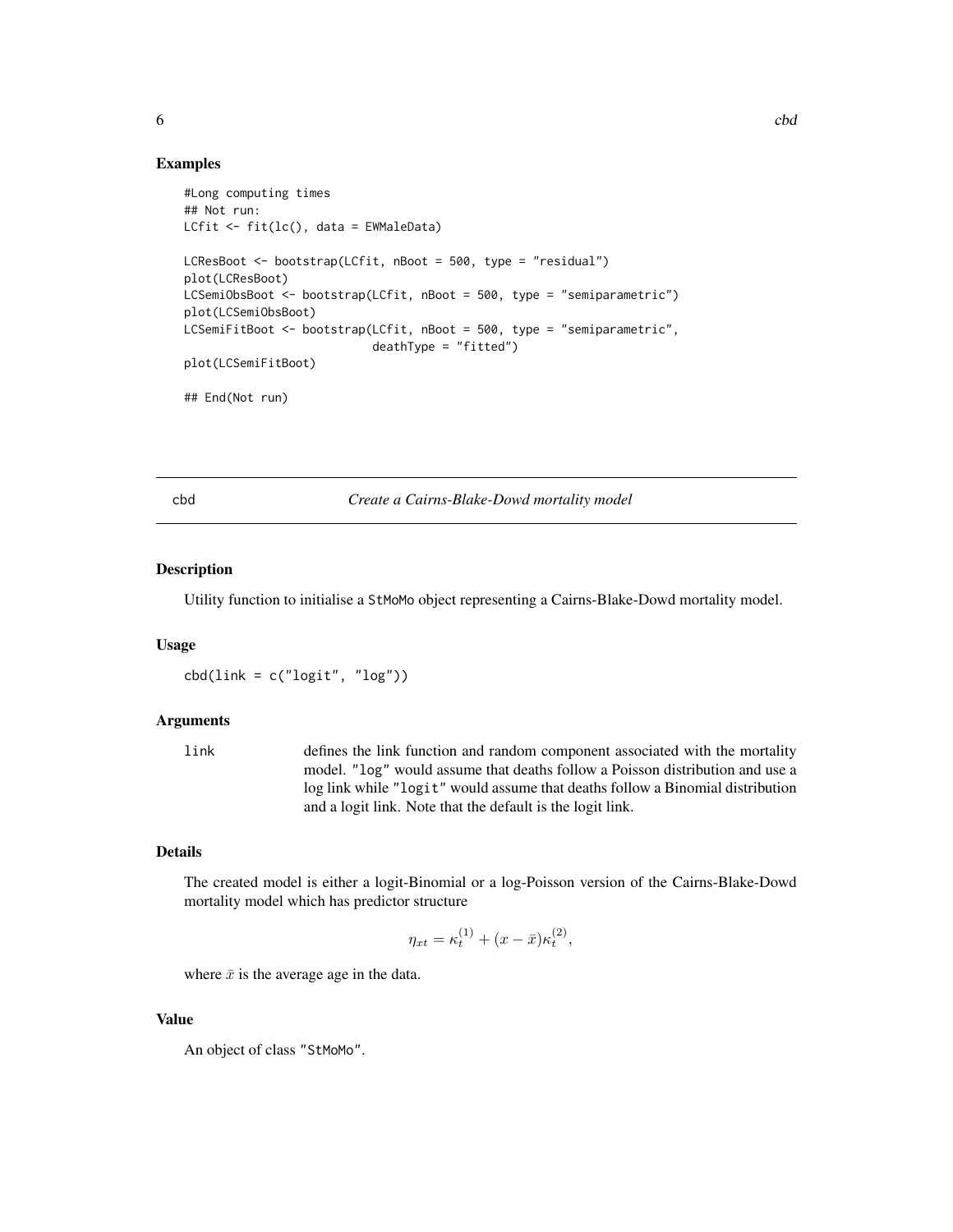## Examples

```
#Long computing times
## Not run:
LCfit <- fit(lc(), data = EWMaleData)

LCResBoot <- bootstrap(LCfit, nBoot = 500, type = "residual")
plot(LCResBoot)
LCSemiObsBoot <- bootstrap(LCfit, nBoot = 500, type = "semiparametric")
plot(LCSemiObsBoot)
LCSemiFitBoot <- bootstrap(LCfit, nBoot = 500, type = "semiparametric",
                           deathType = "fitted")
plot(LCSemiFitBoot)

## End(Not run)
```

---

# cbd — *Create a Cairns-Blake-Dowd mortality model*

---

## Description

Utility function to initialise a `StMoMo` object representing a Cairns-Blake-Dowd mortality model.

## Usage

```
cbd(link = c("logit", "log"))
```

## Arguments

| | |
|---|---|
| `link` | defines the link function and random component associated with the mortality model. `"log"` would assume that deaths follow a Poisson distribution and use a log link while `"logit"` would assume that deaths follow a Binomial distribution and a logit link. Note that the default is the logit link. |

## Details

The created model is either a logit-Binomial or a log-Poisson version of the Cairns-Blake-Dowd mortality model which has predictor structure

$$\eta_{xt} = \kappa_t^{(1)} + (x - \bar{x})\kappa_t^{(2)},$$

where $\bar{x}$ is the average age in the data.

## Value

An object of class `"StMoMo"`.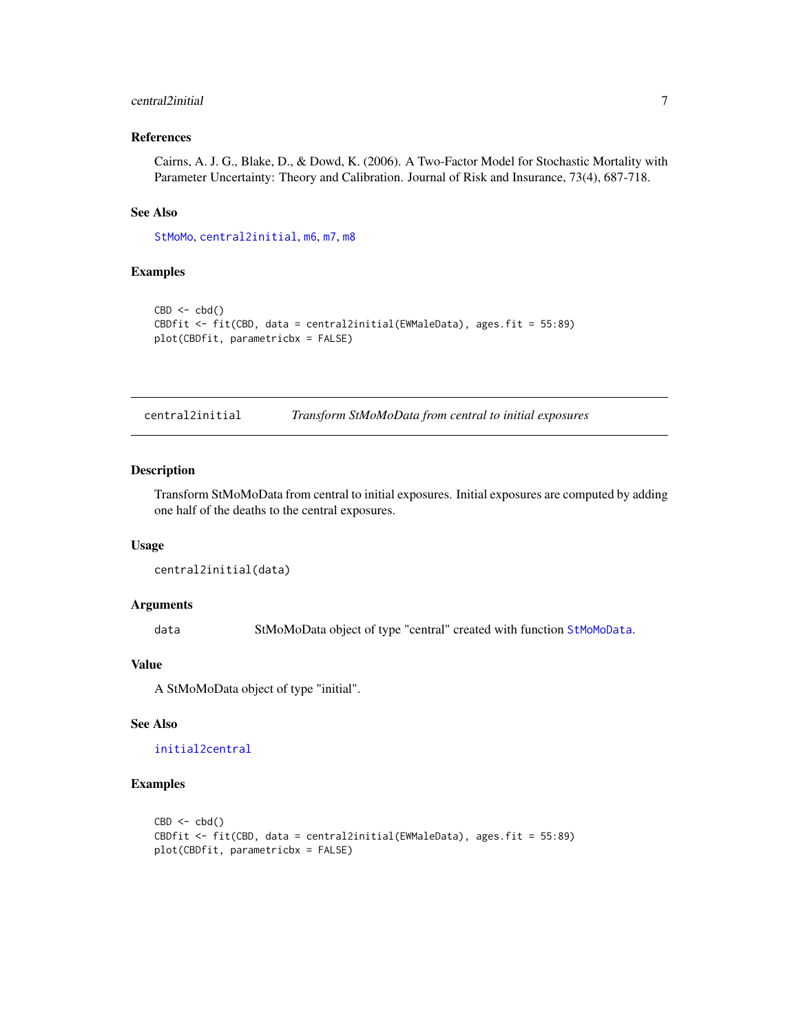### References

Cairns, A. J. G., Blake, D., & Dowd, K. (2006). A Two-Factor Model for Stochastic Mortality with Parameter Uncertainty: Theory and Calibration. Journal of Risk and Insurance, 73(4), 687-718.

### See Also

StMoMo, central2initial, m6, m7, m8

### Examples

```
CBD <- cbd()
CBDfit <- fit(CBD, data = central2initial(EWMaleData), ages.fit = 55:89)
plot(CBDfit, parametricbx = FALSE)
```

---

## central2initial — *Transform StMoMoData from central to initial exposures*

### Description

Transform StMoMoData from central to initial exposures. Initial exposures are computed by adding one half of the deaths to the central exposures.

### Usage

```
central2initial(data)
```

### Arguments

| | |
|---|---|
| data | StMoMoData object of type "central" created with function StMoMoData. |

### Value

A StMoMoData object of type "initial".

### See Also

initial2central

### Examples

```
CBD <- cbd()
CBDfit <- fit(CBD, data = central2initial(EWMaleData), ages.fit = 55:89)
plot(CBDfit, parametricbx = FALSE)
```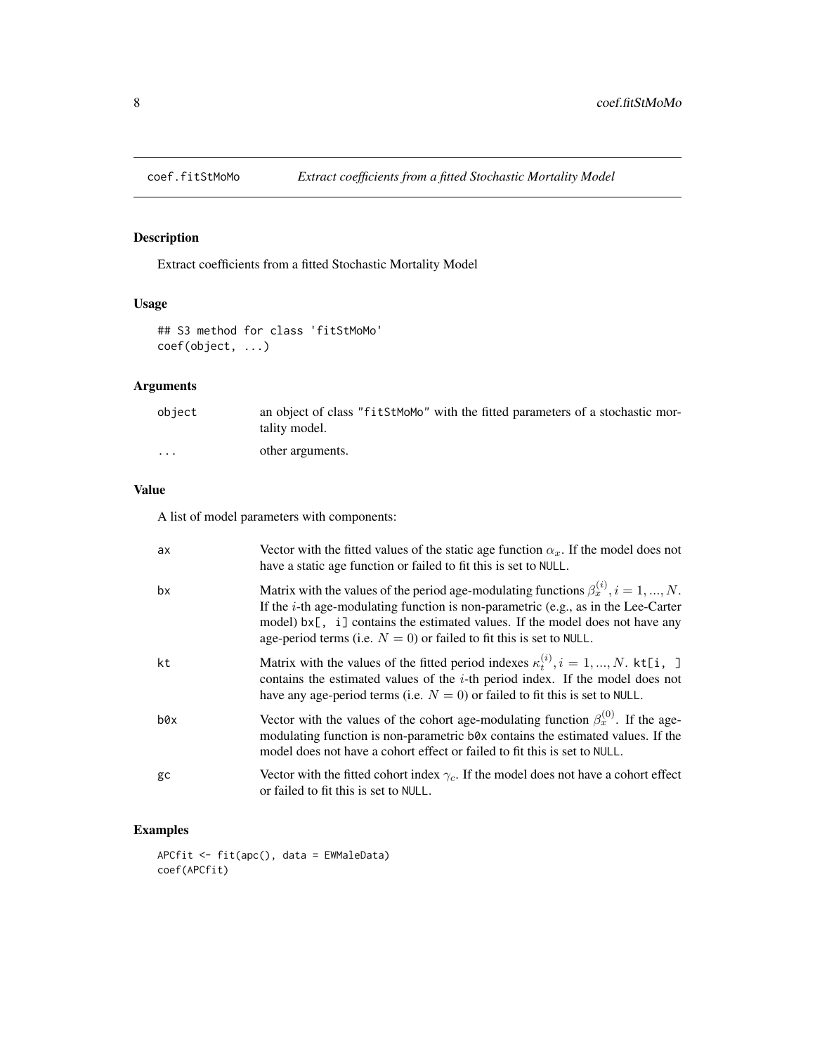# coef.fitStMoMo *Extract coefficients from a fitted Stochastic Mortality Model*

## Description

Extract coefficients from a fitted Stochastic Mortality Model

## Usage

```
## S3 method for class 'fitStMoMo'
coef(object, ...)
```

## Arguments

| | |
|---|---|
| object | an object of class "fitStMoMo" with the fitted parameters of a stochastic mortality model. |
| ... | other arguments. |

## Value

A list of model parameters with components:

| | |
|---|---|
| ax | Vector with the fitted values of the static age function $\alpha_x$. If the model does not have a static age function or failed to fit this is set to NULL. |
| bx | Matrix with the values of the period age-modulating functions $\beta_x^{(i)}, i = 1, ..., N$. If the $i$-th age-modulating function is non-parametric (e.g., as in the Lee-Carter model) bx[, i] contains the estimated values. If the model does not have any age-period terms (i.e. $N = 0$) or failed to fit this is set to NULL. |
| kt | Matrix with the values of the fitted period indexes $\kappa_t^{(i)}, i = 1, ..., N$. kt[i, ] contains the estimated values of the $i$-th period index. If the model does not have any age-period terms (i.e. $N = 0$) or failed to fit this is set to NULL. |
| b0x | Vector with the values of the cohort age-modulating function $\beta_x^{(0)}$. If the age-modulating function is non-parametric b0x contains the estimated values. If the model does not have a cohort effect or failed to fit this is set to NULL. |
| gc | Vector with the fitted cohort index $\gamma_c$. If the model does not have a cohort effect or failed to fit this is set to NULL. |

## Examples

```
APCfit <- fit(apc(), data = EWMaleData)
coef(APCfit)
```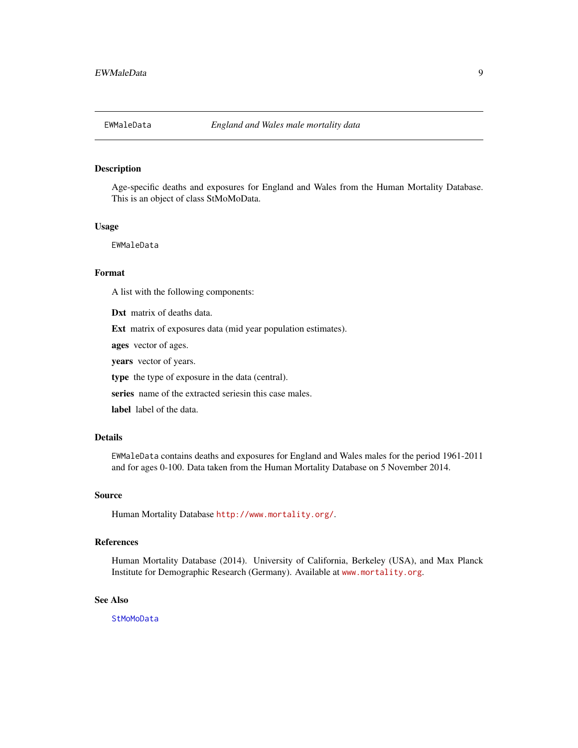EWMaleData *England and Wales male mortality data*

## Description

Age-specific deaths and exposures for England and Wales from the Human Mortality Database. This is an object of class StMoMoData.

## Usage

```
EWMaleData
```

## Format

A list with the following components:

**Dxt** matrix of deaths data.

**Ext** matrix of exposures data (mid year population estimates).

**ages** vector of ages.

**years** vector of years.

**type** the type of exposure in the data (central).

**series** name of the extracted seriesin this case males.

**label** label of the data.

## Details

`EWMaleData` contains deaths and exposures for England and Wales males for the period 1961-2011 and for ages 0-100. Data taken from the Human Mortality Database on 5 November 2014.

## Source

Human Mortality Database http://www.mortality.org/.

## References

Human Mortality Database (2014). University of California, Berkeley (USA), and Max Planck Institute for Demographic Research (Germany). Available at www.mortality.org.

## See Also

`StMoMoData`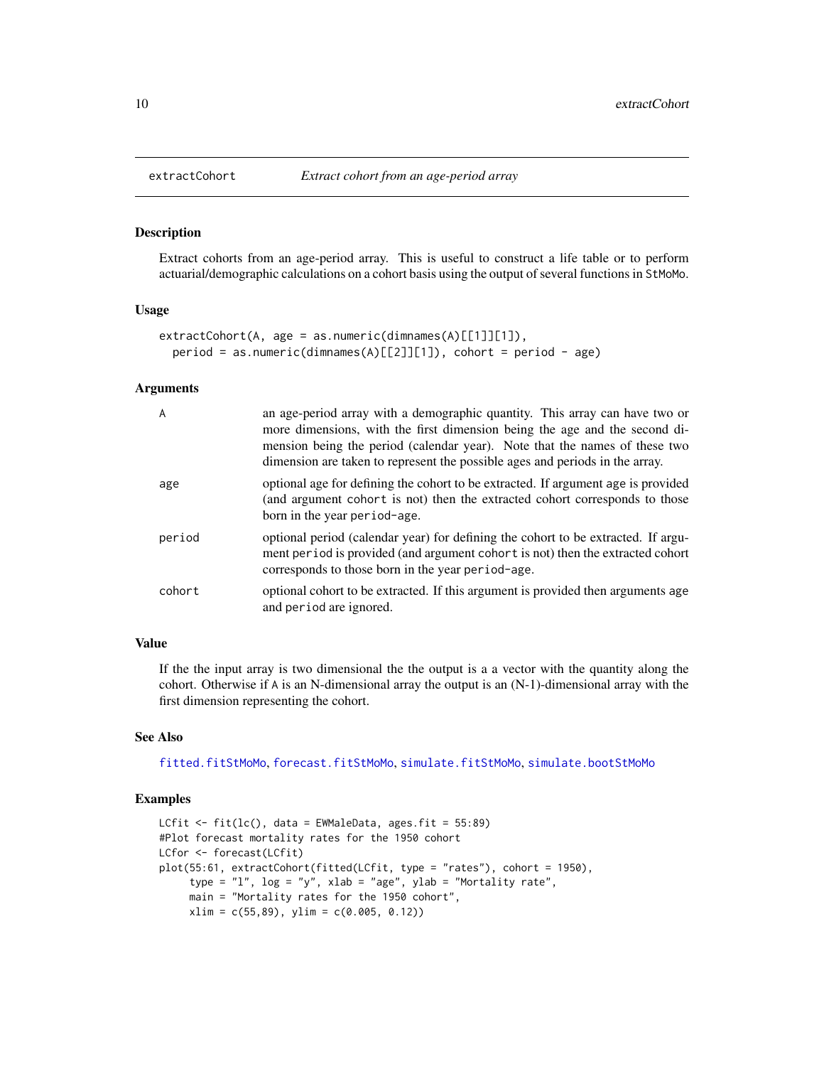extractCohort — *Extract cohort from an age-period array*

## Description

Extract cohorts from an age-period array. This is useful to construct a life table or to perform actuarial/demographic calculations on a cohort basis using the output of several functions in `StMoMo`.

## Usage

```
extractCohort(A, age = as.numeric(dimnames(A)[[1]][1]),
  period = as.numeric(dimnames(A)[[2]][1]), cohort = period - age)
```

## Arguments

| | |
|---|---|
| `A` | an age-period array with a demographic quantity. This array can have two or more dimensions, with the first dimension being the age and the second dimension being the period (calendar year). Note that the names of these two dimension are taken to represent the possible ages and periods in the array. |
| `age` | optional age for defining the cohort to be extracted. If argument `age` is provided (and argument `cohort` is not) then the extracted cohort corresponds to those born in the year `period-age`. |
| `period` | optional period (calendar year) for defining the cohort to be extracted. If argument `period` is provided (and argument `cohort` is not) then the extracted cohort corresponds to those born in the year `period-age`. |
| `cohort` | optional cohort to be extracted. If this argument is provided then arguments `age` and `period` are ignored. |

## Value

If the the input array is two dimensional the the output is a a vector with the quantity along the cohort. Otherwise if `A` is an N-dimensional array the output is an (N-1)-dimensional array with the first dimension representing the cohort.

## See Also

`fitted.fitStMoMo`, `forecast.fitStMoMo`, `simulate.fitStMoMo`, `simulate.bootStMoMo`

## Examples

```
LCfit <- fit(lc(), data = EWMaleData, ages.fit = 55:89)
#Plot forecast mortality rates for the 1950 cohort
LCfor <- forecast(LCfit)
plot(55:61, extractCohort(fitted(LCfit, type = "rates"), cohort = 1950),
     type = "l", log = "y", xlab = "age", ylab = "Mortality rate",
     main = "Mortality rates for the 1950 cohort",
     xlim = c(55,89), ylim = c(0.005, 0.12))
```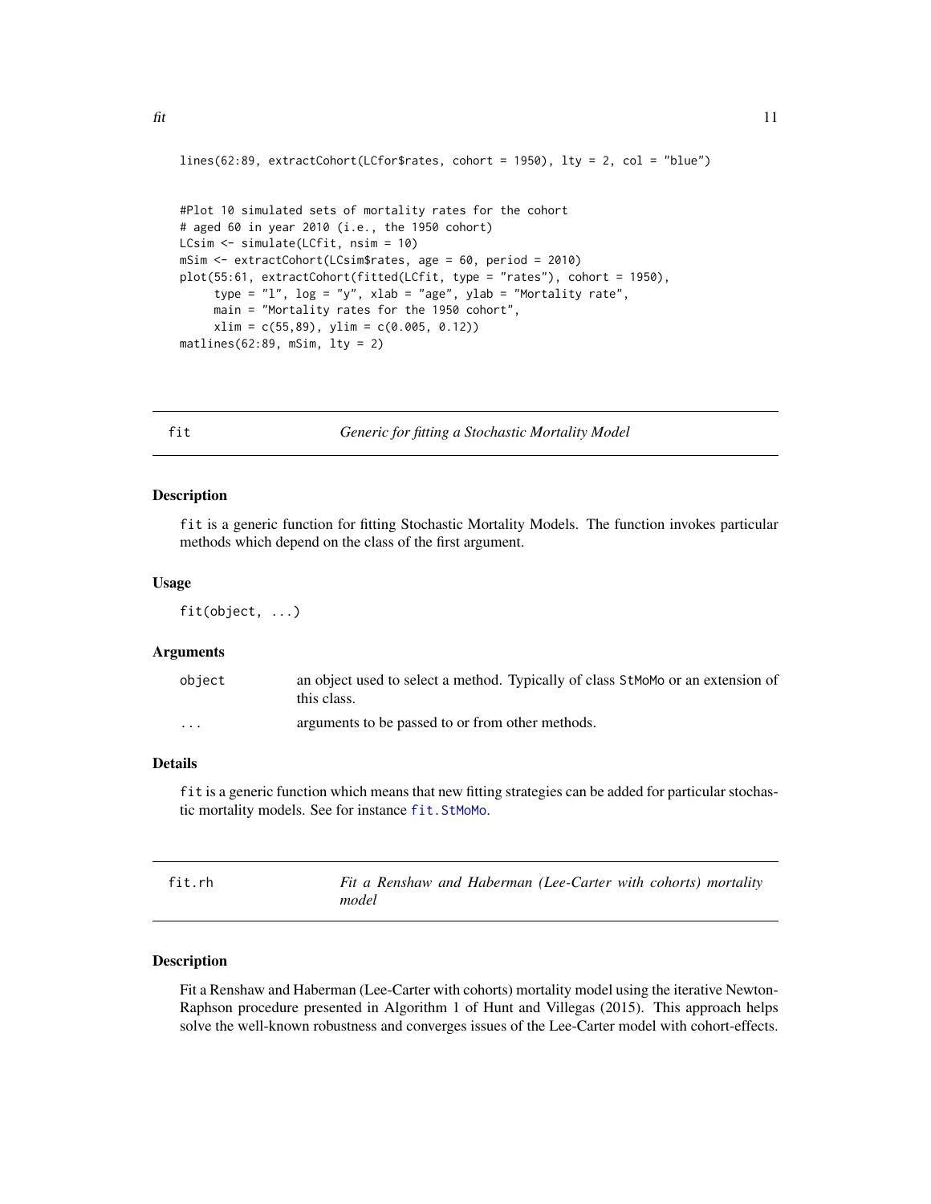```
lines(62:89, extractCohort(LCfor$rates, cohort = 1950), lty = 2, col = "blue")


#Plot 10 simulated sets of mortality rates for the cohort
# aged 60 in year 2010 (i.e., the 1950 cohort)
LCsim <- simulate(LCfit, nsim = 10)
mSim <- extractCohort(LCsim$rates, age = 60, period = 2010)
plot(55:61, extractCohort(fitted(LCfit, type = "rates"), cohort = 1950),
     type = "l", log = "y", xlab = "age", ylab = "Mortality rate",
     main = "Mortality rates for the 1950 cohort",
     xlim = c(55,89), ylim = c(0.005, 0.12))
matlines(62:89, mSim, lty = 2)
```

---

## fit — *Generic for fitting a Stochastic Mortality Model*

### Description

`fit` is a generic function for fitting Stochastic Mortality Models. The function invokes particular methods which depend on the class of the first argument.

### Usage

```
fit(object, ...)
```

### Arguments

| | |
|---|---|
| `object` | an object used to select a method. Typically of class `StMoMo` or an extension of this class. |
| `...` | arguments to be passed to or from other methods. |

### Details

`fit` is a generic function which means that new fitting strategies can be added for particular stochastic mortality models. See for instance `fit.StMoMo`.

---

## fit.rh — *Fit a Renshaw and Haberman (Lee-Carter with cohorts) mortality model*

### Description

Fit a Renshaw and Haberman (Lee-Carter with cohorts) mortality model using the iterative Newton-Raphson procedure presented in Algorithm 1 of Hunt and Villegas (2015). This approach helps solve the well-known robustness and converges issues of the Lee-Carter model with cohort-effects.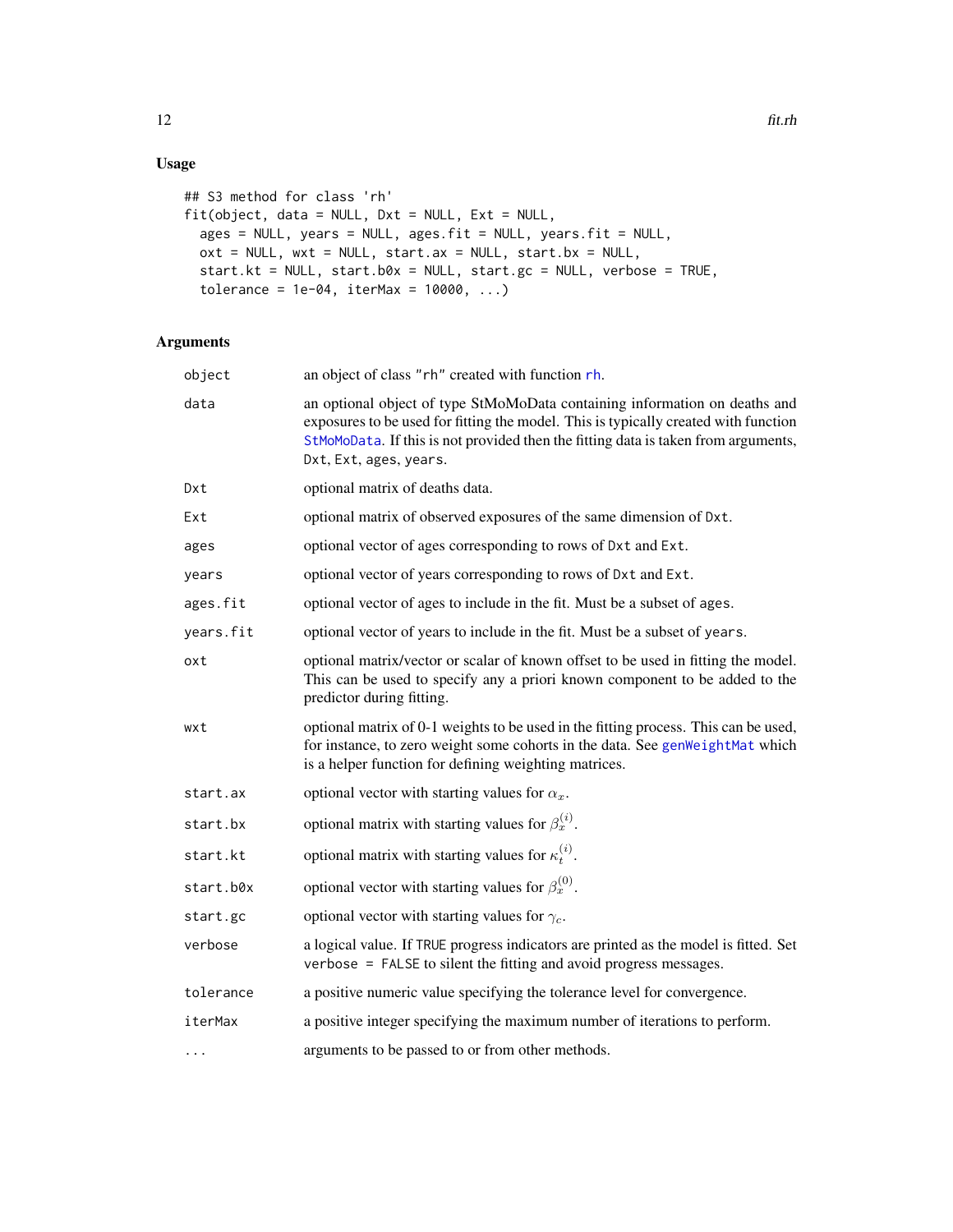## Usage

```
## S3 method for class 'rh'
fit(object, data = NULL, Dxt = NULL, Ext = NULL,
  ages = NULL, years = NULL, ages.fit = NULL, years.fit = NULL,
  oxt = NULL, wxt = NULL, start.ax = NULL, start.bx = NULL,
  start.kt = NULL, start.b0x = NULL, start.gc = NULL, verbose = TRUE,
  tolerance = 1e-04, iterMax = 10000, ...)
```

## Arguments

| | |
|---|---|
| `object` | an object of class "rh" created with function rh. |
| `data` | an optional object of type StMoMoData containing information on deaths and exposures to be used for fitting the model. This is typically created with function StMoMoData. If this is not provided then the fitting data is taken from arguments, `Dxt`, `Ext`, `ages`, `years`. |
| `Dxt` | optional matrix of deaths data. |
| `Ext` | optional matrix of observed exposures of the same dimension of `Dxt`. |
| `ages` | optional vector of ages corresponding to rows of `Dxt` and `Ext`. |
| `years` | optional vector of years corresponding to rows of `Dxt` and `Ext`. |
| `ages.fit` | optional vector of ages to include in the fit. Must be a subset of `ages`. |
| `years.fit` | optional vector of years to include in the fit. Must be a subset of `years`. |
| `oxt` | optional matrix/vector or scalar of known offset to be used in fitting the model. This can be used to specify any a priori known component to be added to the predictor during fitting. |
| `wxt` | optional matrix of 0-1 weights to be used in the fitting process. This can be used, for instance, to zero weight some cohorts in the data. See genWeightMat which is a helper function for defining weighting matrices. |
| `start.ax` | optional vector with starting values for $\alpha_x$. |
| `start.bx` | optional matrix with starting values for $\beta_x^{(i)}$. |
| `start.kt` | optional matrix with starting values for $\kappa_t^{(i)}$. |
| `start.b0x` | optional vector with starting values for $\beta_x^{(0)}$. |
| `start.gc` | optional vector with starting values for $\gamma_c$. |
| `verbose` | a logical value. If `TRUE` progress indicators are printed as the model is fitted. Set `verbose = FALSE` to silent the fitting and avoid progress messages. |
| `tolerance` | a positive numeric value specifying the tolerance level for convergence. |
| `iterMax` | a positive integer specifying the maximum number of iterations to perform. |
| `...` | arguments to be passed to or from other methods. |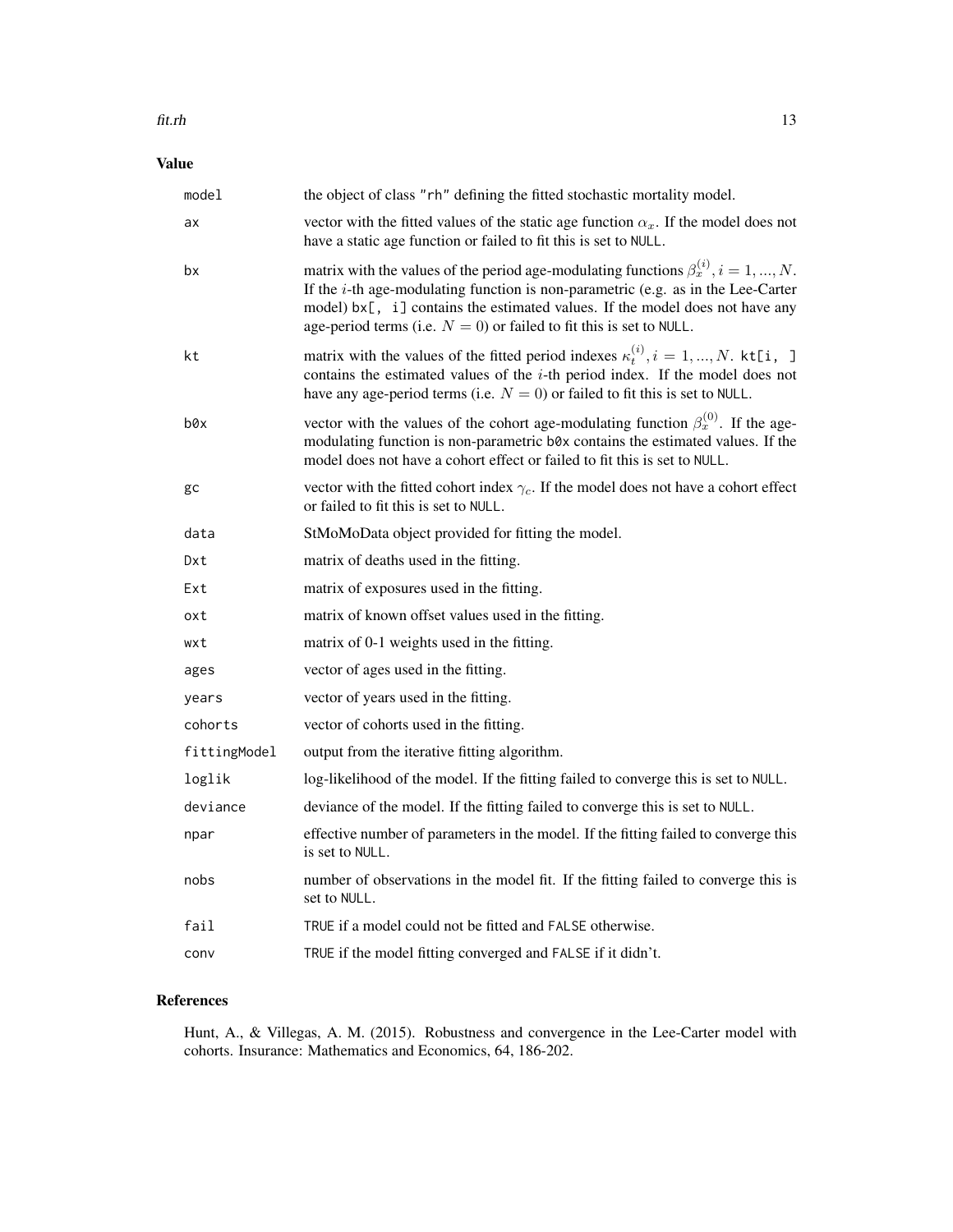## Value

| | |
|---|---|
| model | the object of class "rh" defining the fitted stochastic mortality model. |
| ax | vector with the fitted values of the static age function $\alpha_x$. If the model does not have a static age function or failed to fit this is set to NULL. |
| bx | matrix with the values of the period age-modulating functions $\beta_x^{(i)}, i = 1, ..., N$. If the $i$-th age-modulating function is non-parametric (e.g. as in the Lee-Carter model) bx[, i] contains the estimated values. If the model does not have any age-period terms (i.e. $N = 0$) or failed to fit this is set to NULL. |
| kt | matrix with the values of the fitted period indexes $\kappa_t^{(i)}, i = 1, ..., N$. kt[i, ] contains the estimated values of the $i$-th period index. If the model does not have any age-period terms (i.e. $N = 0$) or failed to fit this is set to NULL. |
| b0x | vector with the values of the cohort age-modulating function $\beta_x^{(0)}$. If the age-modulating function is non-parametric b0x contains the estimated values. If the model does not have a cohort effect or failed to fit this is set to NULL. |
| gc | vector with the fitted cohort index $\gamma_c$. If the model does not have a cohort effect or failed to fit this is set to NULL. |
| data | StMoMoData object provided for fitting the model. |
| Dxt | matrix of deaths used in the fitting. |
| Ext | matrix of exposures used in the fitting. |
| oxt | matrix of known offset values used in the fitting. |
| wxt | matrix of 0-1 weights used in the fitting. |
| ages | vector of ages used in the fitting. |
| years | vector of years used in the fitting. |
| cohorts | vector of cohorts used in the fitting. |
| fittingModel | output from the iterative fitting algorithm. |
| loglik | log-likelihood of the model. If the fitting failed to converge this is set to NULL. |
| deviance | deviance of the model. If the fitting failed to converge this is set to NULL. |
| npar | effective number of parameters in the model. If the fitting failed to converge this is set to NULL. |
| nobs | number of observations in the model fit. If the fitting failed to converge this is set to NULL. |
| fail | TRUE if a model could not be fitted and FALSE otherwise. |
| conv | TRUE if the model fitting converged and FALSE if it didn't. |

## References

Hunt, A., & Villegas, A. M. (2015). Robustness and convergence in the Lee-Carter model with cohorts. Insurance: Mathematics and Economics, 64, 186-202.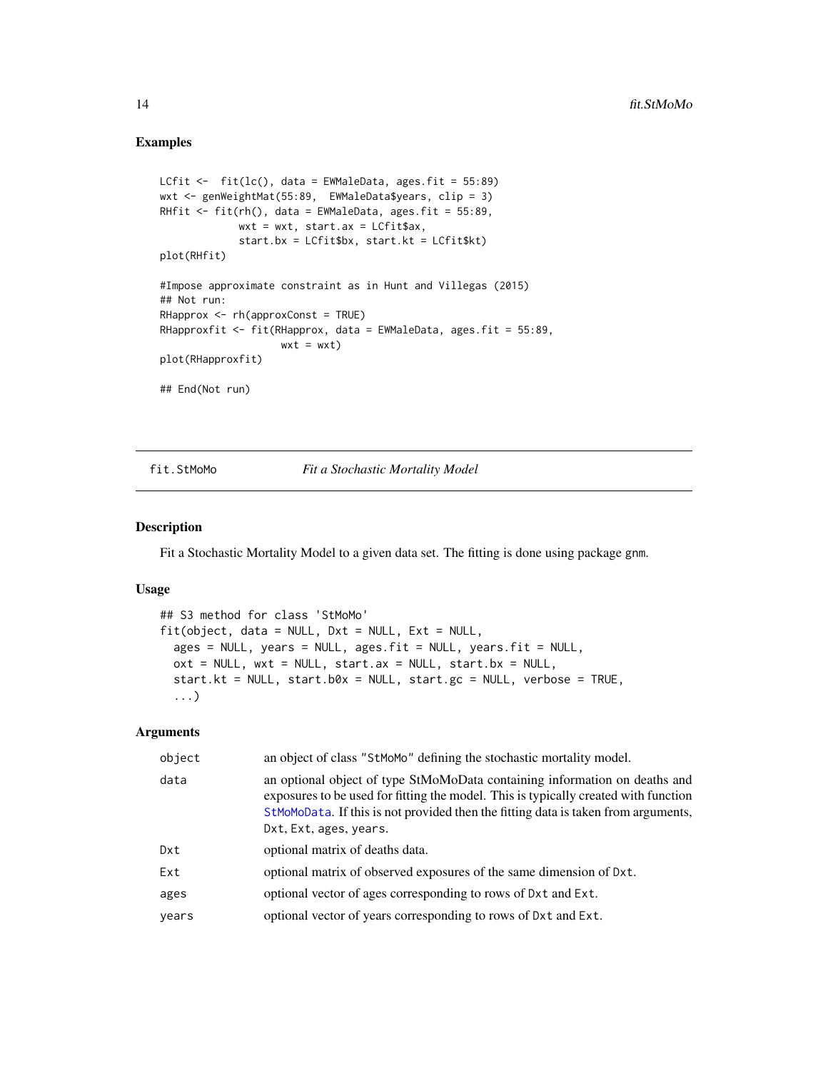## Examples

```
LCfit <-  fit(lc(), data = EWMaleData, ages.fit = 55:89)
wxt <- genWeightMat(55:89,  EWMaleData$years, clip = 3)
RHfit <- fit(rh(), data = EWMaleData, ages.fit = 55:89,
             wxt = wxt, start.ax = LCfit$ax,
             start.bx = LCfit$bx, start.kt = LCfit$kt)
plot(RHfit)

#Impose approximate constraint as in Hunt and Villegas (2015)
## Not run:
RHapprox <- rh(approxConst = TRUE)
RHapproxfit <- fit(RHapprox, data = EWMaleData, ages.fit = 55:89,
                   wxt = wxt)
plot(RHapproxfit)

## End(Not run)
```

---

# fit.StMoMo — *Fit a Stochastic Mortality Model*

---

## Description

Fit a Stochastic Mortality Model to a given data set. The fitting is done using package gnm.

## Usage

```
## S3 method for class 'StMoMo'
fit(object, data = NULL, Dxt = NULL, Ext = NULL,
  ages = NULL, years = NULL, ages.fit = NULL, years.fit = NULL,
  oxt = NULL, wxt = NULL, start.ax = NULL, start.bx = NULL,
  start.kt = NULL, start.b0x = NULL, start.gc = NULL, verbose = TRUE,
  ...)
```

## Arguments

| | |
|---|---|
| `object` | an object of class "StMoMo" defining the stochastic mortality model. |
| `data` | an optional object of type StMoMoData containing information on deaths and exposures to be used for fitting the model. This is typically created with function StMoMoData. If this is not provided then the fitting data is taken from arguments, `Dxt`, `Ext`, `ages`, `years`. |
| `Dxt` | optional matrix of deaths data. |
| `Ext` | optional matrix of observed exposures of the same dimension of `Dxt`. |
| `ages` | optional vector of ages corresponding to rows of `Dxt` and `Ext`. |
| `years` | optional vector of years corresponding to rows of `Dxt` and `Ext`. |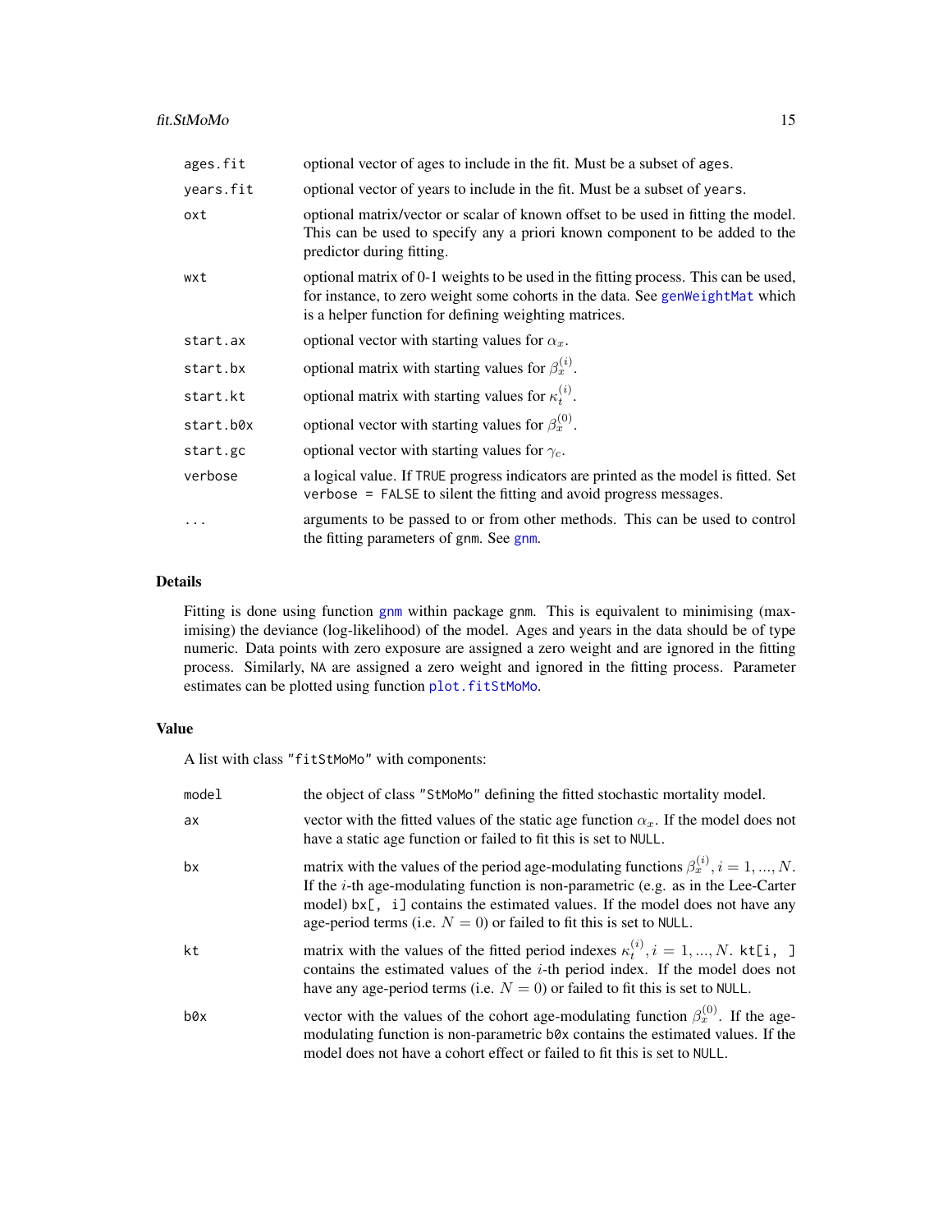| | |
|---|---|
| `ages.fit` | optional vector of ages to include in the fit. Must be a subset of `ages`. |
| `years.fit` | optional vector of years to include in the fit. Must be a subset of `years`. |
| `oxt` | optional matrix/vector or scalar of known offset to be used in fitting the model. This can be used to specify any a priori known component to be added to the predictor during fitting. |
| `wxt` | optional matrix of 0-1 weights to be used in the fitting process. This can be used, for instance, to zero weight some cohorts in the data. See `genWeightMat` which is a helper function for defining weighting matrices. |
| `start.ax` | optional vector with starting values for $\alpha_x$. |
| `start.bx` | optional matrix with starting values for $\beta_x^{(i)}$. |
| `start.kt` | optional matrix with starting values for $\kappa_t^{(i)}$. |
| `start.b0x` | optional vector with starting values for $\beta_x^{(0)}$. |
| `start.gc` | optional vector with starting values for $\gamma_c$. |
| `verbose` | a logical value. If `TRUE` progress indicators are printed as the model is fitted. Set `verbose = FALSE` to silent the fitting and avoid progress messages. |
| `...` | arguments to be passed to or from other methods. This can be used to control the fitting parameters of `gnm`. See `gnm`. |

## Details

Fitting is done using function `gnm` within package `gnm`. This is equivalent to minimising (maximising) the deviance (log-likelihood) of the model. Ages and years in the data should be of type numeric. Data points with zero exposure are assigned a zero weight and are ignored in the fitting process. Similarly, `NA` are assigned a zero weight and ignored in the fitting process. Parameter estimates can be plotted using function `plot.fitStMoMo`.

## Value

A list with class `"fitStMoMo"` with components:

| | |
|---|---|
| `model` | the object of class `"StMoMo"` defining the fitted stochastic mortality model. |
| `ax` | vector with the fitted values of the static age function $\alpha_x$. If the model does not have a static age function or failed to fit this is set to `NULL`. |
| `bx` | matrix with the values of the period age-modulating functions $\beta_x^{(i)}, i = 1, ..., N$. If the $i$-th age-modulating function is non-parametric (e.g. as in the Lee-Carter model) `bx[, i]` contains the estimated values. If the model does not have any age-period terms (i.e. $N = 0$) or failed to fit this is set to `NULL`. |
| `kt` | matrix with the values of the fitted period indexes $\kappa_t^{(i)}, i = 1, ..., N$. `kt[i, ]` contains the estimated values of the $i$-th period index. If the model does not have any age-period terms (i.e. $N = 0$) or failed to fit this is set to `NULL`. |
| `b0x` | vector with the values of the cohort age-modulating function $\beta_x^{(0)}$. If the age-modulating function is non-parametric `b0x` contains the estimated values. If the model does not have a cohort effect or failed to fit this is set to `NULL`. |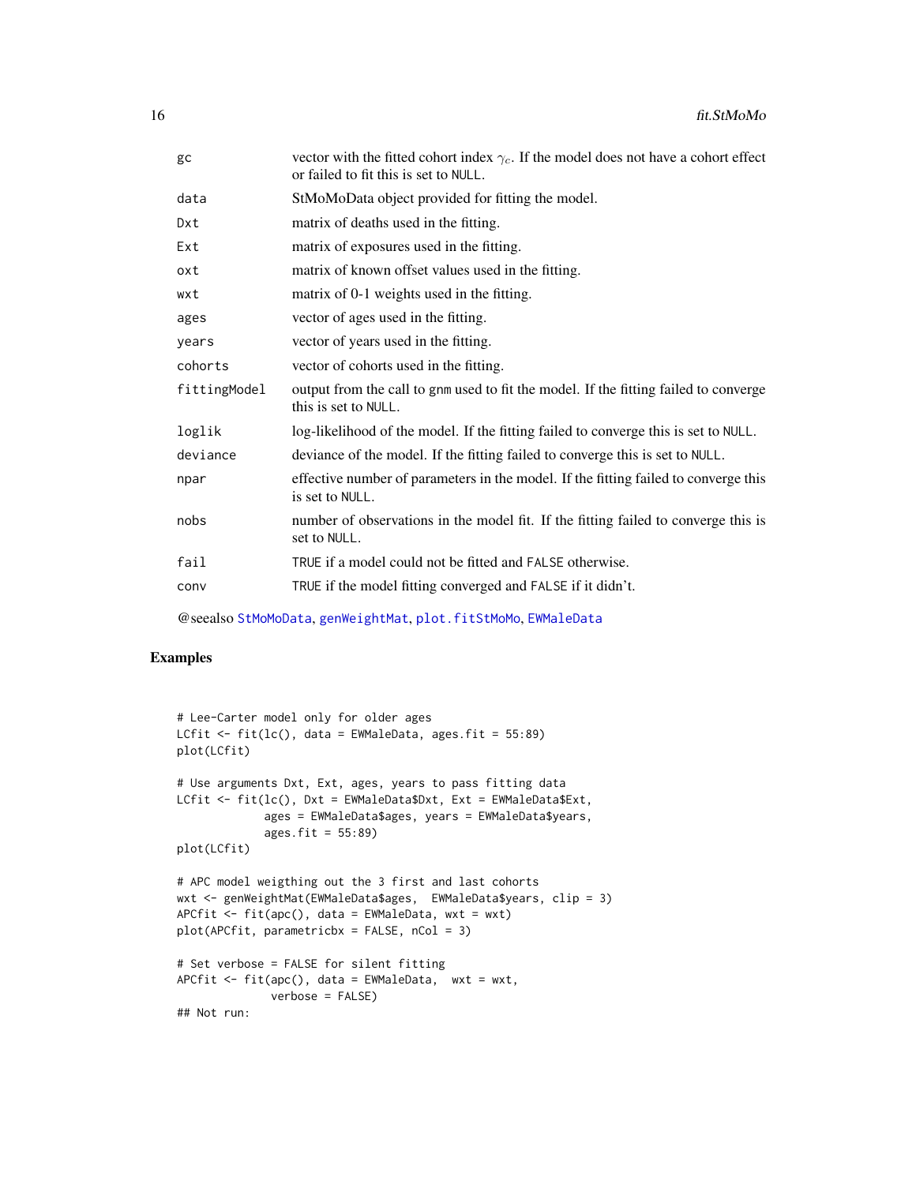| | |
|---|---|
| gc | vector with the fitted cohort index $\gamma_c$. If the model does not have a cohort effect or failed to fit this is set to NULL. |
| data | StMoMoData object provided for fitting the model. |
| Dxt | matrix of deaths used in the fitting. |
| Ext | matrix of exposures used in the fitting. |
| oxt | matrix of known offset values used in the fitting. |
| wxt | matrix of 0-1 weights used in the fitting. |
| ages | vector of ages used in the fitting. |
| years | vector of years used in the fitting. |
| cohorts | vector of cohorts used in the fitting. |
| fittingModel | output from the call to gnm used to fit the model. If the fitting failed to converge this is set to NULL. |
| loglik | log-likelihood of the model. If the fitting failed to converge this is set to NULL. |
| deviance | deviance of the model. If the fitting failed to converge this is set to NULL. |
| npar | effective number of parameters in the model. If the fitting failed to converge this is set to NULL. |
| nobs | number of observations in the model fit. If the fitting failed to converge this is set to NULL. |
| fail | TRUE if a model could not be fitted and FALSE otherwise. |
| conv | TRUE if the model fitting converged and FALSE if it didn't. |

@seealso StMoMoData, genWeightMat, plot.fitStMoMo, EWMaleData

## Examples

```
# Lee-Carter model only for older ages
LCfit <- fit(lc(), data = EWMaleData, ages.fit = 55:89)
plot(LCfit)

# Use arguments Dxt, Ext, ages, years to pass fitting data
LCfit <- fit(lc(), Dxt = EWMaleData$Dxt, Ext = EWMaleData$Ext,
             ages = EWMaleData$ages, years = EWMaleData$years,
             ages.fit = 55:89)
plot(LCfit)

# APC model weigthing out the 3 first and last cohorts
wxt <- genWeightMat(EWMaleData$ages,  EWMaleData$years, clip = 3)
APCfit <- fit(apc(), data = EWMaleData, wxt = wxt)
plot(APCfit, parametricbx = FALSE, nCol = 3)

# Set verbose = FALSE for silent fitting
APCfit <- fit(apc(), data = EWMaleData,  wxt = wxt,
              verbose = FALSE)
## Not run:
```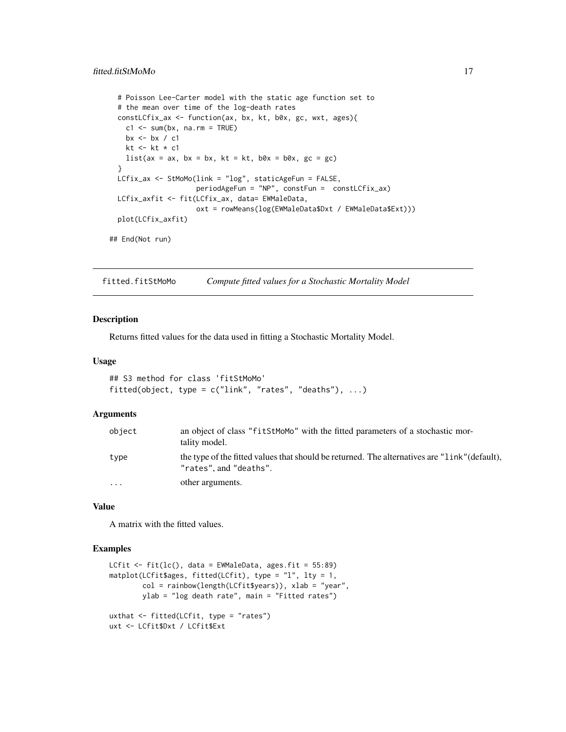```
  # Poisson Lee-Carter model with the static age function set to
  # the mean over time of the log-death rates
  constLCfix_ax <- function(ax, bx, kt, b0x, gc, wxt, ages){
    c1 <- sum(bx, na.rm = TRUE)
    bx <- bx / c1
    kt <- kt * c1
    list(ax = ax, bx = bx, kt = kt, b0x = b0x, gc = gc)
  }
  LCfix_ax <- StMoMo(link = "log", staticAgeFun = FALSE,
                     periodAgeFun = "NP", constFun =  constLCfix_ax)
  LCfix_axfit <- fit(LCfix_ax, data= EWMaleData,
                     oxt = rowMeans(log(EWMaleData$Dxt / EWMaleData$Ext)))
  plot(LCfix_axfit)

## End(Not run)
```

## fitted.fitStMoMo — *Compute fitted values for a Stochastic Mortality Model*

### Description

Returns fitted values for the data used in fitting a Stochastic Mortality Model.

### Usage

```
## S3 method for class 'fitStMoMo'
fitted(object, type = c("link", "rates", "deaths"), ...)
```

### Arguments

| | |
|---|---|
| `object` | an object of class `"fitStMoMo"` with the fitted parameters of a stochastic mortality model. |
| `type` | the type of the fitted values that should be returned. The alternatives are `"link"`(default), `"rates"`, and `"deaths"`. |
| `...` | other arguments. |

### Value

A matrix with the fitted values.

### Examples

```
LCfit <- fit(lc(), data = EWMaleData, ages.fit = 55:89)
matplot(LCfit$ages, fitted(LCfit), type = "l", lty = 1,
        col = rainbow(length(LCfit$years)), xlab = "year",
        ylab = "log death rate", main = "Fitted rates")

uxthat <- fitted(LCfit, type = "rates")
uxt <- LCfit$Dxt / LCfit$Ext
```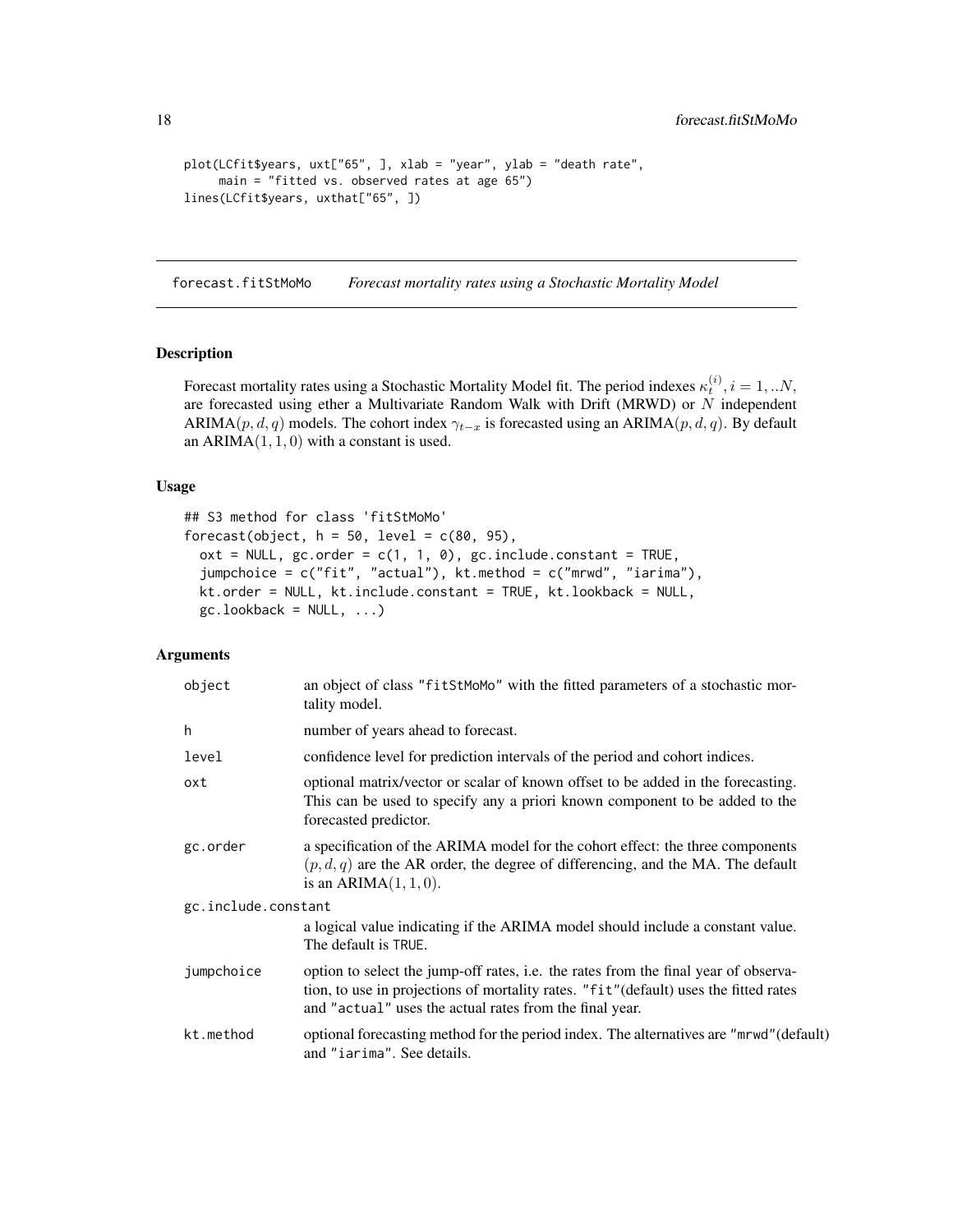```
plot(LCfit$years, uxt["65", ], xlab = "year", ylab = "death rate",
     main = "fitted vs. observed rates at age 65")
lines(LCfit$years, uxthat["65", ])
```

## forecast.fitStMoMo *Forecast mortality rates using a Stochastic Mortality Model*

### Description

Forecast mortality rates using a Stochastic Mortality Model fit. The period indexes $\kappa_t^{(i)}, i = 1, ..N$, are forecasted using ether a Multivariate Random Walk with Drift (MRWD) or $N$ independent ARIMA$(p, d, q)$ models. The cohort index $\gamma_{t-x}$ is forecasted using an ARIMA$(p, d, q)$. By default an ARIMA$(1, 1, 0)$ with a constant is used.

### Usage

```
## S3 method for class 'fitStMoMo'
forecast(object, h = 50, level = c(80, 95),
  oxt = NULL, gc.order = c(1, 1, 0), gc.include.constant = TRUE,
  jumpchoice = c("fit", "actual"), kt.method = c("mrwd", "iarima"),
  kt.order = NULL, kt.include.constant = TRUE, kt.lookback = NULL,
  gc.lookback = NULL, ...)
```

### Arguments

| | |
|---|---|
| object | an object of class "fitStMoMo" with the fitted parameters of a stochastic mortality model. |
| h | number of years ahead to forecast. |
| level | confidence level for prediction intervals of the period and cohort indices. |
| oxt | optional matrix/vector or scalar of known offset to be added in the forecasting. This can be used to specify any a priori known component to be added to the forecasted predictor. |
| gc.order | a specification of the ARIMA model for the cohort effect: the three components $(p, d, q)$ are the AR order, the degree of differencing, and the MA. The default is an ARIMA$(1, 1, 0)$. |
| gc.include.constant | a logical value indicating if the ARIMA model should include a constant value. The default is TRUE. |
| jumpchoice | option to select the jump-off rates, i.e. the rates from the final year of observation, to use in projections of mortality rates. "fit"(default) uses the fitted rates and "actual" uses the actual rates from the final year. |
| kt.method | optional forecasting method for the period index. The alternatives are "mrwd"(default) and "iarima". See details. |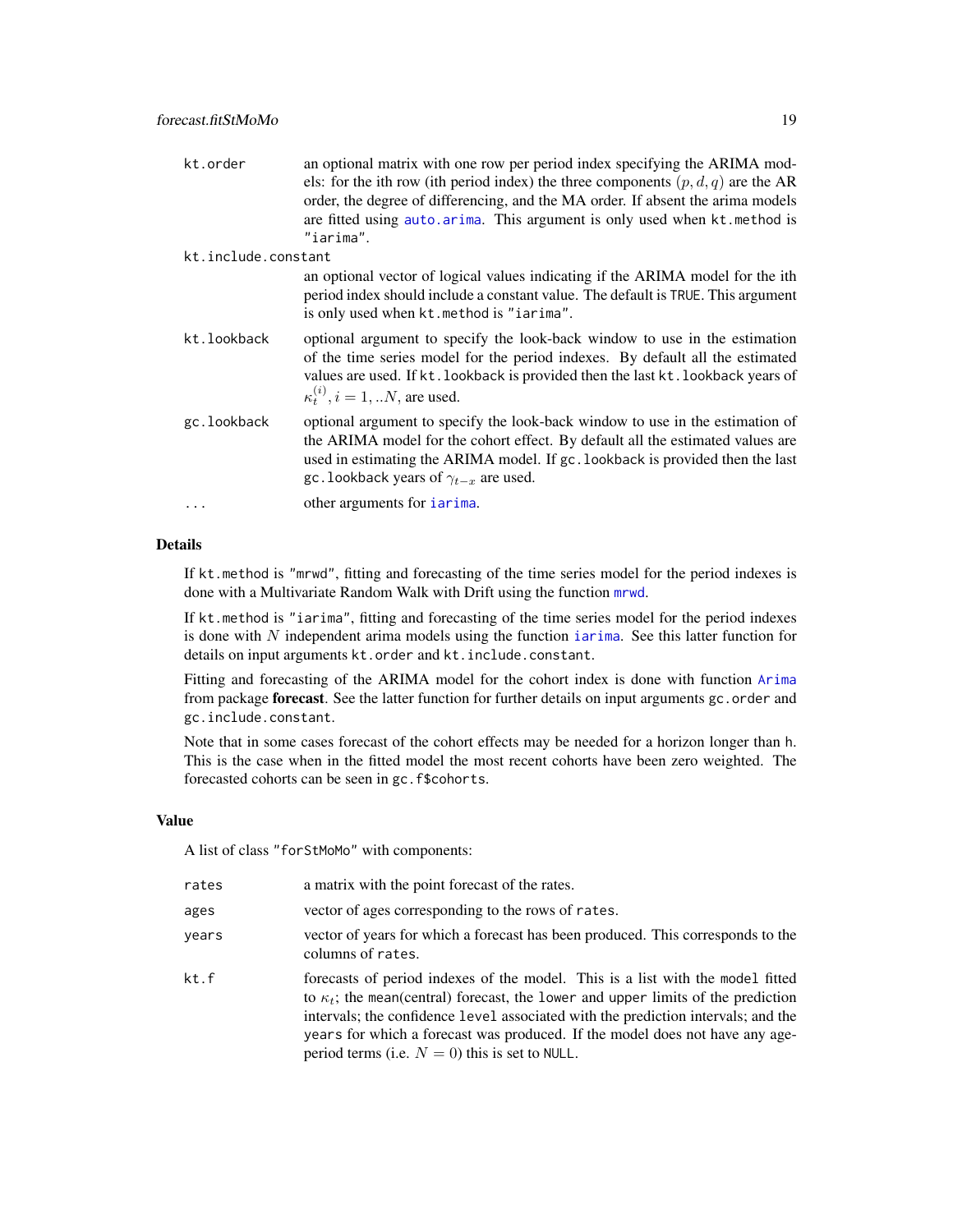`kt.order` an optional matrix with one row per period index specifying the ARIMA models: for the ith row (ith period index) the three components $(p, d, q)$ are the AR order, the degree of differencing, and the MA order. If absent the arima models are fitted using `auto.arima`. This argument is only used when `kt.method` is `"iarima"`.

`kt.include.constant` an optional vector of logical values indicating if the ARIMA model for the ith period index should include a constant value. The default is `TRUE`. This argument is only used when `kt.method` is `"iarima"`.

`kt.lookback` optional argument to specify the look-back window to use in the estimation of the time series model for the period indexes. By default all the estimated values are used. If `kt.lookback` is provided then the last `kt.lookback` years of $\kappa_t^{(i)}, i = 1, ..N$, are used.

`gc.lookback` optional argument to specify the look-back window to use in the estimation of the ARIMA model for the cohort effect. By default all the estimated values are used in estimating the ARIMA model. If `gc.lookback` is provided then the last `gc.lookback` years of $\gamma_{t-x}$ are used.

`...` other arguments for `iarima`.

## Details

If `kt.method` is `"mrwd"`, fitting and forecasting of the time series model for the period indexes is done with a Multivariate Random Walk with Drift using the function `mrwd`.

If `kt.method` is `"iarima"`, fitting and forecasting of the time series model for the period indexes is done with $N$ independent arima models using the function `iarima`. See this latter function for details on input arguments `kt.order` and `kt.include.constant`.

Fitting and forecasting of the ARIMA model for the cohort index is done with function `Arima` from package **forecast**. See the latter function for further details on input arguments `gc.order` and `gc.include.constant`.

Note that in some cases forecast of the cohort effects may be needed for a horizon longer than `h`. This is the case when in the fitted model the most recent cohorts have been zero weighted. The forecasted cohorts can be seen in `gc.f$cohorts`.

## Value

A list of class `"forStMoMo"` with components:

`rates` a matrix with the point forecast of the rates.

`ages` vector of ages corresponding to the rows of `rates`.

`years` vector of years for which a forecast has been produced. This corresponds to the columns of `rates`.

`kt.f` forecasts of period indexes of the model. This is a list with the `model` fitted to $\kappa_t$; the `mean`(central) forecast, the `lower` and `upper` limits of the prediction intervals; the confidence `level` associated with the prediction intervals; and the `years` for which a forecast was produced. If the model does not have any age-period terms (i.e. $N = 0$) this is set to `NULL`.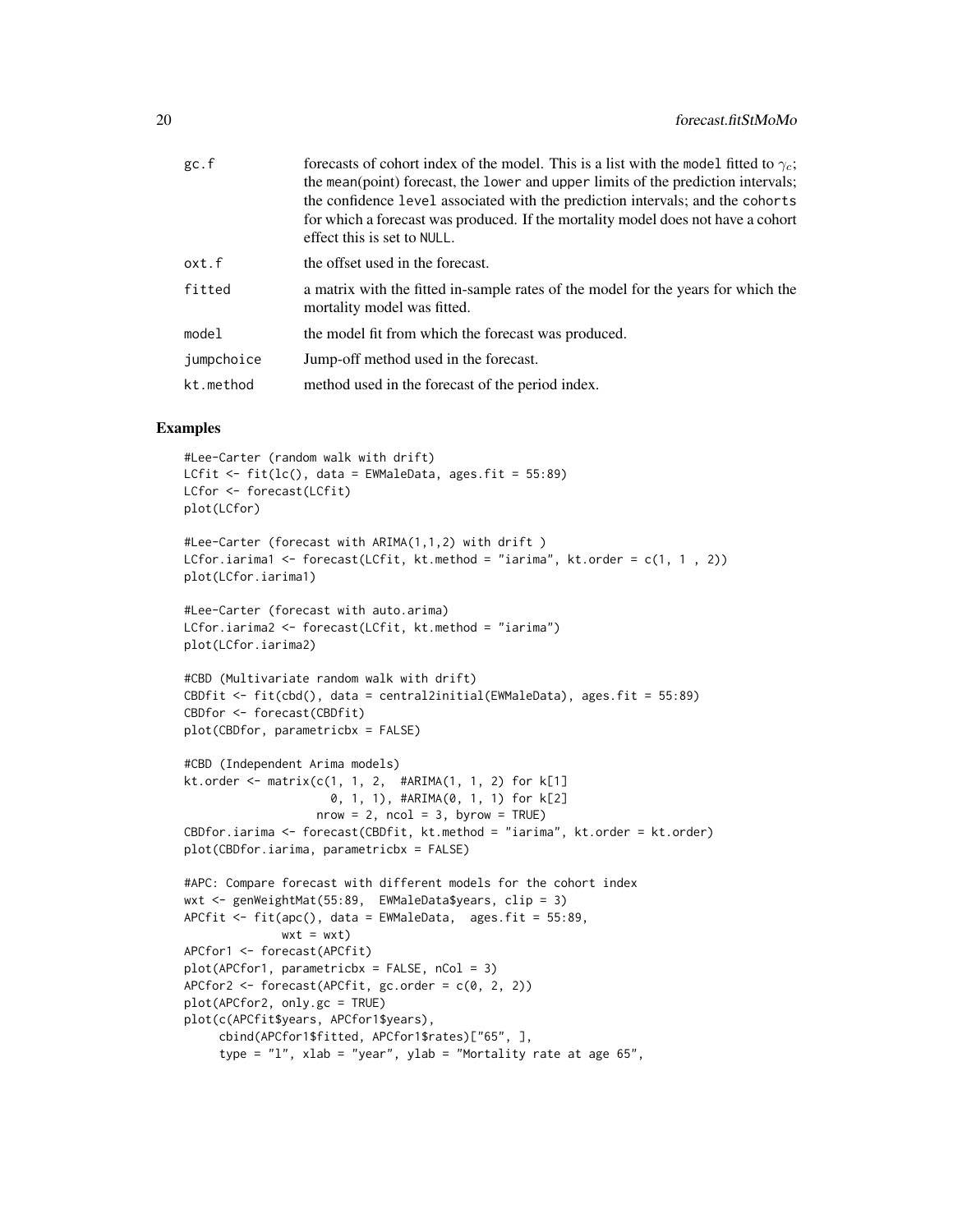| | |
|---|---|
| gc.f | forecasts of cohort index of the model. This is a list with the model fitted to $\gamma_c$; the mean(point) forecast, the lower and upper limits of the prediction intervals; the confidence level associated with the prediction intervals; and the cohorts for which a forecast was produced. If the mortality model does not have a cohort effect this is set to NULL. |
| oxt.f | the offset used in the forecast. |
| fitted | a matrix with the fitted in-sample rates of the model for the years for which the mortality model was fitted. |
| model | the model fit from which the forecast was produced. |
| jumpchoice | Jump-off method used in the forecast. |
| kt.method | method used in the forecast of the period index. |

## Examples

```
#Lee-Carter (random walk with drift)
LCfit <- fit(lc(), data = EWMaleData, ages.fit = 55:89)
LCfor <- forecast(LCfit)
plot(LCfor)

#Lee-Carter (forecast with ARIMA(1,1,2) with drift )
LCfor.iarima1 <- forecast(LCfit, kt.method = "iarima", kt.order = c(1, 1 , 2))
plot(LCfor.iarima1)

#Lee-Carter (forecast with auto.arima)
LCfor.iarima2 <- forecast(LCfit, kt.method = "iarima")
plot(LCfor.iarima2)

#CBD (Multivariate random walk with drift)
CBDfit <- fit(cbd(), data = central2initial(EWMaleData), ages.fit = 55:89)
CBDfor <- forecast(CBDfit)
plot(CBDfor, parametricbx = FALSE)

#CBD (Independent Arima models)
kt.order <- matrix(c(1, 1, 2,  #ARIMA(1, 1, 2) for k[1]
                     0, 1, 1), #ARIMA(0, 1, 1) for k[2]
                   nrow = 2, ncol = 3, byrow = TRUE)
CBDfor.iarima <- forecast(CBDfit, kt.method = "iarima", kt.order = kt.order)
plot(CBDfor.iarima, parametricbx = FALSE)

#APC: Compare forecast with different models for the cohort index
wxt <- genWeightMat(55:89,  EWMaleData$years, clip = 3)
APCfit <- fit(apc(), data = EWMaleData,  ages.fit = 55:89,
              wxt = wxt)
APCfor1 <- forecast(APCfit)
plot(APCfor1, parametricbx = FALSE, nCol = 3)
APCfor2 <- forecast(APCfit, gc.order = c(0, 2, 2))
plot(APCfor2, only.gc = TRUE)
plot(c(APCfit$years, APCfor1$years),
     cbind(APCfor1$fitted, APCfor1$rates)["65", ],
     type = "l", xlab = "year", ylab = "Mortality rate at age 65",
```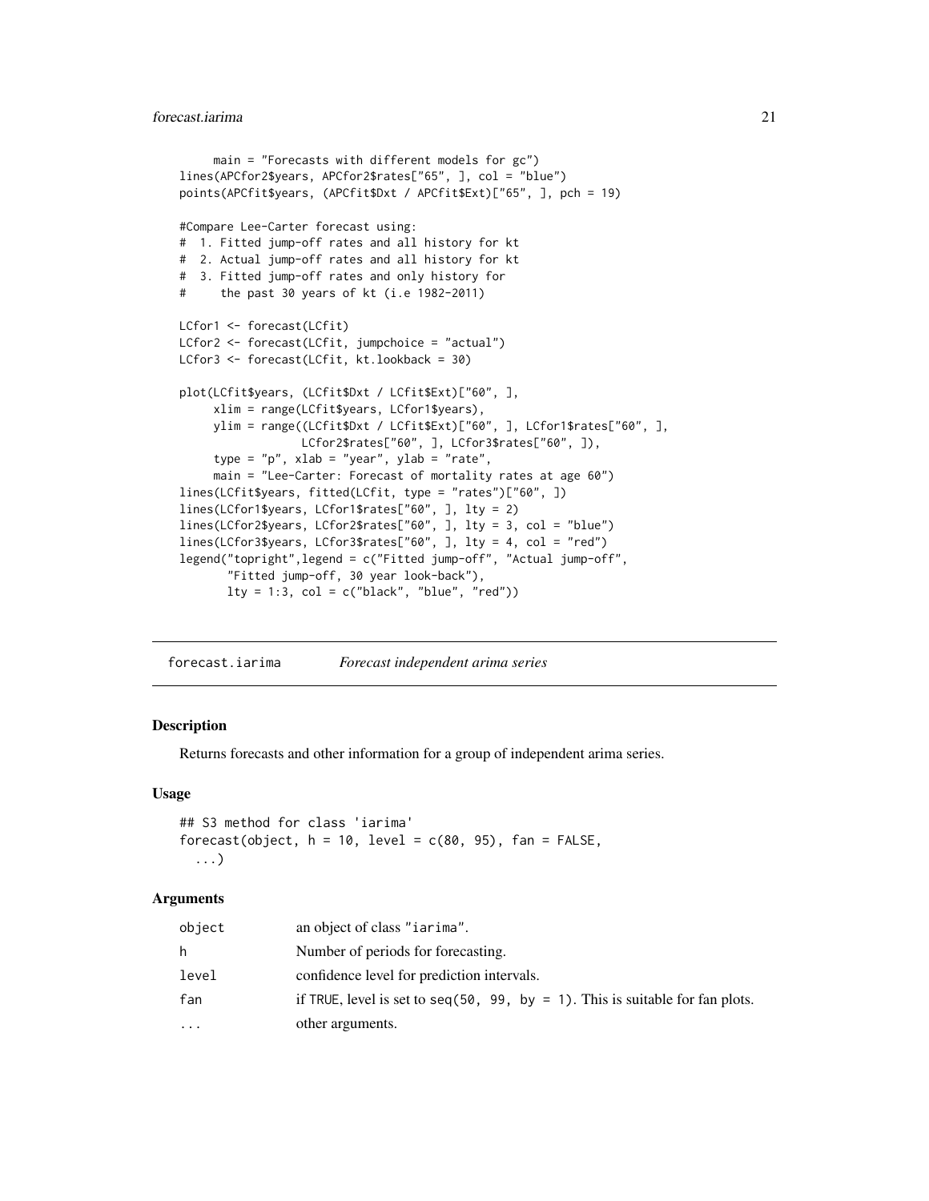```
     main = "Forecasts with different models for gc")
lines(APCfor2$years, APCfor2$rates["65", ], col = "blue")
points(APCfit$years, (APCfit$Dxt / APCfit$Ext)["65", ], pch = 19)

#Compare Lee-Carter forecast using:
#  1. Fitted jump-off rates and all history for kt
#  2. Actual jump-off rates and all history for kt
#  3. Fitted jump-off rates and only history for
#     the past 30 years of kt (i.e 1982-2011)

LCfor1 <- forecast(LCfit)
LCfor2 <- forecast(LCfit, jumpchoice = "actual")
LCfor3 <- forecast(LCfit, kt.lookback = 30)

plot(LCfit$years, (LCfit$Dxt / LCfit$Ext)["60", ],
     xlim = range(LCfit$years, LCfor1$years),
     ylim = range((LCfit$Dxt / LCfit$Ext)["60", ], LCfor1$rates["60", ],
                  LCfor2$rates["60", ], LCfor3$rates["60", ]),
     type = "p", xlab = "year", ylab = "rate",
     main = "Lee-Carter: Forecast of mortality rates at age 60")
lines(LCfit$years, fitted(LCfit, type = "rates")["60", ])
lines(LCfor1$years, LCfor1$rates["60", ], lty = 2)
lines(LCfor2$years, LCfor2$rates["60", ], lty = 3, col = "blue")
lines(LCfor3$years, LCfor3$rates["60", ], lty = 4, col = "red")
legend("topright",legend = c("Fitted jump-off", "Actual jump-off",
       "Fitted jump-off, 30 year look-back"),
       lty = 1:3, col = c("black", "blue", "red"))
```

---

## forecast.iarima — *Forecast independent arima series*

### Description

Returns forecasts and other information for a group of independent arima series.

### Usage

```
## S3 method for class 'iarima'
forecast(object, h = 10, level = c(80, 95), fan = FALSE,
  ...)
```

### Arguments

| | |
|---|---|
| object | an object of class "iarima". |
| h | Number of periods for forecasting. |
| level | confidence level for prediction intervals. |
| fan | if TRUE, level is set to seq(50, 99, by = 1). This is suitable for fan plots. |
| ... | other arguments. |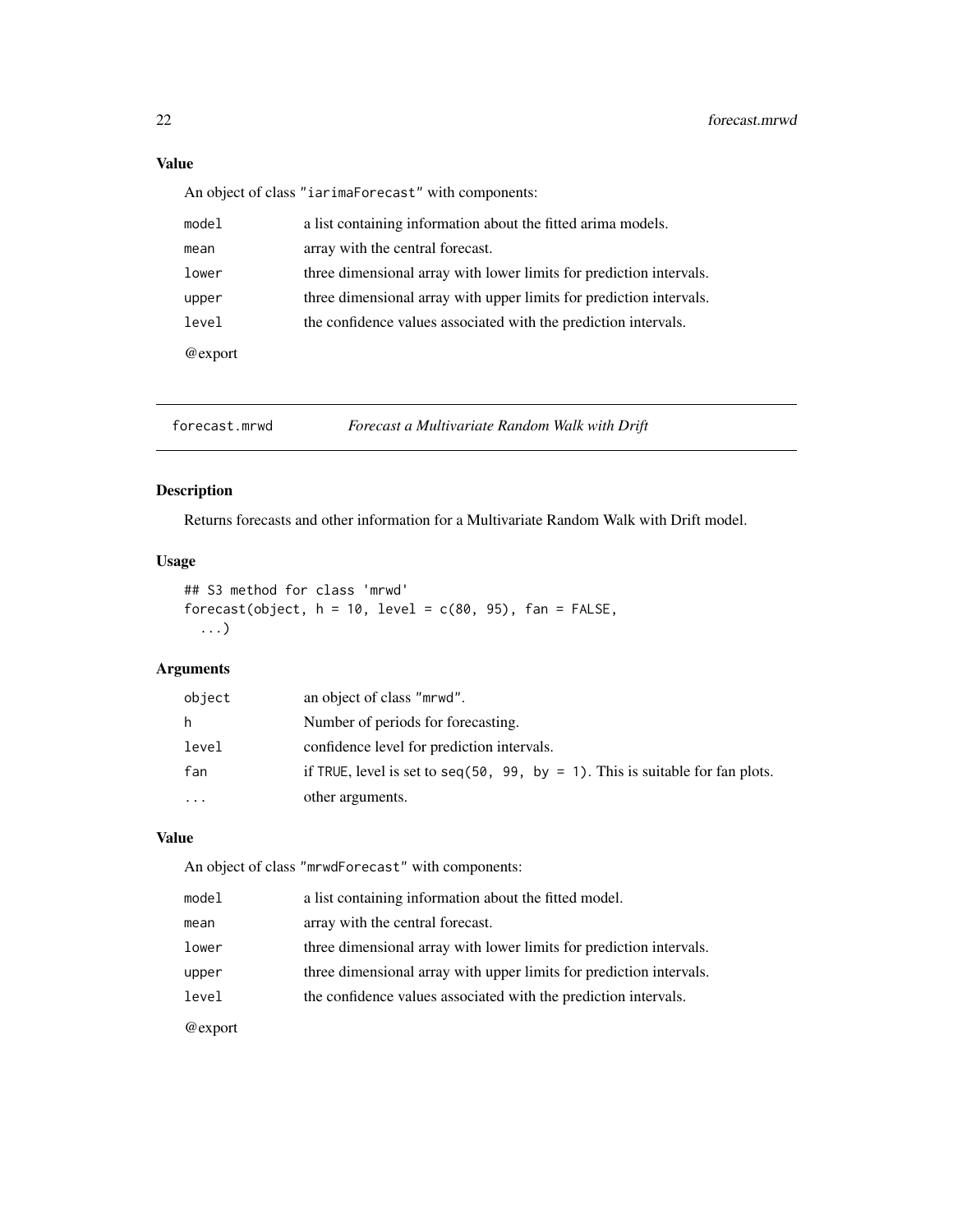### Value

An object of class "iarimaForecast" with components:

| | |
|---|---|
| model | a list containing information about the fitted arima models. |
| mean | array with the central forecast. |
| lower | three dimensional array with lower limits for prediction intervals. |
| upper | three dimensional array with upper limits for prediction intervals. |
| level | the confidence values associated with the prediction intervals. |

@export

---

## forecast.mrwd — *Forecast a Multivariate Random Walk with Drift*

### Description

Returns forecasts and other information for a Multivariate Random Walk with Drift model.

### Usage

```
## S3 method for class 'mrwd'
forecast(object, h = 10, level = c(80, 95), fan = FALSE,
  ...)
```

### Arguments

| | |
|---|---|
| object | an object of class "mrwd". |
| h | Number of periods for forecasting. |
| level | confidence level for prediction intervals. |
| fan | if TRUE, level is set to seq(50, 99, by = 1). This is suitable for fan plots. |
| ... | other arguments. |

### Value

An object of class "mrwdForecast" with components:

| | |
|---|---|
| model | a list containing information about the fitted model. |
| mean | array with the central forecast. |
| lower | three dimensional array with lower limits for prediction intervals. |
| upper | three dimensional array with upper limits for prediction intervals. |
| level | the confidence values associated with the prediction intervals. |

@export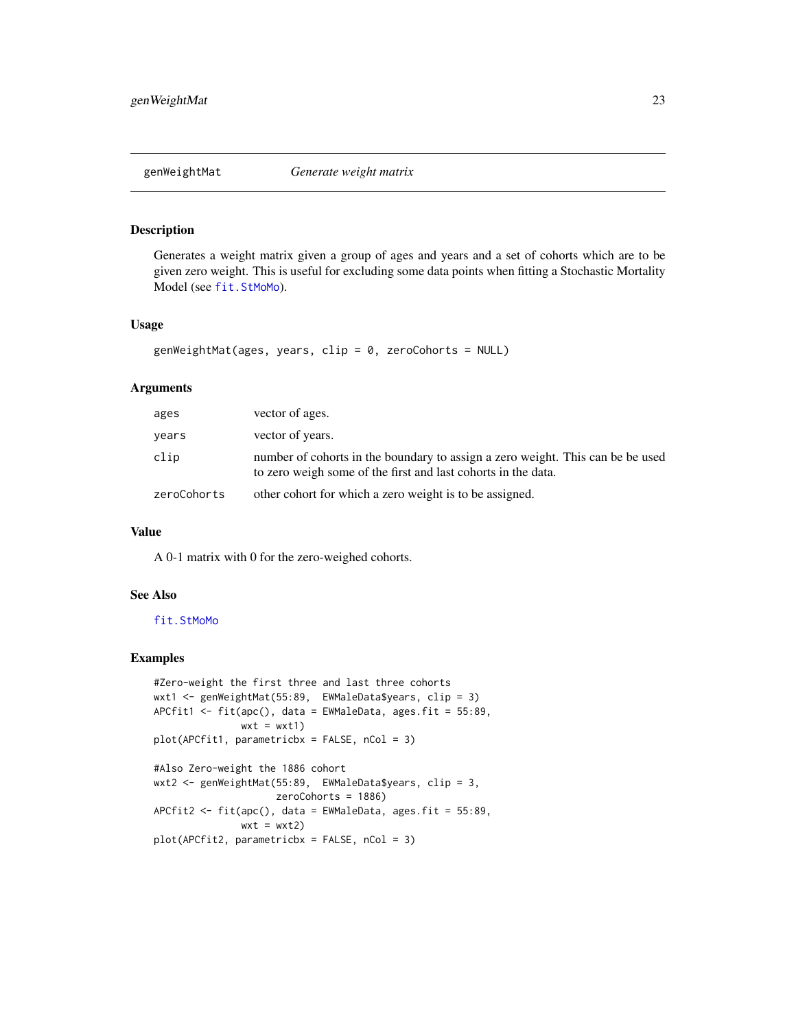# genWeightMat — *Generate weight matrix*

## Description

Generates a weight matrix given a group of ages and years and a set of cohorts which are to be given zero weight. This is useful for excluding some data points when fitting a Stochastic Mortality Model (see `fit.StMoMo`).

## Usage

```
genWeightMat(ages, years, clip = 0, zeroCohorts = NULL)
```

## Arguments

| | |
|---|---|
| `ages` | vector of ages. |
| `years` | vector of years. |
| `clip` | number of cohorts in the boundary to assign a zero weight. This can be be used to zero weigh some of the first and last cohorts in the data. |
| `zeroCohorts` | other cohort for which a zero weight is to be assigned. |

## Value

A 0-1 matrix with 0 for the zero-weighed cohorts.

## See Also

`fit.StMoMo`

## Examples

```
#Zero-weight the first three and last three cohorts
wxt1 <- genWeightMat(55:89,  EWMaleData$years, clip = 3)
APCfit1 <- fit(apc(), data = EWMaleData, ages.fit = 55:89,
               wxt = wxt1)
plot(APCfit1, parametricbx = FALSE, nCol = 3)

#Also Zero-weight the 1886 cohort
wxt2 <- genWeightMat(55:89,  EWMaleData$years, clip = 3,
                     zeroCohorts = 1886)
APCfit2 <- fit(apc(), data = EWMaleData, ages.fit = 55:89,
               wxt = wxt2)
plot(APCfit2, parametricbx = FALSE, nCol = 3)
```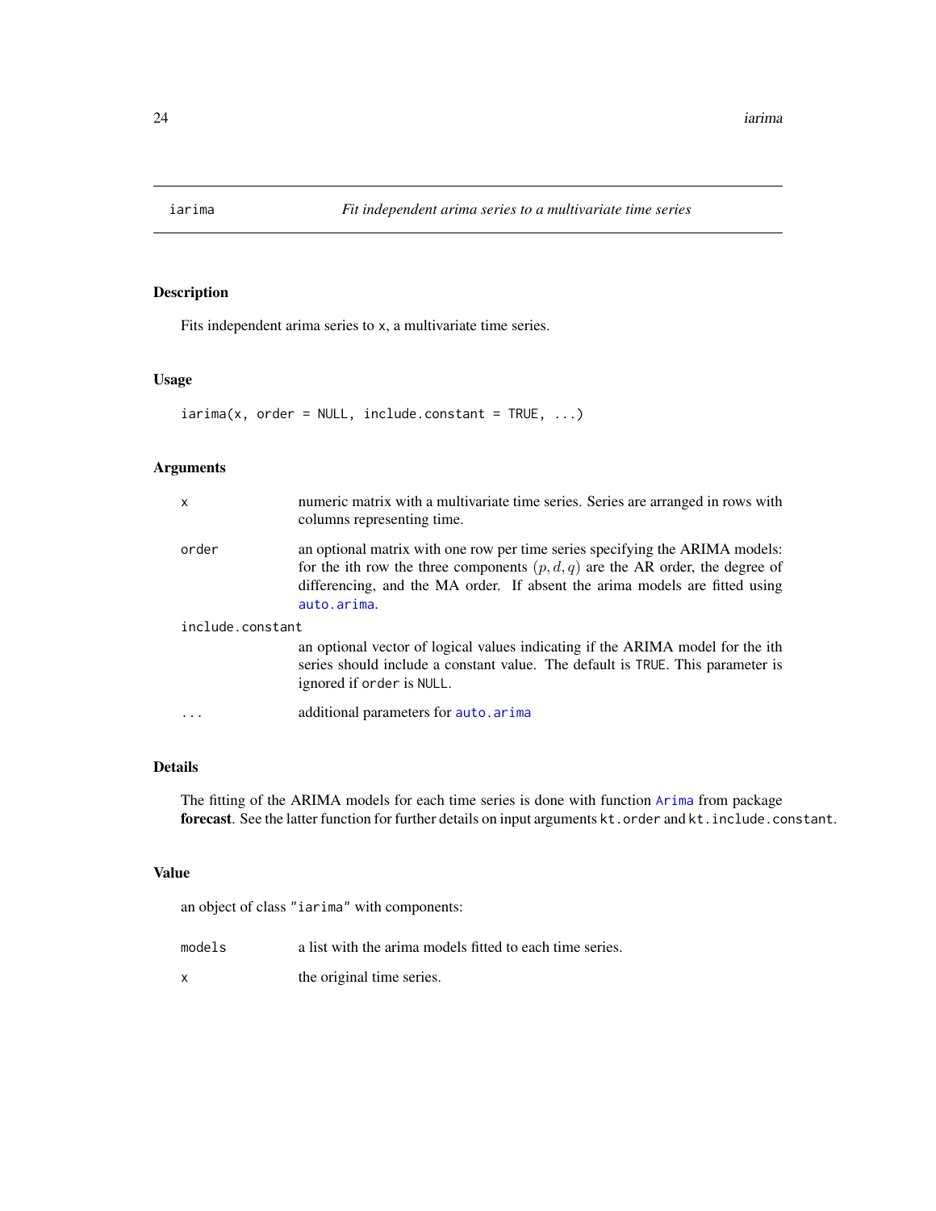## iarima — *Fit independent arima series to a multivariate time series*

### Description

Fits independent arima series to `x`, a multivariate time series.

### Usage

```
iarima(x, order = NULL, include.constant = TRUE, ...)
```

### Arguments

| | |
|---|---|
| `x` | numeric matrix with a multivariate time series. Series are arranged in rows with columns representing time. |
| `order` | an optional matrix with one row per time series specifying the ARIMA models: for the ith row the three components $(p, d, q)$ are the AR order, the degree of differencing, and the MA order. If absent the arima models are fitted using `auto.arima`. |
| `include.constant` | an optional vector of logical values indicating if the ARIMA model for the ith series should include a constant value. The default is `TRUE`. This parameter is ignored if `order` is `NULL`. |
| `...` | additional parameters for `auto.arima` |

### Details

The fitting of the ARIMA models for each time series is done with function `Arima` from package **forecast**. See the latter function for further details on input arguments `kt.order` and `kt.include.constant`.

### Value

an object of class `"iarima"` with components:

| | |
|---|---|
| `models` | a list with the arima models fitted to each time series. |
| `x` | the original time series. |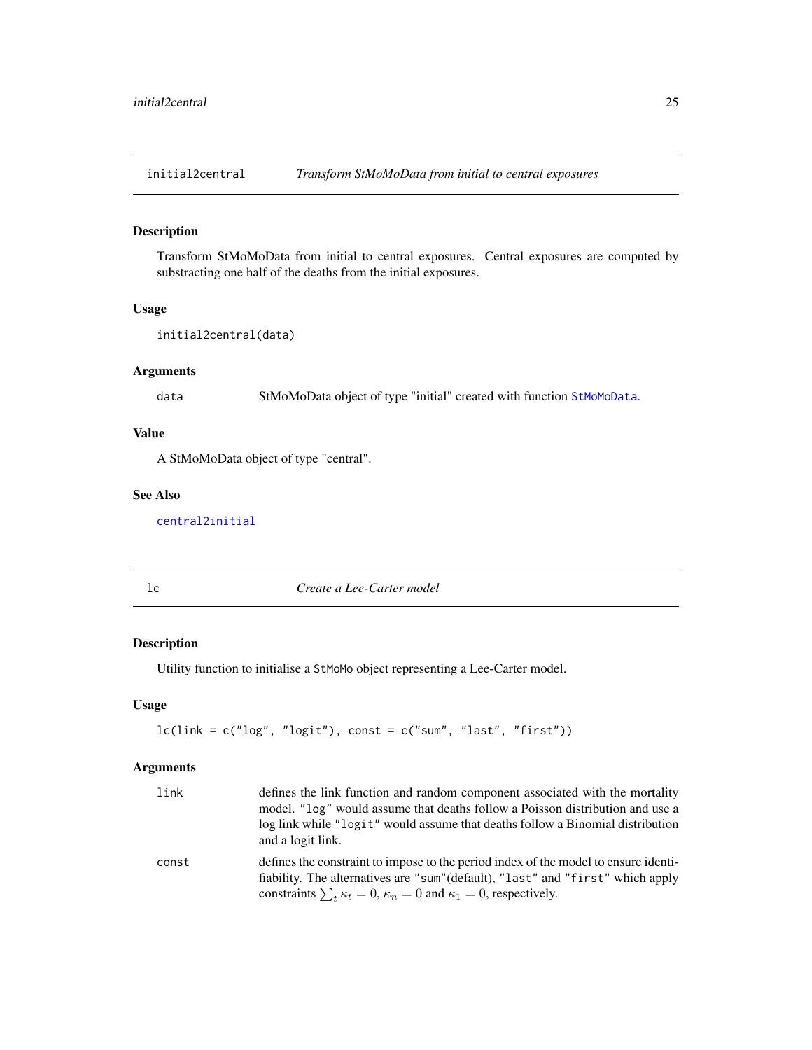## initial2central — *Transform StMoMoData from initial to central exposures*

### Description

Transform StMoMoData from initial to central exposures. Central exposures are computed by substracting one half of the deaths from the initial exposures.

### Usage

```
initial2central(data)
```

### Arguments

| | |
|---|---|
| `data` | StMoMoData object of type "initial" created with function `StMoMoData`. |

### Value

A StMoMoData object of type "central".

### See Also

`central2initial`

## lc — *Create a Lee-Carter model*

### Description

Utility function to initialise a `StMoMo` object representing a Lee-Carter model.

### Usage

```
lc(link = c("log", "logit"), const = c("sum", "last", "first"))
```

### Arguments

| | |
|---|---|
| `link` | defines the link function and random component associated with the mortality model. `"log"` would assume that deaths follow a Poisson distribution and use a log link while `"logit"` would assume that deaths follow a Binomial distribution and a logit link. |
| `const` | defines the constraint to impose to the period index of the model to ensure identifiability. The alternatives are `"sum"`(default), `"last"` and `"first"` which apply constraints $\sum_t \kappa_t = 0$, $\kappa_n = 0$ and $\kappa_1 = 0$, respectively. |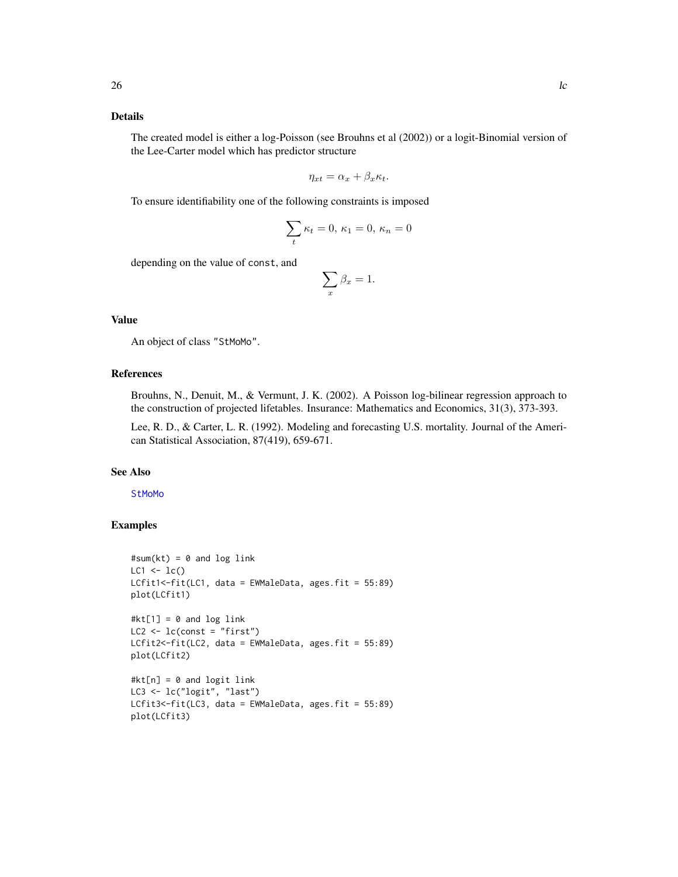## Details

The created model is either a log-Poisson (see Brouhns et al (2002)) or a logit-Binomial version of the Lee-Carter model which has predictor structure

$$\eta_{xt} = \alpha_x + \beta_x \kappa_t.$$

To ensure identifiability one of the following constraints is imposed

$$\sum_t \kappa_t = 0, \; \kappa_1 = 0, \; \kappa_n = 0$$

depending on the value of `const`, and

$$\sum_x \beta_x = 1.$$

## Value

An object of class "StMoMo".

## References

Brouhns, N., Denuit, M., & Vermunt, J. K. (2002). A Poisson log-bilinear regression approach to the construction of projected lifetables. Insurance: Mathematics and Economics, 31(3), 373-393.

Lee, R. D., & Carter, L. R. (1992). Modeling and forecasting U.S. mortality. Journal of the American Statistical Association, 87(419), 659-671.

## See Also

StMoMo

## Examples

```
#sum(kt) = 0 and log link
LC1 <- lc()
LCfit1<-fit(LC1, data = EWMaleData, ages.fit = 55:89)
plot(LCfit1)

#kt[1] = 0 and log link
LC2 <- lc(const = "first")
LCfit2<-fit(LC2, data = EWMaleData, ages.fit = 55:89)
plot(LCfit2)

#kt[n] = 0 and logit link
LC3 <- lc("logit", "last")
LCfit3<-fit(LC3, data = EWMaleData, ages.fit = 55:89)
plot(LCfit3)
```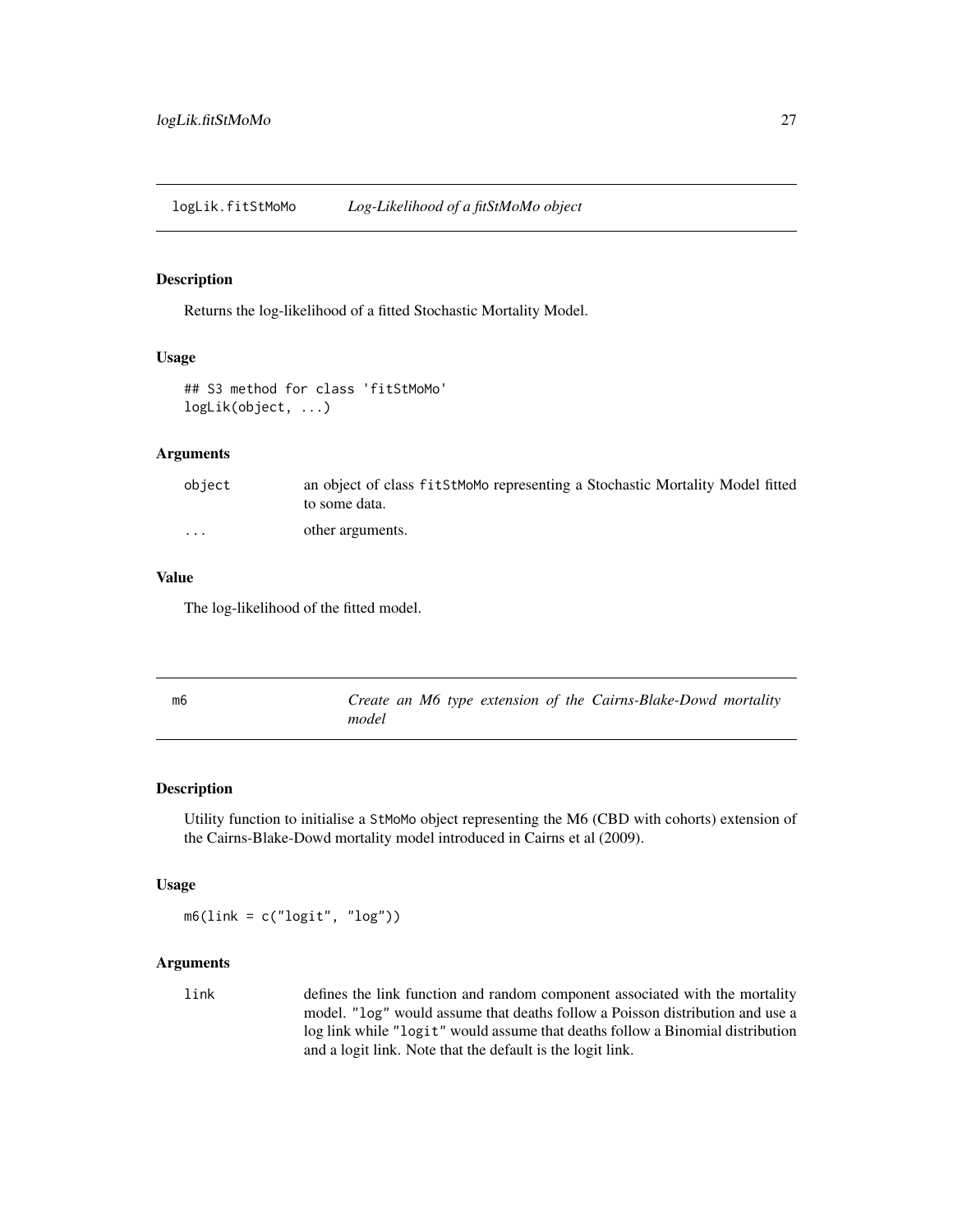## logLik.fitStMoMo — *Log-Likelihood of a fitStMoMo object*

### Description

Returns the log-likelihood of a fitted Stochastic Mortality Model.

### Usage

```
## S3 method for class 'fitStMoMo'
logLik(object, ...)
```

### Arguments

| | |
|---|---|
| object | an object of class fitStMoMo representing a Stochastic Mortality Model fitted to some data. |
| ... | other arguments. |

### Value

The log-likelihood of the fitted model.

## m6 — *Create an M6 type extension of the Cairns-Blake-Dowd mortality model*

### Description

Utility function to initialise a StMoMo object representing the M6 (CBD with cohorts) extension of the Cairns-Blake-Dowd mortality model introduced in Cairns et al (2009).

### Usage

```
m6(link = c("logit", "log"))
```

### Arguments

| | |
|---|---|
| link | defines the link function and random component associated with the mortality model. "log" would assume that deaths follow a Poisson distribution and use a log link while "logit" would assume that deaths follow a Binomial distribution and a logit link. Note that the default is the logit link. |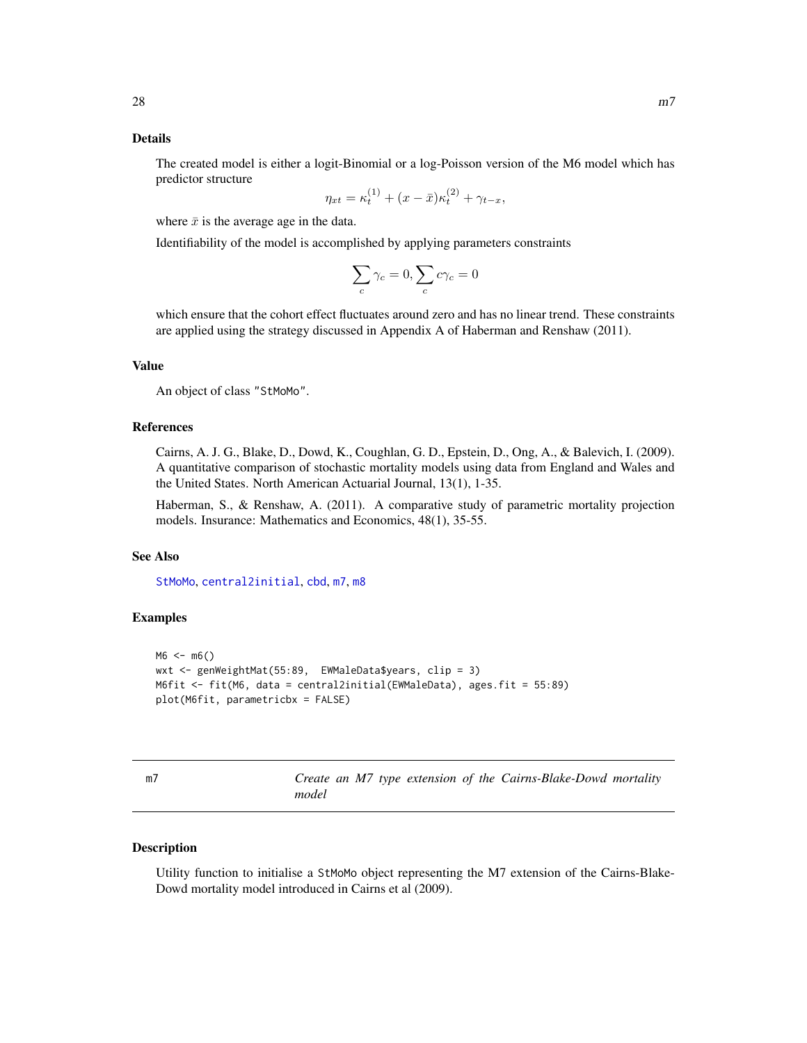### Details

The created model is either a logit-Binomial or a log-Poisson version of the M6 model which has predictor structure

$$\eta_{xt} = \kappa_t^{(1)} + (x - \bar{x})\kappa_t^{(2)} + \gamma_{t-x},$$

where $\bar{x}$ is the average age in the data.

Identifiability of the model is accomplished by applying parameters constraints

$$\sum_c \gamma_c = 0, \sum_c c\gamma_c = 0$$

which ensure that the cohort effect fluctuates around zero and has no linear trend. These constraints are applied using the strategy discussed in Appendix A of Haberman and Renshaw (2011).

### Value

An object of class "StMoMo".

### References

Cairns, A. J. G., Blake, D., Dowd, K., Coughlan, G. D., Epstein, D., Ong, A., & Balevich, I. (2009). A quantitative comparison of stochastic mortality models using data from England and Wales and the United States. North American Actuarial Journal, 13(1), 1-35.

Haberman, S., & Renshaw, A. (2011). A comparative study of parametric mortality projection models. Insurance: Mathematics and Economics, 48(1), 35-55.

### See Also

StMoMo, central2initial, cbd, m7, m8

### Examples

```
M6 <- m6()
wxt <- genWeightMat(55:89,  EWMaleData$years, clip = 3)
M6fit <- fit(M6, data = central2initial(EWMaleData), ages.fit = 55:89)
plot(M6fit, parametricbx = FALSE)
```

---

## m7 — *Create an M7 type extension of the Cairns-Blake-Dowd mortality model*

### Description

Utility function to initialise a StMoMo object representing the M7 extension of the Cairns-Blake-Dowd mortality model introduced in Cairns et al (2009).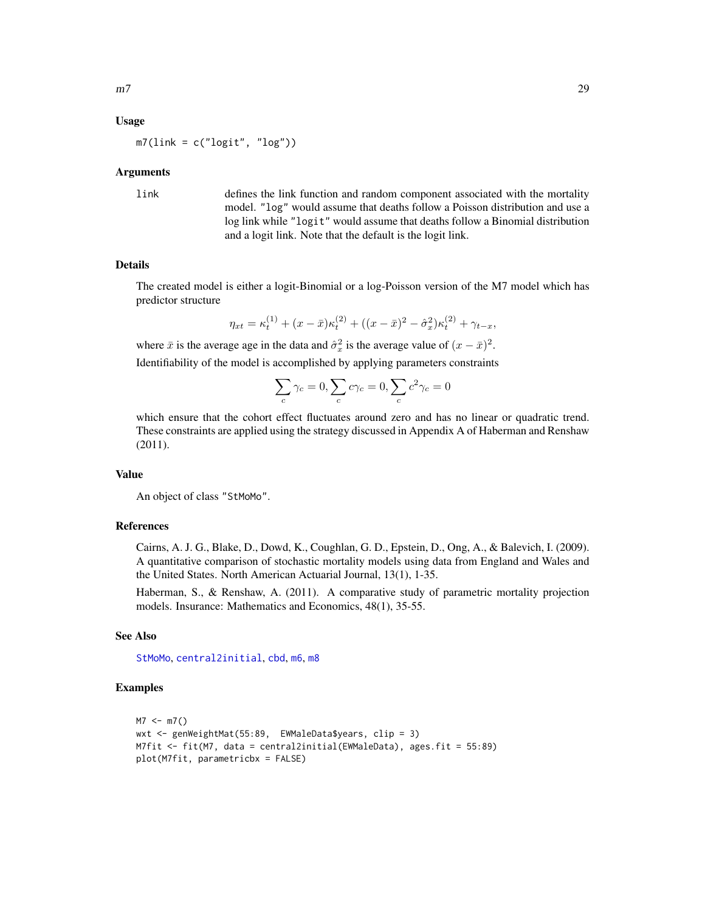### Usage

```
m7(link = c("logit", "log"))
```

### Arguments

**link** defines the link function and random component associated with the mortality model. "log" would assume that deaths follow a Poisson distribution and use a log link while "logit" would assume that deaths follow a Binomial distribution and a logit link. Note that the default is the logit link.

### Details

The created model is either a logit-Binomial or a log-Poisson version of the M7 model which has predictor structure

$$\eta_{xt} = \kappa_t^{(1)} + (x - \bar{x})\kappa_t^{(2)} + ((x - \bar{x})^2 - \hat{\sigma}_x^2)\kappa_t^{(2)} + \gamma_{t-x},$$

where $\bar{x}$ is the average age in the data and $\hat{\sigma}_x^2$ is the average value of $(x - \bar{x})^2$.

Identifiability of the model is accomplished by applying parameters constraints

$$\sum_c \gamma_c = 0, \sum_c c\gamma_c = 0, \sum_c c^2\gamma_c = 0$$

which ensure that the cohort effect fluctuates around zero and has no linear or quadratic trend. These constraints are applied using the strategy discussed in Appendix A of Haberman and Renshaw (2011).

### Value

An object of class "StMoMo".

### References

Cairns, A. J. G., Blake, D., Dowd, K., Coughlan, G. D., Epstein, D., Ong, A., & Balevich, I. (2009). A quantitative comparison of stochastic mortality models using data from England and Wales and the United States. North American Actuarial Journal, 13(1), 1-35.

Haberman, S., & Renshaw, A. (2011). A comparative study of parametric mortality projection models. Insurance: Mathematics and Economics, 48(1), 35-55.

### See Also

StMoMo, central2initial, cbd, m6, m8

### Examples

```
M7 <- m7()
wxt <- genWeightMat(55:89,  EWMaleData$years, clip = 3)
M7fit <- fit(M7, data = central2initial(EWMaleData), ages.fit = 55:89)
plot(M7fit, parametricbx = FALSE)
```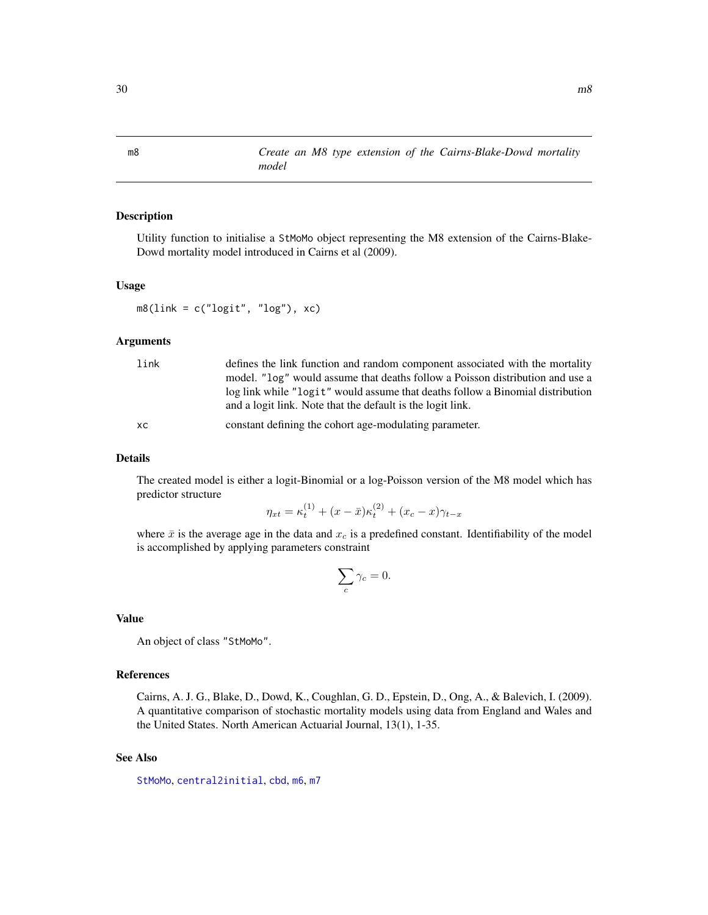m8 *Create an M8 type extension of the Cairns-Blake-Dowd mortality model*

## Description

Utility function to initialise a StMoMo object representing the M8 extension of the Cairns-Blake-Dowd mortality model introduced in Cairns et al (2009).

## Usage

```
m8(link = c("logit", "log"), xc)
```

## Arguments

| | |
|---|---|
| link | defines the link function and random component associated with the mortality model. "log" would assume that deaths follow a Poisson distribution and use a log link while "logit" would assume that deaths follow a Binomial distribution and a logit link. Note that the default is the logit link. |
| xc | constant defining the cohort age-modulating parameter. |

## Details

The created model is either a logit-Binomial or a log-Poisson version of the M8 model which has predictor structure

$$\eta_{xt} = \kappa_t^{(1)} + (x - \bar{x})\kappa_t^{(2)} + (x_c - x)\gamma_{t-x}$$

where $\bar{x}$ is the average age in the data and $x_c$ is a predefined constant. Identifiability of the model is accomplished by applying parameters constraint

$$\sum_c \gamma_c = 0.$$

## Value

An object of class "StMoMo".

## References

Cairns, A. J. G., Blake, D., Dowd, K., Coughlan, G. D., Epstein, D., Ong, A., & Balevich, I. (2009). A quantitative comparison of stochastic mortality models using data from England and Wales and the United States. North American Actuarial Journal, 13(1), 1-35.

## See Also

StMoMo, central2initial, cbd, m6, m7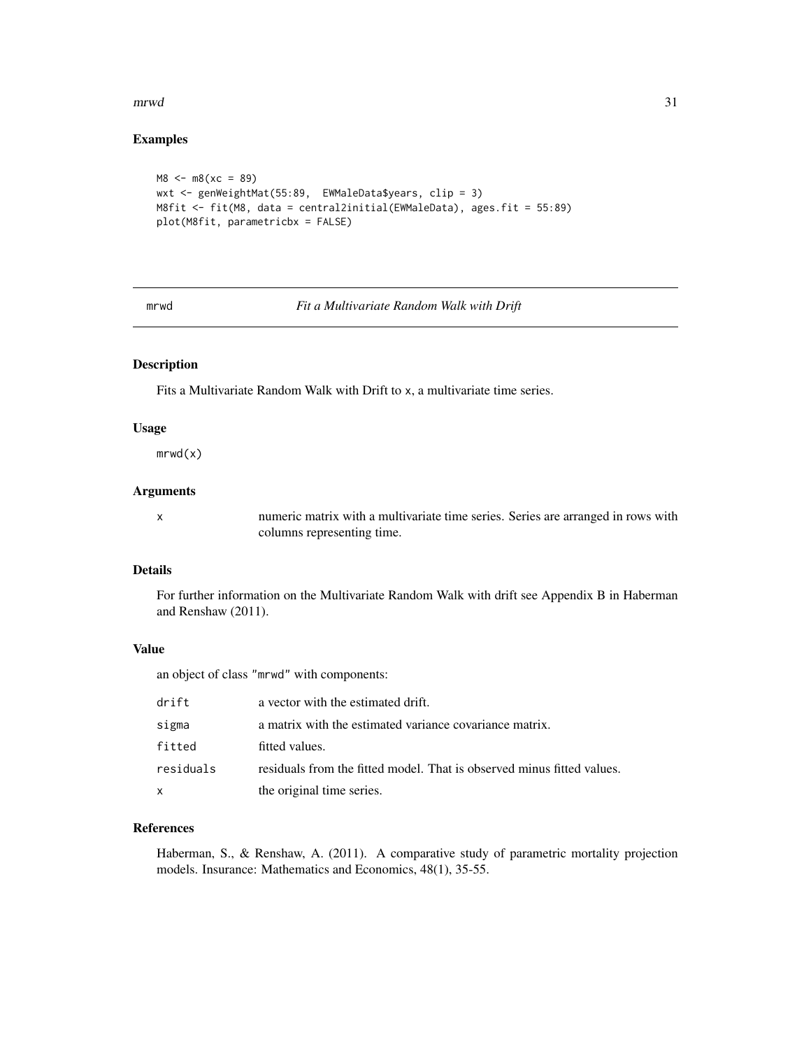## Examples

```
M8 <- m8(xc = 89)
wxt <- genWeightMat(55:89,  EWMaleData$years, clip = 3)
M8fit <- fit(M8, data = central2initial(EWMaleData), ages.fit = 55:89)
plot(M8fit, parametricbx = FALSE)
```

---

# mrwd — *Fit a Multivariate Random Walk with Drift*

---

### Description

Fits a Multivariate Random Walk with Drift to `x`, a multivariate time series.

### Usage

```
mrwd(x)
```

### Arguments

| | |
|---|---|
| `x` | numeric matrix with a multivariate time series. Series are arranged in rows with columns representing time. |

### Details

For further information on the Multivariate Random Walk with drift see Appendix B in Haberman and Renshaw (2011).

### Value

an object of class `"mrwd"` with components:

| | |
|---|---|
| `drift` | a vector with the estimated drift. |
| `sigma` | a matrix with the estimated variance covariance matrix. |
| `fitted` | fitted values. |
| `residuals` | residuals from the fitted model. That is observed minus fitted values. |
| `x` | the original time series. |

### References

Haberman, S., & Renshaw, A. (2011). A comparative study of parametric mortality projection models. Insurance: Mathematics and Economics, 48(1), 35-55.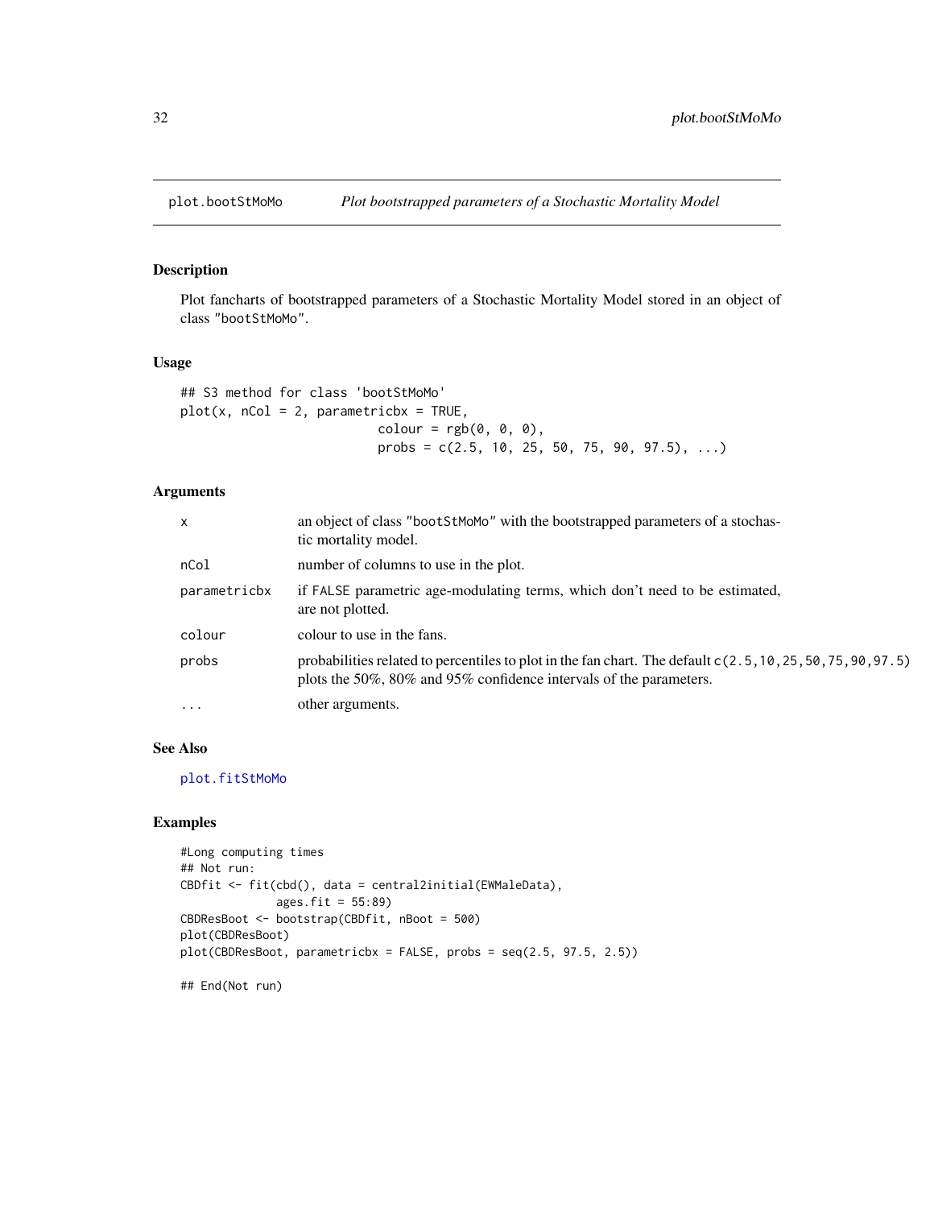## plot.bootStMoMo *Plot bootstrapped parameters of a Stochastic Mortality Model*

### Description

Plot fancharts of bootstrapped parameters of a Stochastic Mortality Model stored in an object of class "bootStMoMo".

### Usage

```
## S3 method for class 'bootStMoMo'
plot(x, nCol = 2, parametricbx = TRUE,
                          colour = rgb(0, 0, 0),
                          probs = c(2.5, 10, 25, 50, 75, 90, 97.5), ...)
```

### Arguments

| | |
|---|---|
| x | an object of class "bootStMoMo" with the bootstrapped parameters of a stochastic mortality model. |
| nCol | number of columns to use in the plot. |
| parametricbx | if FALSE parametric age-modulating terms, which don't need to be estimated, are not plotted. |
| colour | colour to use in the fans. |
| probs | probabilities related to percentiles to plot in the fan chart. The default c(2.5,10,25,50,75,90,97.5) plots the 50%, 80% and 95% confidence intervals of the parameters. |
| ... | other arguments. |

### See Also

plot.fitStMoMo

### Examples

```
#Long computing times
## Not run:
CBDfit <- fit(cbd(), data = central2initial(EWMaleData),
              ages.fit = 55:89)
CBDResBoot <- bootstrap(CBDfit, nBoot = 500)
plot(CBDResBoot)
plot(CBDResBoot, parametricbx = FALSE, probs = seq(2.5, 97.5, 2.5))

## End(Not run)
```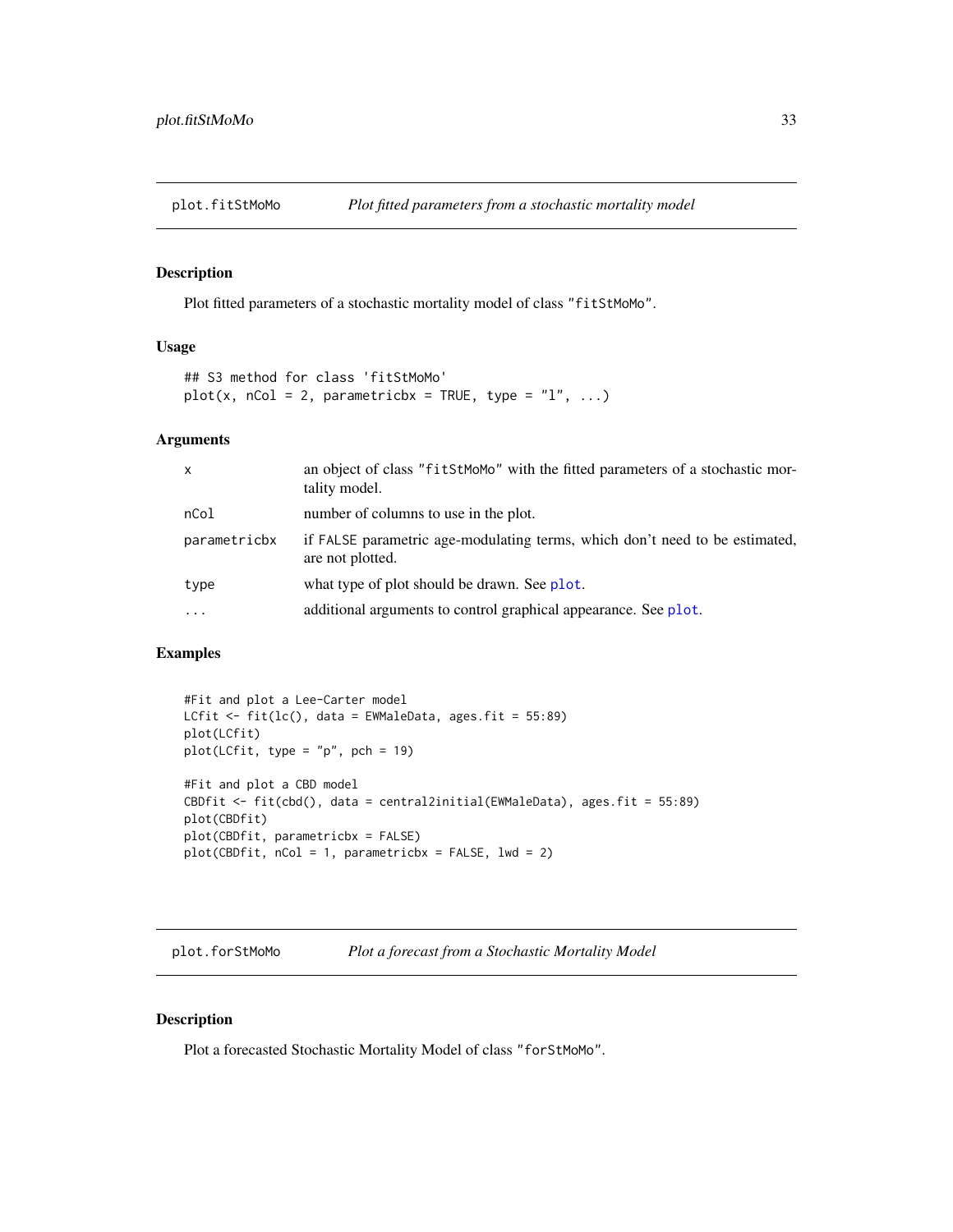## plot.fitStMoMo — *Plot fitted parameters from a stochastic mortality model*

### Description

Plot fitted parameters of a stochastic mortality model of class "fitStMoMo".

### Usage

```
## S3 method for class 'fitStMoMo'
plot(x, nCol = 2, parametricbx = TRUE, type = "l", ...)
```

### Arguments

| | |
|---|---|
| x | an object of class "fitStMoMo" with the fitted parameters of a stochastic mortality model. |
| nCol | number of columns to use in the plot. |
| parametricbx | if FALSE parametric age-modulating terms, which don't need to be estimated, are not plotted. |
| type | what type of plot should be drawn. See plot. |
| ... | additional arguments to control graphical appearance. See plot. |

### Examples

```
#Fit and plot a Lee-Carter model
LCfit <- fit(lc(), data = EWMaleData, ages.fit = 55:89)
plot(LCfit)
plot(LCfit, type = "p", pch = 19)

#Fit and plot a CBD model
CBDfit <- fit(cbd(), data = central2initial(EWMaleData), ages.fit = 55:89)
plot(CBDfit)
plot(CBDfit, parametricbx = FALSE)
plot(CBDfit, nCol = 1, parametricbx = FALSE, lwd = 2)
```

## plot.forStMoMo — *Plot a forecast from a Stochastic Mortality Model*

### Description

Plot a forecasted Stochastic Mortality Model of class "forStMoMo".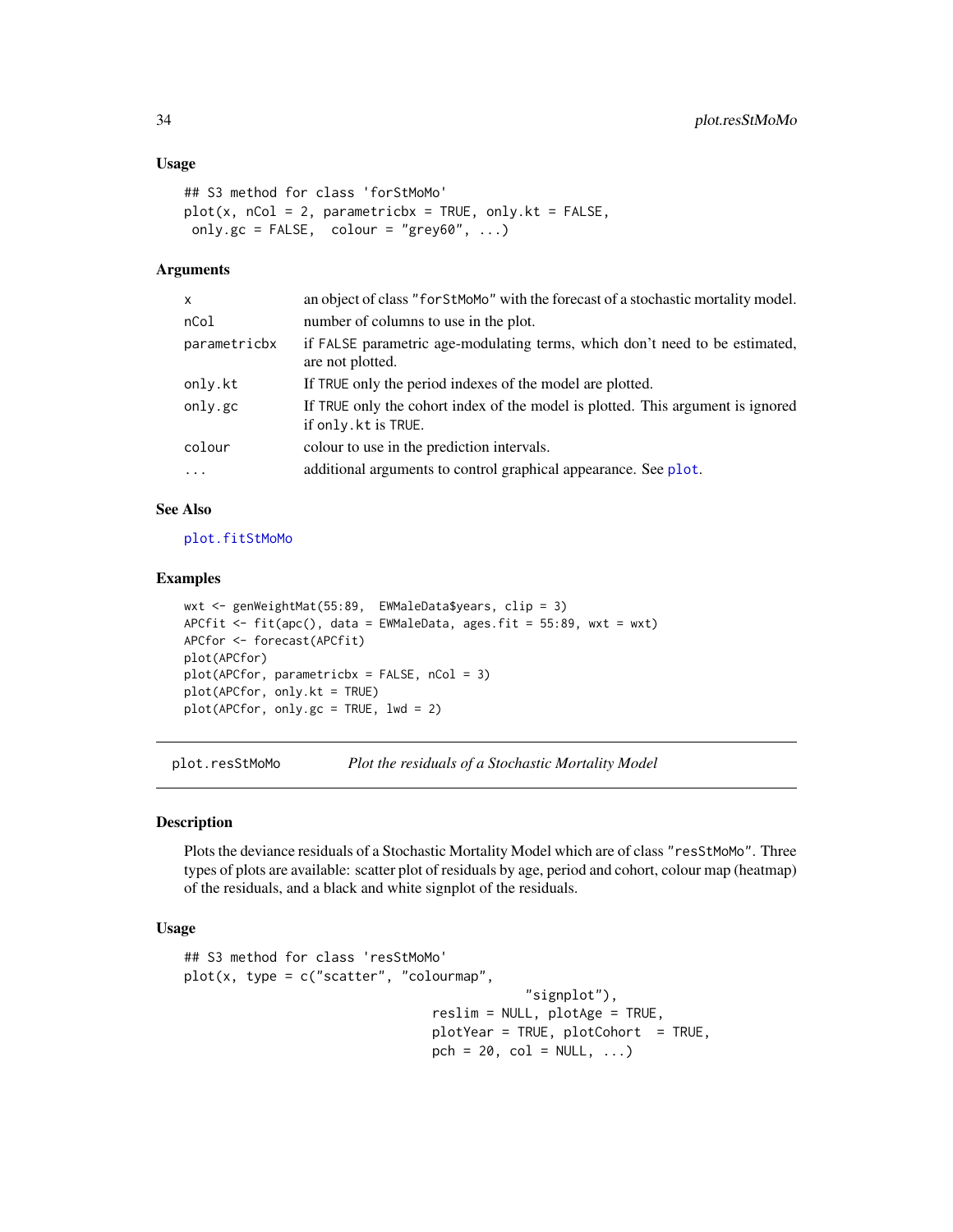### Usage

```
## S3 method for class 'forStMoMo'
plot(x, nCol = 2, parametricbx = TRUE, only.kt = FALSE,
 only.gc = FALSE,  colour = "grey60", ...)
```

### Arguments

| | |
|---|---|
| x | an object of class "forStMoMo" with the forecast of a stochastic mortality model. |
| nCol | number of columns to use in the plot. |
| parametricbx | if FALSE parametric age-modulating terms, which don't need to be estimated, are not plotted. |
| only.kt | If TRUE only the period indexes of the model are plotted. |
| only.gc | If TRUE only the cohort index of the model is plotted. This argument is ignored if only.kt is TRUE. |
| colour | colour to use in the prediction intervals. |
| ... | additional arguments to control graphical appearance. See plot. |

### See Also

plot.fitStMoMo

### Examples

```
wxt <- genWeightMat(55:89,  EWMaleData$years, clip = 3)
APCfit <- fit(apc(), data = EWMaleData, ages.fit = 55:89, wxt = wxt)
APCfor <- forecast(APCfit)
plot(APCfor)
plot(APCfor, parametricbx = FALSE, nCol = 3)
plot(APCfor, only.kt = TRUE)
plot(APCfor, only.gc = TRUE, lwd = 2)
```

---

## plot.resStMoMo — *Plot the residuals of a Stochastic Mortality Model*

### Description

Plots the deviance residuals of a Stochastic Mortality Model which are of class "resStMoMo". Three types of plots are available: scatter plot of residuals by age, period and cohort, colour map (heatmap) of the residuals, and a black and white signplot of the residuals.

### Usage

```
## S3 method for class 'resStMoMo'
plot(x, type = c("scatter", "colourmap",
                                    "signplot"),
                                reslim = NULL, plotAge = TRUE,
                                plotYear = TRUE, plotCohort  = TRUE,
                                pch = 20, col = NULL, ...)
```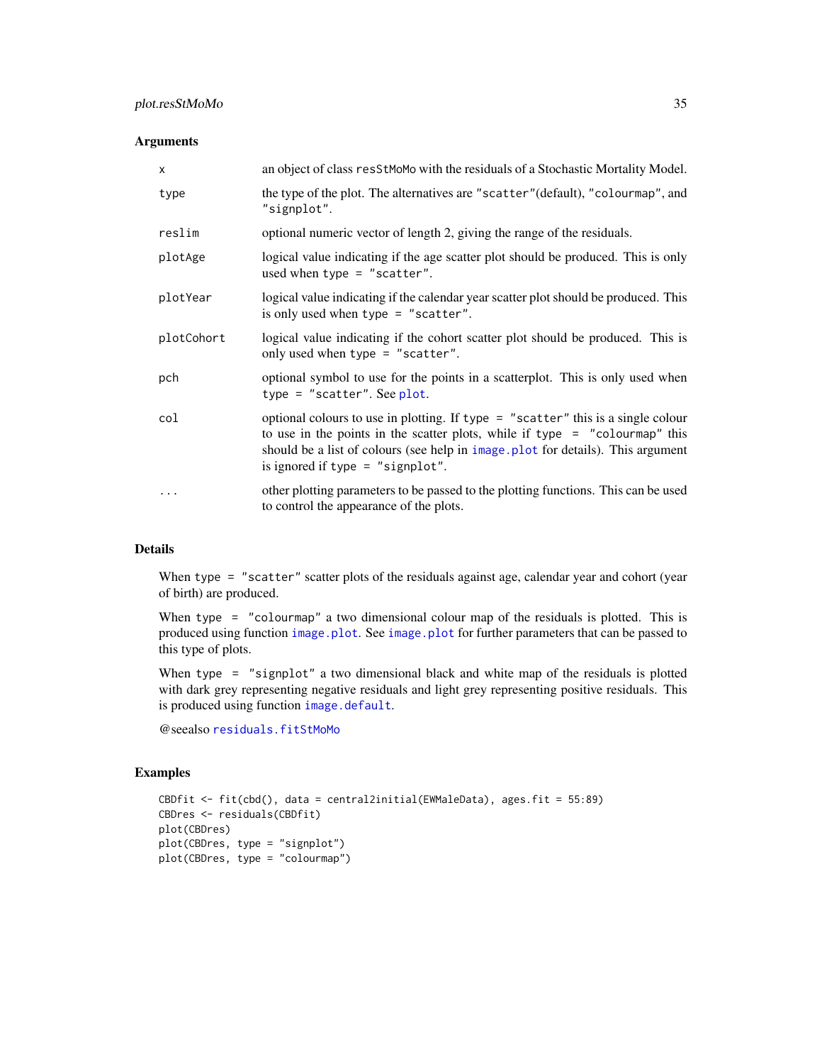## Arguments

| | |
|---|---|
| `x` | an object of class `resStMoMo` with the residuals of a Stochastic Mortality Model. |
| `type` | the type of the plot. The alternatives are `"scatter"`(default), `"colourmap"`, and `"signplot"`. |
| `reslim` | optional numeric vector of length 2, giving the range of the residuals. |
| `plotAge` | logical value indicating if the age scatter plot should be produced. This is only used when `type = "scatter"`. |
| `plotYear` | logical value indicating if the calendar year scatter plot should be produced. This is only used when `type = "scatter"`. |
| `plotCohort` | logical value indicating if the cohort scatter plot should be produced. This is only used when `type = "scatter"`. |
| `pch` | optional symbol to use for the points in a scatterplot. This is only used when `type = "scatter"`. See `plot`. |
| `col` | optional colours to use in plotting. If `type = "scatter"` this is a single colour to use in the points in the scatter plots, while if `type = "colourmap"` this should be a list of colours (see help in `image.plot` for details). This argument is ignored if `type = "signplot"`. |
| `...` | other plotting parameters to be passed to the plotting functions. This can be used to control the appearance of the plots. |

## Details

When `type = "scatter"` scatter plots of the residuals against age, calendar year and cohort (year of birth) are produced.

When `type = "colourmap"` a two dimensional colour map of the residuals is plotted. This is produced using function `image.plot`. See `image.plot` for further parameters that can be passed to this type of plots.

When `type = "signplot"` a two dimensional black and white map of the residuals is plotted with dark grey representing negative residuals and light grey representing positive residuals. This is produced using function `image.default`.

@seealso `residuals.fitStMoMo`

## Examples

```
CBDfit <- fit(cbd(), data = central2initial(EWMaleData), ages.fit = 55:89)
CBDres <- residuals(CBDfit)
plot(CBDres)
plot(CBDres, type = "signplot")
plot(CBDres, type = "colourmap")
```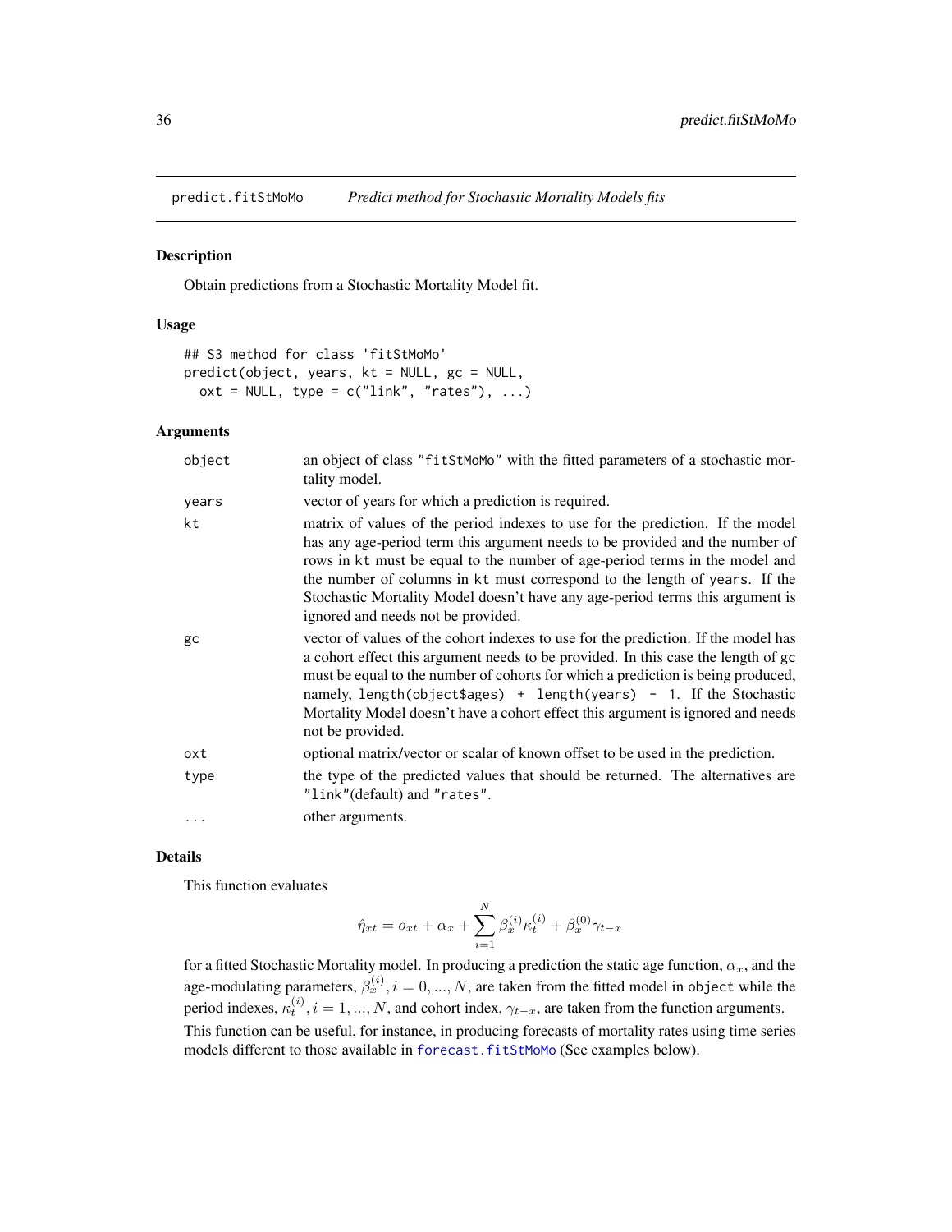predict.fitStMoMo *Predict method for Stochastic Mortality Models fits*

## Description

Obtain predictions from a Stochastic Mortality Model fit.

## Usage

```
## S3 method for class 'fitStMoMo'
predict(object, years, kt = NULL, gc = NULL,
  oxt = NULL, type = c("link", "rates"), ...)
```

## Arguments

| | |
|---|---|
| object | an object of class "fitStMoMo" with the fitted parameters of a stochastic mortality model. |
| years | vector of years for which a prediction is required. |
| kt | matrix of values of the period indexes to use for the prediction. If the model has any age-period term this argument needs to be provided and the number of rows in kt must be equal to the number of age-period terms in the model and the number of columns in kt must correspond to the length of years. If the Stochastic Mortality Model doesn't have any age-period terms this argument is ignored and needs not be provided. |
| gc | vector of values of the cohort indexes to use for the prediction. If the model has a cohort effect this argument needs to be provided. In this case the length of gc must be equal to the number of cohorts for which a prediction is being produced, namely, length(object$ages) + length(years) - 1. If the Stochastic Mortality Model doesn't have a cohort effect this argument is ignored and needs not be provided. |
| oxt | optional matrix/vector or scalar of known offset to be used in the prediction. |
| type | the type of the predicted values that should be returned. The alternatives are "link"(default) and "rates". |
| ... | other arguments. |

## Details

This function evaluates

$$\hat{\eta}_{xt} = o_{xt} + \alpha_x + \sum_{i=1}^{N} \beta_x^{(i)} \kappa_t^{(i)} + \beta_x^{(0)} \gamma_{t-x}$$

for a fitted Stochastic Mortality model. In producing a prediction the static age function, $\alpha_x$, and the age-modulating parameters, $\beta_x^{(i)}, i = 0, ..., N$, are taken from the fitted model in object while the period indexes, $\kappa_t^{(i)}, i = 1, ..., N$, and cohort index, $\gamma_{t-x}$, are taken from the function arguments.

This function can be useful, for instance, in producing forecasts of mortality rates using time series models different to those available in forecast.fitStMoMo (See examples below).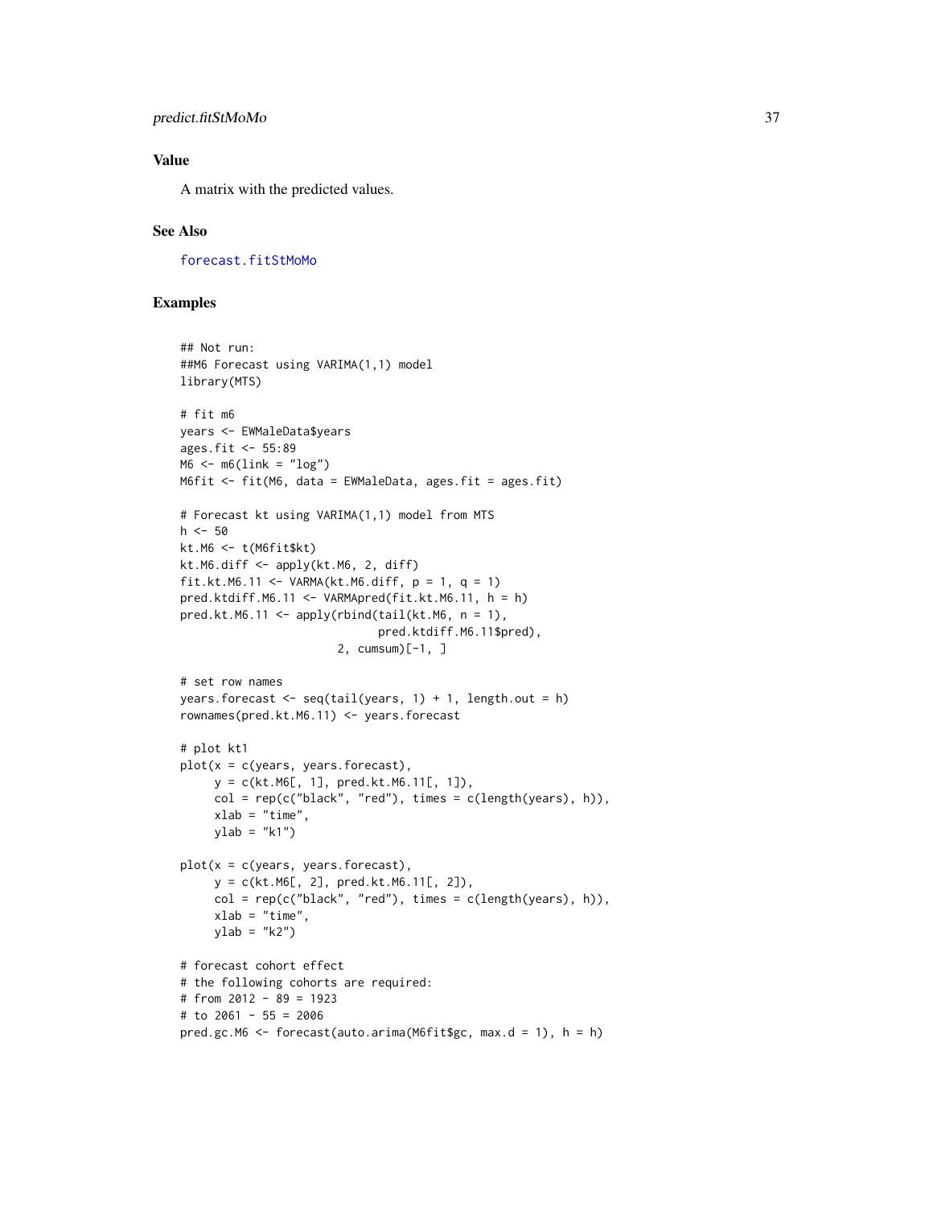### Value

A matrix with the predicted values.

### See Also

forecast.fitStMoMo

### Examples

```
## Not run:
##M6 Forecast using VARIMA(1,1) model
library(MTS)

# fit m6
years <- EWMaleData$years
ages.fit <- 55:89
M6 <- m6(link = "log")
M6fit <- fit(M6, data = EWMaleData, ages.fit = ages.fit)

# Forecast kt using VARIMA(1,1) model from MTS
h <- 50
kt.M6 <- t(M6fit$kt)
kt.M6.diff <- apply(kt.M6, 2, diff)
fit.kt.M6.11 <- VARMA(kt.M6.diff, p = 1, q = 1)
pred.ktdiff.M6.11 <- VARMApred(fit.kt.M6.11, h = h)
pred.kt.M6.11 <- apply(rbind(tail(kt.M6, n = 1),
                             pred.ktdiff.M6.11$pred),
                       2, cumsum)[-1, ]

# set row names
years.forecast <- seq(tail(years, 1) + 1, length.out = h)
rownames(pred.kt.M6.11) <- years.forecast

# plot kt1
plot(x = c(years, years.forecast),
     y = c(kt.M6[, 1], pred.kt.M6.11[, 1]),
     col = rep(c("black", "red"), times = c(length(years), h)),
     xlab = "time",
     ylab = "k1")

plot(x = c(years, years.forecast),
     y = c(kt.M6[, 2], pred.kt.M6.11[, 2]),
     col = rep(c("black", "red"), times = c(length(years), h)),
     xlab = "time",
     ylab = "k2")

# forecast cohort effect
# the following cohorts are required:
# from 2012 - 89 = 1923
# to 2061 - 55 = 2006
pred.gc.M6 <- forecast(auto.arima(M6fit$gc, max.d = 1), h = h)
```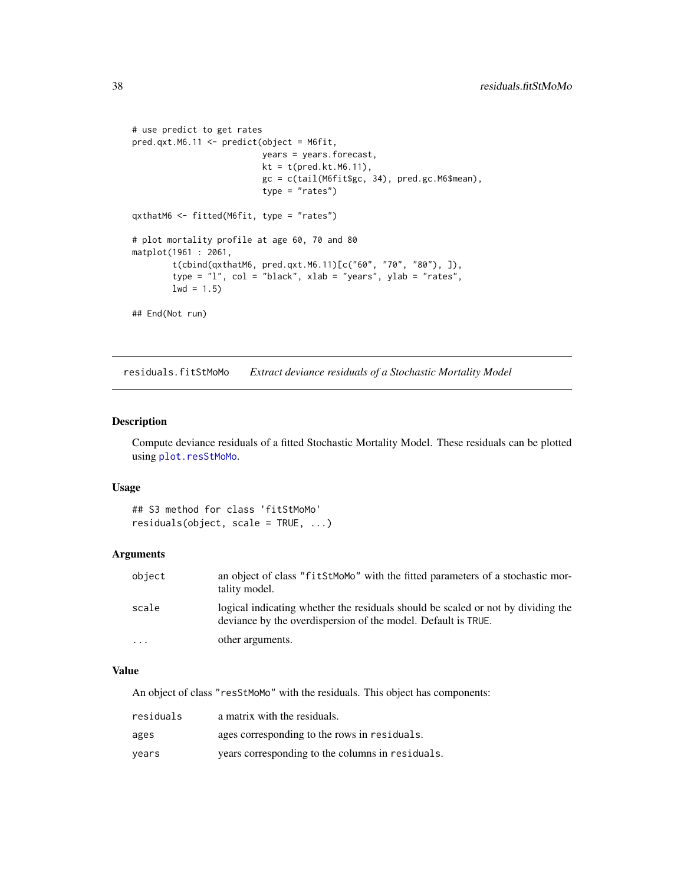```
# use predict to get rates
pred.qxt.M6.11 <- predict(object = M6fit,
                          years = years.forecast,
                          kt = t(pred.kt.M6.11),
                          gc = c(tail(M6fit$gc, 34), pred.gc.M6$mean),
                          type = "rates")

qxthatM6 <- fitted(M6fit, type = "rates")

# plot mortality profile at age 60, 70 and 80
matplot(1961 : 2061,
        t(cbind(qxthatM6, pred.qxt.M6.11)[c("60", "70", "80"), ]),
        type = "l", col = "black", xlab = "years", ylab = "rates",
        lwd = 1.5)

## End(Not run)
```

## residuals.fitStMoMo *Extract deviance residuals of a Stochastic Mortality Model*

### Description

Compute deviance residuals of a fitted Stochastic Mortality Model. These residuals can be plotted using `plot.resStMoMo`.

### Usage

```
## S3 method for class 'fitStMoMo'
residuals(object, scale = TRUE, ...)
```

### Arguments

| | |
|---|---|
| `object` | an object of class `"fitStMoMo"` with the fitted parameters of a stochastic mortality model. |
| `scale` | logical indicating whether the residuals should be scaled or not by dividing the deviance by the overdispersion of the model. Default is `TRUE`. |
| `...` | other arguments. |

### Value

An object of class `"resStMoMo"` with the residuals. This object has components:

| | |
|---|---|
| `residuals` | a matrix with the residuals. |
| `ages` | ages corresponding to the rows in `residuals`. |
| `years` | years corresponding to the columns in `residuals`. |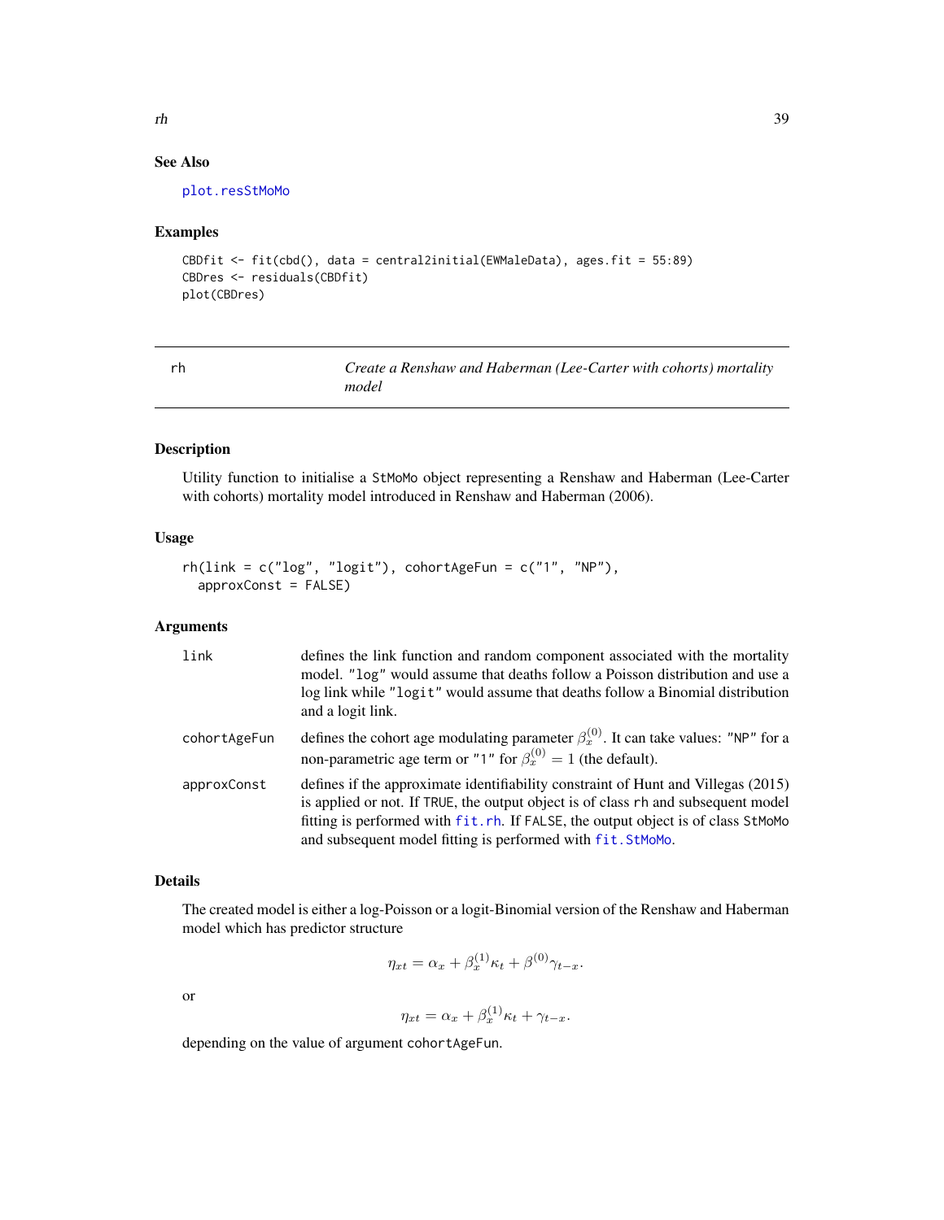## See Also

plot.resStMoMo

## Examples

```
CBDfit <- fit(cbd(), data = central2initial(EWMaleData), ages.fit = 55:89)
CBDres <- residuals(CBDfit)
plot(CBDres)
```

---

# rh — *Create a Renshaw and Haberman (Lee-Carter with cohorts) mortality model*

---

## Description

Utility function to initialise a StMoMo object representing a Renshaw and Haberman (Lee-Carter with cohorts) mortality model introduced in Renshaw and Haberman (2006).

## Usage

```
rh(link = c("log", "logit"), cohortAgeFun = c("1", "NP"),
  approxConst = FALSE)
```

## Arguments

| | |
|---|---|
| link | defines the link function and random component associated with the mortality model. "log" would assume that deaths follow a Poisson distribution and use a log link while "logit" would assume that deaths follow a Binomial distribution and a logit link. |
| cohortAgeFun | defines the cohort age modulating parameter $\beta_x^{(0)}$. It can take values: "NP" for a non-parametric age term or "1" for $\beta_x^{(0)} = 1$ (the default). |
| approxConst | defines if the approximate identifiability constraint of Hunt and Villegas (2015) is applied or not. If TRUE, the output object is of class rh and subsequent model fitting is performed with fit.rh. If FALSE, the output object is of class StMoMo and subsequent model fitting is performed with fit.StMoMo. |

## Details

The created model is either a log-Poisson or a logit-Binomial version of the Renshaw and Haberman model which has predictor structure

$$\eta_{xt} = \alpha_x + \beta_x^{(1)}\kappa_t + \beta^{(0)}\gamma_{t-x}.$$

or

$$\eta_{xt} = \alpha_x + \beta_x^{(1)}\kappa_t + \gamma_{t-x}.$$

depending on the value of argument cohortAgeFun.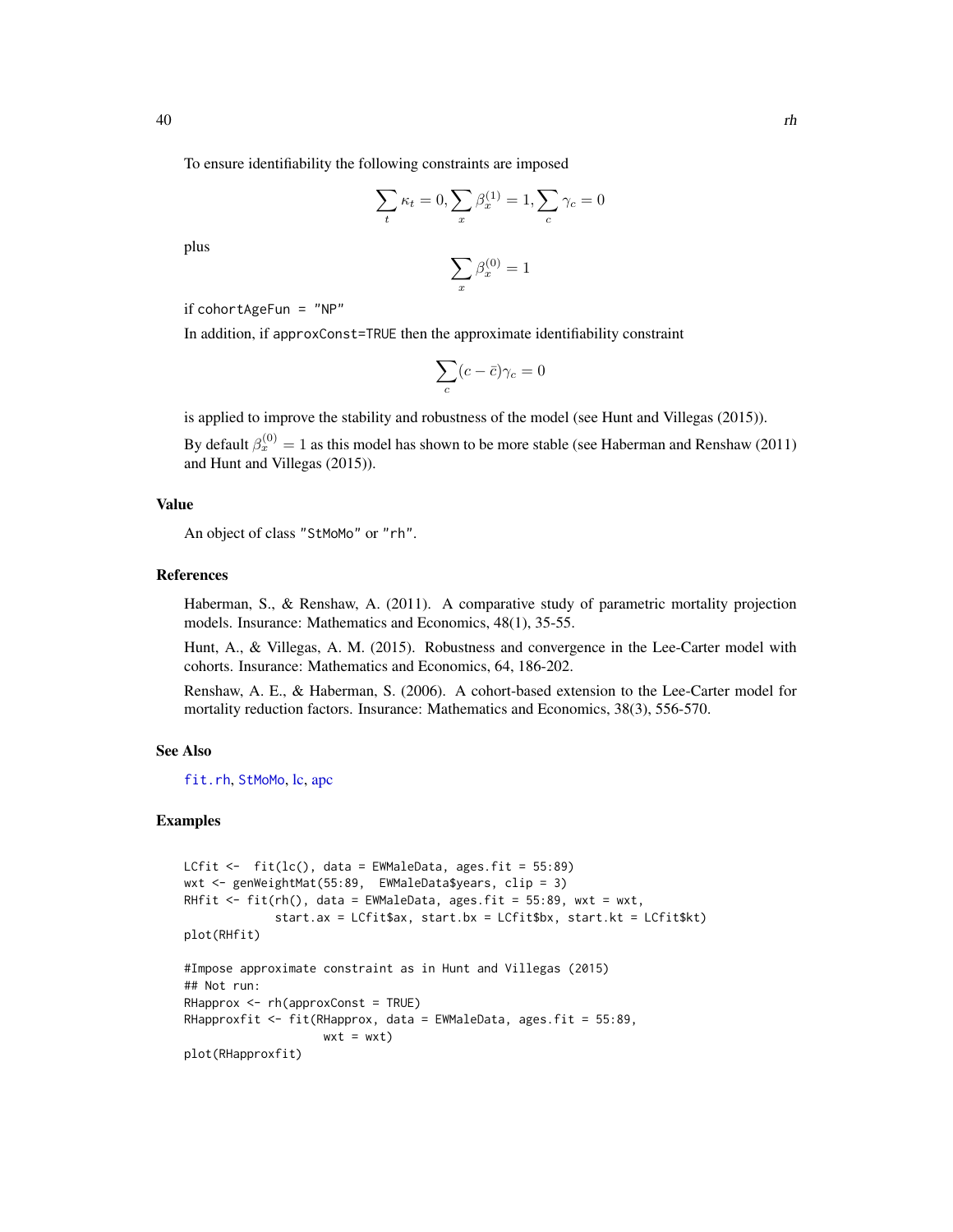To ensure identifiability the following constraints are imposed

$$\sum_t \kappa_t = 0, \sum_x \beta_x^{(1)} = 1, \sum_c \gamma_c = 0$$

plus

$$\sum_x \beta_x^{(0)} = 1$$

if `cohortAgeFun = "NP"`

In addition, if `approxConst=TRUE` then the approximate identifiability constraint

$$\sum_c (c - \bar{c})\gamma_c = 0$$

is applied to improve the stability and robustness of the model (see Hunt and Villegas (2015)).

By default $\beta_x^{(0)} = 1$ as this model has shown to be more stable (see Haberman and Renshaw (2011) and Hunt and Villegas (2015)).

## Value

An object of class "`StMoMo`" or "`rh`".

## References

Haberman, S., & Renshaw, A. (2011). A comparative study of parametric mortality projection models. Insurance: Mathematics and Economics, 48(1), 35-55.

Hunt, A., & Villegas, A. M. (2015). Robustness and convergence in the Lee-Carter model with cohorts. Insurance: Mathematics and Economics, 64, 186-202.

Renshaw, A. E., & Haberman, S. (2006). A cohort-based extension to the Lee-Carter model for mortality reduction factors. Insurance: Mathematics and Economics, 38(3), 556-570.

## See Also

`fit.rh`, `StMoMo`, lc, apc

## Examples

```
LCfit <-  fit(lc(), data = EWMaleData, ages.fit = 55:89)
wxt <- genWeightMat(55:89,  EWMaleData$years, clip = 3)
RHfit <- fit(rh(), data = EWMaleData, ages.fit = 55:89, wxt = wxt,
             start.ax = LCfit$ax, start.bx = LCfit$bx, start.kt = LCfit$kt)
plot(RHfit)

#Impose approximate constraint as in Hunt and Villegas (2015)
## Not run:
RHapprox <- rh(approxConst = TRUE)
RHapproxfit <- fit(RHapprox, data = EWMaleData, ages.fit = 55:89,
                   wxt = wxt)
plot(RHapproxfit)
```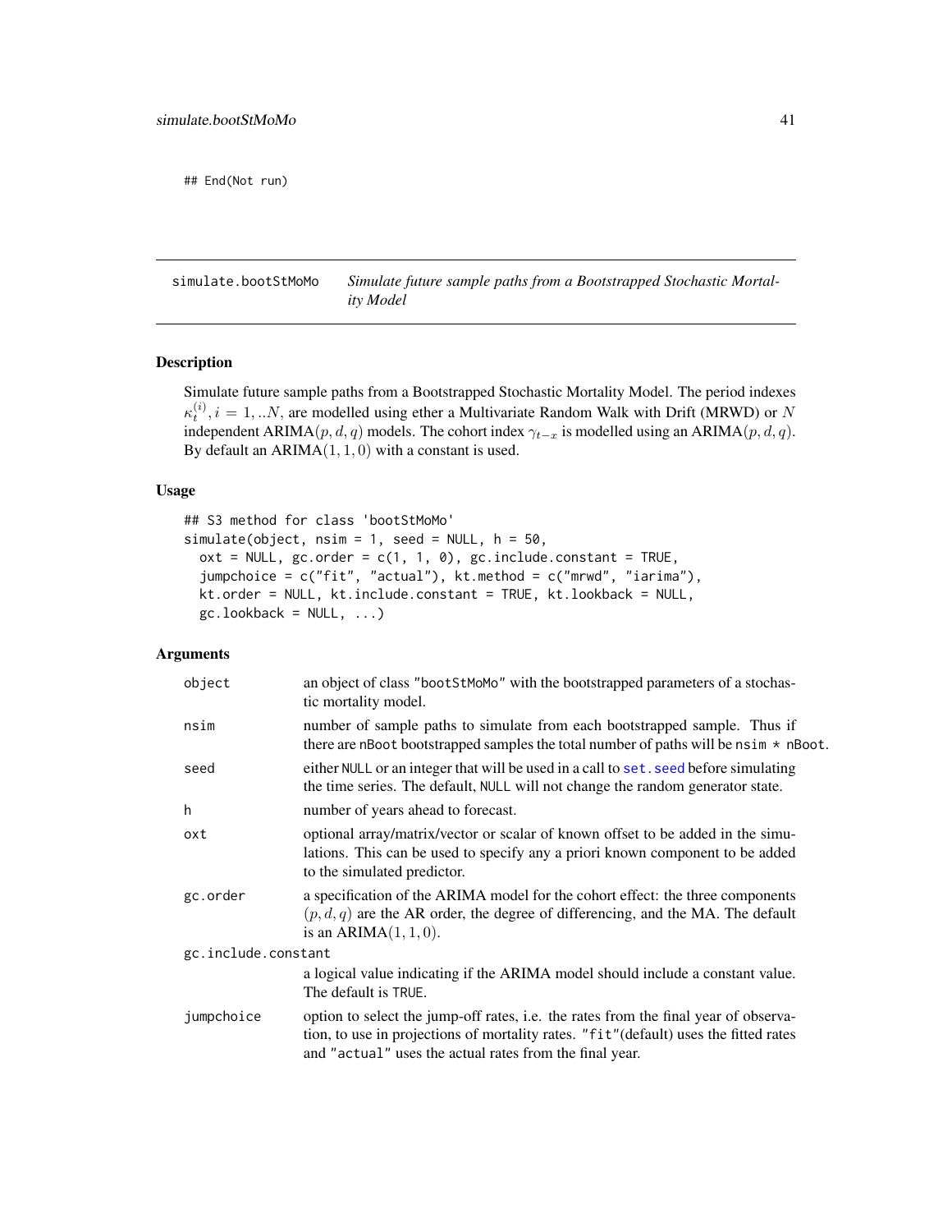```
## End(Not run)
```

---

simulate.bootStMoMo — *Simulate future sample paths from a Bootstrapped Stochastic Mortality Model*

---

## Description

Simulate future sample paths from a Bootstrapped Stochastic Mortality Model. The period indexes $\kappa_t^{(i)}, i = 1, ..N$, are modelled using ether a Multivariate Random Walk with Drift (MRWD) or $N$ independent ARIMA$(p, d, q)$ models. The cohort index $\gamma_{t-x}$ is modelled using an ARIMA$(p, d, q)$. By default an ARIMA$(1, 1, 0)$ with a constant is used.

## Usage

```
## S3 method for class 'bootStMoMo'
simulate(object, nsim = 1, seed = NULL, h = 50,
  oxt = NULL, gc.order = c(1, 1, 0), gc.include.constant = TRUE,
  jumpchoice = c("fit", "actual"), kt.method = c("mrwd", "iarima"),
  kt.order = NULL, kt.include.constant = TRUE, kt.lookback = NULL,
  gc.lookback = NULL, ...)
```

## Arguments

| | |
|---|---|
| object | an object of class "bootStMoMo" with the bootstrapped parameters of a stochastic mortality model. |
| nsim | number of sample paths to simulate from each bootstrapped sample. Thus if there are nBoot bootstrapped samples the total number of paths will be nsim * nBoot. |
| seed | either NULL or an integer that will be used in a call to set.seed before simulating the time series. The default, NULL will not change the random generator state. |
| h | number of years ahead to forecast. |
| oxt | optional array/matrix/vector or scalar of known offset to be added in the simulations. This can be used to specify any a priori known component to be added to the simulated predictor. |
| gc.order | a specification of the ARIMA model for the cohort effect: the three components $(p, d, q)$ are the AR order, the degree of differencing, and the MA. The default is an ARIMA$(1, 1, 0)$. |
| gc.include.constant | a logical value indicating if the ARIMA model should include a constant value. The default is TRUE. |
| jumpchoice | option to select the jump-off rates, i.e. the rates from the final year of observation, to use in projections of mortality rates. "fit"(default) uses the fitted rates and "actual" uses the actual rates from the final year. |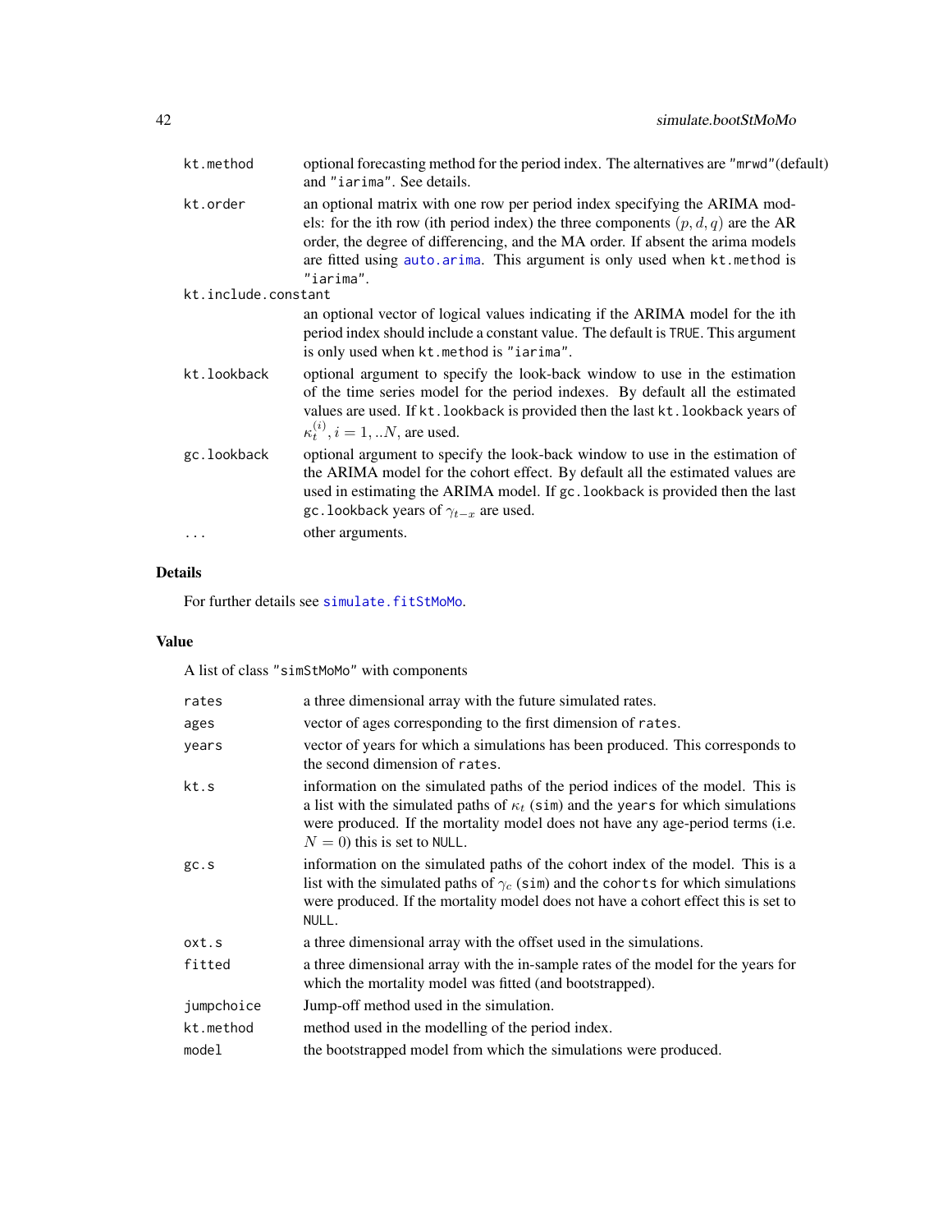| | |
|---|---|
| `kt.method` | optional forecasting method for the period index. The alternatives are `"mrwd"`(default) and `"iarima"`. See details. |
| `kt.order` | an optional matrix with one row per period index specifying the ARIMA models: for the ith row (ith period index) the three components $(p, d, q)$ are the AR order, the degree of differencing, and the MA order. If absent the arima models are fitted using `auto.arima`. This argument is only used when `kt.method` is `"iarima"`. |
| `kt.include.constant` | an optional vector of logical values indicating if the ARIMA model for the ith period index should include a constant value. The default is `TRUE`. This argument is only used when `kt.method` is `"iarima"`. |
| `kt.lookback` | optional argument to specify the look-back window to use in the estimation of the time series model for the period indexes. By default all the estimated values are used. If `kt.lookback` is provided then the last `kt.lookback` years of $\kappa_t^{(i)}, i = 1, ..N$, are used. |
| `gc.lookback` | optional argument to specify the look-back window to use in the estimation of the ARIMA model for the cohort effect. By default all the estimated values are used in estimating the ARIMA model. If `gc.lookback` is provided then the last `gc.lookback` years of $\gamma_{t-x}$ are used. |
| `...` | other arguments. |

## Details

For further details see `simulate.fitStMoMo`.

## Value

A list of class `"simStMoMo"` with components

| | |
|---|---|
| `rates` | a three dimensional array with the future simulated rates. |
| `ages` | vector of ages corresponding to the first dimension of `rates`. |
| `years` | vector of years for which a simulations has been produced. This corresponds to the second dimension of `rates`. |
| `kt.s` | information on the simulated paths of the period indices of the model. This is a list with the simulated paths of $\kappa_t$ (`sim`) and the `years` for which simulations were produced. If the mortality model does not have any age-period terms (i.e. $N = 0$) this is set to `NULL`. |
| `gc.s` | information on the simulated paths of the cohort index of the model. This is a list with the simulated paths of $\gamma_c$ (`sim`) and the `cohorts` for which simulations were produced. If the mortality model does not have a cohort effect this is set to `NULL`. |
| `oxt.s` | a three dimensional array with the offset used in the simulations. |
| `fitted` | a three dimensional array with the in-sample rates of the model for the years for which the mortality model was fitted (and bootstrapped). |
| `jumpchoice` | Jump-off method used in the simulation. |
| `kt.method` | method used in the modelling of the period index. |
| `model` | the bootstrapped model from which the simulations were produced. |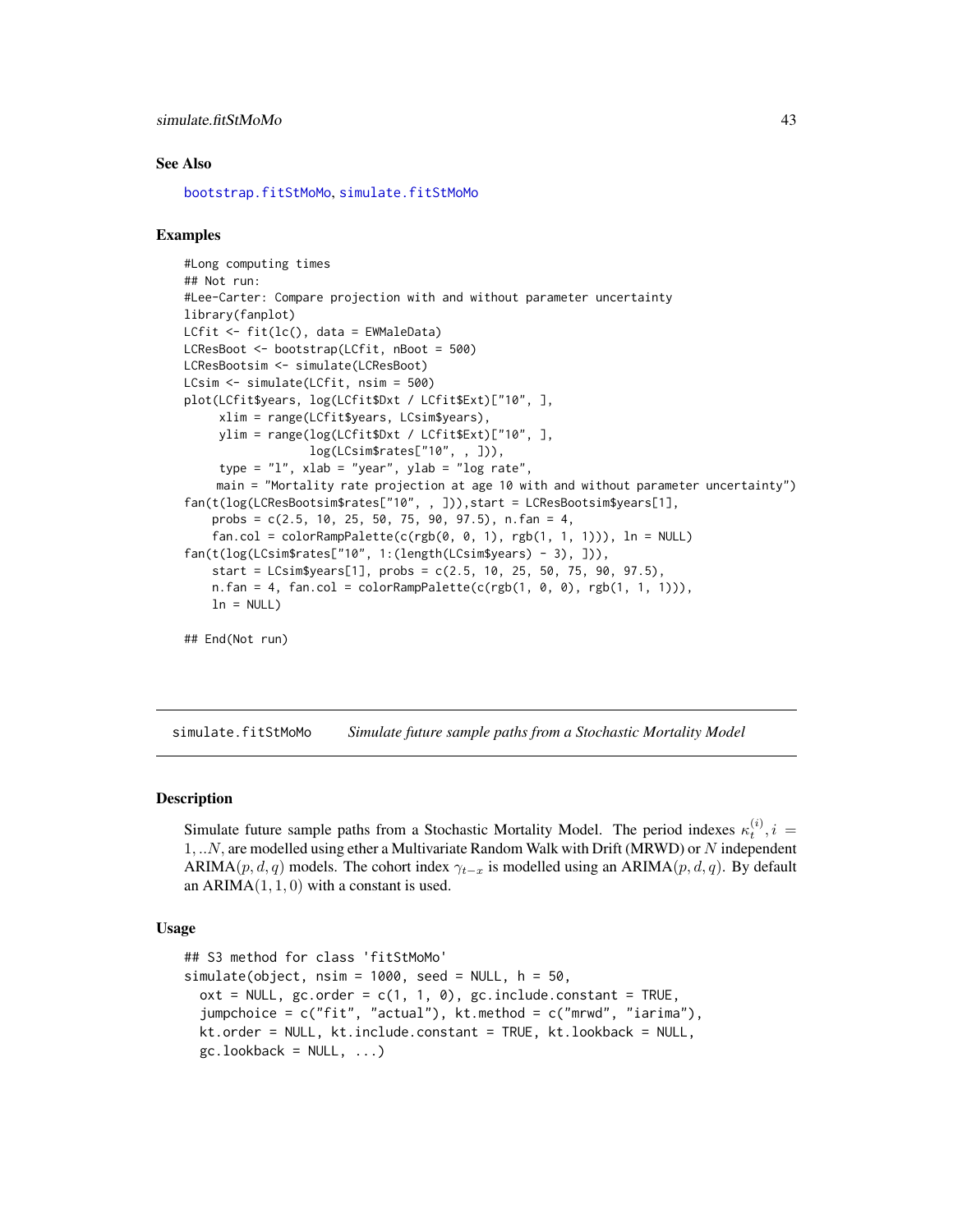### See Also

bootstrap.fitStMoMo, simulate.fitStMoMo

### Examples

```
#Long computing times
## Not run:
#Lee-Carter: Compare projection with and without parameter uncertainty
library(fanplot)
LCfit <- fit(lc(), data = EWMaleData)
LCResBoot <- bootstrap(LCfit, nBoot = 500)
LCResBootsim <- simulate(LCResBoot)
LCsim <- simulate(LCfit, nsim = 500)
plot(LCfit$years, log(LCfit$Dxt / LCfit$Ext)["10", ],
     xlim = range(LCfit$years, LCsim$years),
     ylim = range(log(LCfit$Dxt / LCfit$Ext)["10", ],
                  log(LCsim$rates["10", , ])),
     type = "l", xlab = "year", ylab = "log rate",
     main = "Mortality rate projection at age 10 with and without parameter uncertainty")
fan(t(log(LCResBootsim$rates["10", , ])),start = LCResBootsim$years[1],
    probs = c(2.5, 10, 25, 50, 75, 90, 97.5), n.fan = 4,
    fan.col = colorRampPalette(c(rgb(0, 0, 1), rgb(1, 1, 1))), ln = NULL)
fan(t(log(LCsim$rates["10", 1:(length(LCsim$years) - 3), ])),
    start = LCsim$years[1], probs = c(2.5, 10, 25, 50, 75, 90, 97.5),
    n.fan = 4, fan.col = colorRampPalette(c(rgb(1, 0, 0), rgb(1, 1, 1))),
    ln = NULL)

## End(Not run)
```

---

## simulate.fitStMoMo    *Simulate future sample paths from a Stochastic Mortality Model*

### Description

Simulate future sample paths from a Stochastic Mortality Model. The period indexes $\kappa_t^{(i)}, i = 1,..N$, are modelled using ether a Multivariate Random Walk with Drift (MRWD) or $N$ independent ARIMA$(p, d, q)$ models. The cohort index $\gamma_{t-x}$ is modelled using an ARIMA$(p, d, q)$. By default an ARIMA$(1, 1, 0)$ with a constant is used.

### Usage

```
## S3 method for class 'fitStMoMo'
simulate(object, nsim = 1000, seed = NULL, h = 50,
  oxt = NULL, gc.order = c(1, 1, 0), gc.include.constant = TRUE,
  jumpchoice = c("fit", "actual"), kt.method = c("mrwd", "iarima"),
  kt.order = NULL, kt.include.constant = TRUE, kt.lookback = NULL,
  gc.lookback = NULL, ...)
```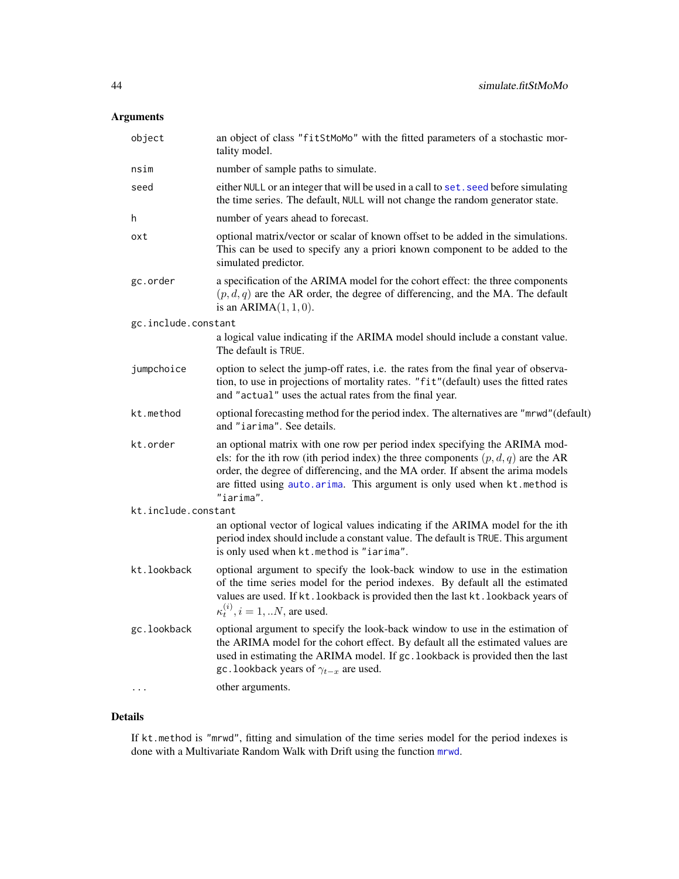## Arguments

- `object` — an object of class `"fitStMoMo"` with the fitted parameters of a stochastic mortality model.
- `nsim` — number of sample paths to simulate.
- `seed` — either `NULL` or an integer that will be used in a call to `set.seed` before simulating the time series. The default, `NULL` will not change the random generator state.
- `h` — number of years ahead to forecast.
- `oxt` — optional matrix/vector or scalar of known offset to be added in the simulations. This can be used to specify any a priori known component to be added to the simulated predictor.
- `gc.order` — a specification of the ARIMA model for the cohort effect: the three components $(p, d, q)$ are the AR order, the degree of differencing, and the MA. The default is an ARIMA$(1, 1, 0)$.
- `gc.include.constant` — a logical value indicating if the ARIMA model should include a constant value. The default is `TRUE`.
- `jumpchoice` — option to select the jump-off rates, i.e. the rates from the final year of observation, to use in projections of mortality rates. `"fit"`(default) uses the fitted rates and `"actual"` uses the actual rates from the final year.
- `kt.method` — optional forecasting method for the period index. The alternatives are `"mrwd"`(default) and `"iarima"`. See details.
- `kt.order` — an optional matrix with one row per period index specifying the ARIMA models: for the ith row (ith period index) the three components $(p, d, q)$ are the AR order, the degree of differencing, and the MA order. If absent the arima models are fitted using `auto.arima`. This argument is only used when `kt.method` is `"iarima"`.
- `kt.include.constant` — an optional vector of logical values indicating if the ARIMA model for the ith period index should include a constant value. The default is `TRUE`. This argument is only used when `kt.method` is `"iarima"`.
- `kt.lookback` — optional argument to specify the look-back window to use in the estimation of the time series model for the period indexes. By default all the estimated values are used. If `kt.lookback` is provided then the last `kt.lookback` years of $\kappa_t^{(i)}, i = 1, ..N$, are used.
- `gc.lookback` — optional argument to specify the look-back window to use in the estimation of the ARIMA model for the cohort effect. By default all the estimated values are used in estimating the ARIMA model. If `gc.lookback` is provided then the last `gc.lookback` years of $\gamma_{t-x}$ are used.
- `...` — other arguments.

## Details

If `kt.method` is `"mrwd"`, fitting and simulation of the time series model for the period indexes is done with a Multivariate Random Walk with Drift using the function `mrwd`.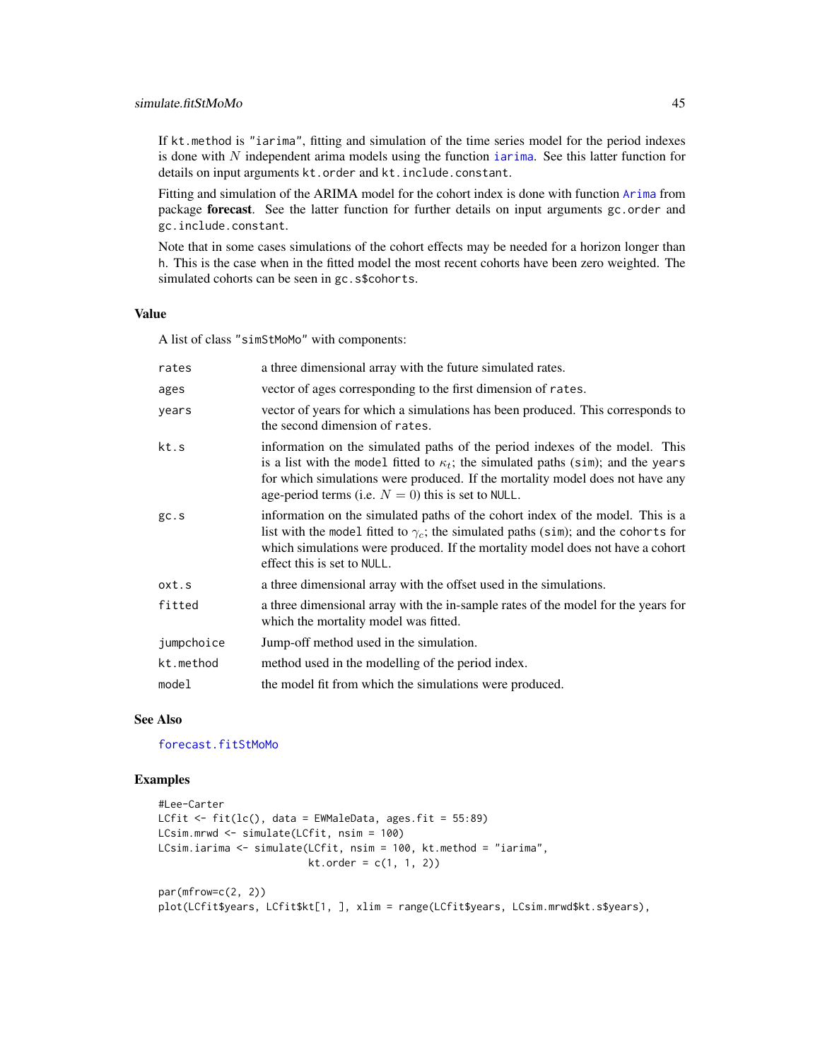If `kt.method` is `"iarima"`, fitting and simulation of the time series model for the period indexes is done with $N$ independent arima models using the function `iarima`. See this latter function for details on input arguments `kt.order` and `kt.include.constant`.

Fitting and simulation of the ARIMA model for the cohort index is done with function `Arima` from package **forecast**. See the latter function for further details on input arguments `gc.order` and `gc.include.constant`.

Note that in some cases simulations of the cohort effects may be needed for a horizon longer than `h`. This is the case when in the fitted model the most recent cohorts have been zero weighted. The simulated cohorts can be seen in `gc.s$cohorts`.

### Value

A list of class `"simStMoMo"` with components:

| | |
|---|---|
| `rates` | a three dimensional array with the future simulated rates. |
| `ages` | vector of ages corresponding to the first dimension of `rates`. |
| `years` | vector of years for which a simulations has been produced. This corresponds to the second dimension of `rates`. |
| `kt.s` | information on the simulated paths of the period indexes of the model. This is a list with the `model` fitted to $\kappa_t$; the simulated paths (`sim`); and the `years` for which simulations were produced. If the mortality model does not have any age-period terms (i.e. $N = 0$) this is set to `NULL`. |
| `gc.s` | information on the simulated paths of the cohort index of the model. This is a list with the `model` fitted to $\gamma_c$; the simulated paths (`sim`); and the `cohorts` for which simulations were produced. If the mortality model does not have a cohort effect this is set to `NULL`. |
| `oxt.s` | a three dimensional array with the offset used in the simulations. |
| `fitted` | a three dimensional array with the in-sample rates of the model for the years for which the mortality model was fitted. |
| `jumpchoice` | Jump-off method used in the simulation. |
| `kt.method` | method used in the modelling of the period index. |
| `model` | the model fit from which the simulations were produced. |

### See Also

`forecast.fitStMoMo`

### Examples

```
#Lee-Carter
LCfit <- fit(lc(), data = EWMaleData, ages.fit = 55:89)
LCsim.mrwd <- simulate(LCfit, nsim = 100)
LCsim.iarima <- simulate(LCfit, nsim = 100, kt.method = "iarima",
                         kt.order = c(1, 1, 2))

par(mfrow=c(2, 2))
plot(LCfit$years, LCfit$kt[1, ], xlim = range(LCfit$years, LCsim.mrwd$kt.s$years),
```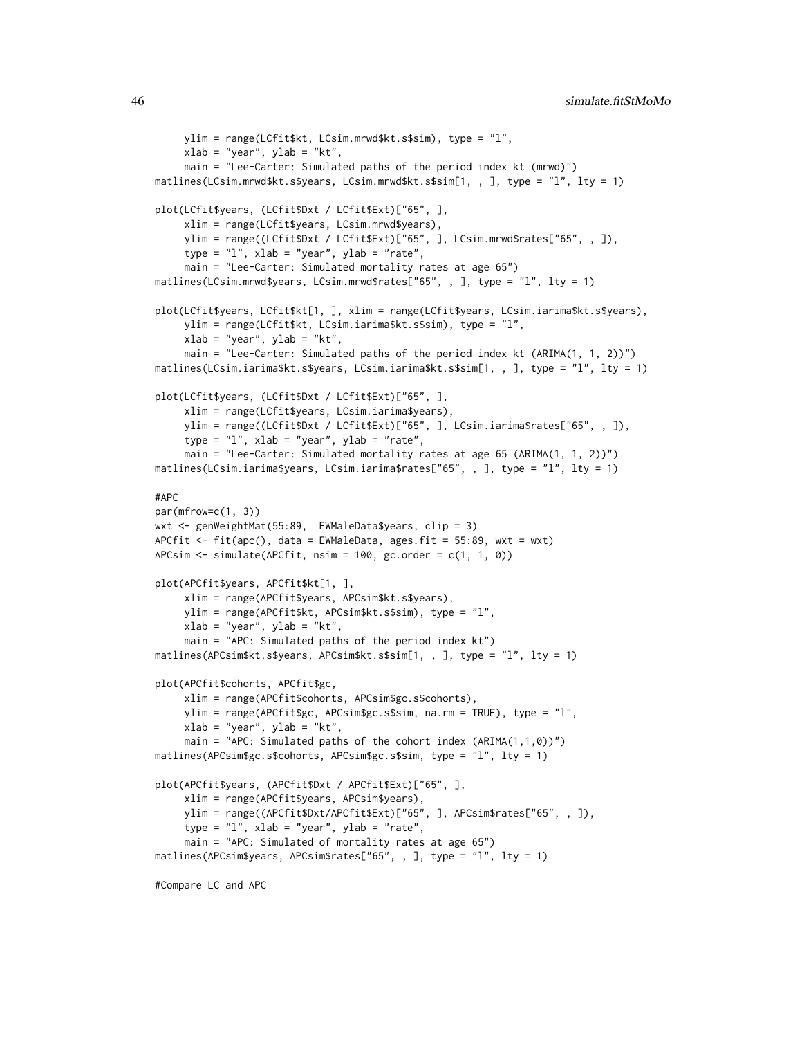```
     ylim = range(LCfit$kt, LCsim.mrwd$kt.s$sim), type = "l",
     xlab = "year", ylab = "kt",
     main = "Lee-Carter: Simulated paths of the period index kt (mrwd)")
matlines(LCsim.mrwd$kt.s$years, LCsim.mrwd$kt.s$sim[1, , ], type = "l", lty = 1)

plot(LCfit$years, (LCfit$Dxt / LCfit$Ext)["65", ],
     xlim = range(LCfit$years, LCsim.mrwd$years),
     ylim = range((LCfit$Dxt / LCfit$Ext)["65", ], LCsim.mrwd$rates["65", , ]),
     type = "l", xlab = "year", ylab = "rate",
     main = "Lee-Carter: Simulated mortality rates at age 65")
matlines(LCsim.mrwd$years, LCsim.mrwd$rates["65", , ], type = "l", lty = 1)

plot(LCfit$years, LCfit$kt[1, ], xlim = range(LCfit$years, LCsim.iarima$kt.s$years),
     ylim = range(LCfit$kt, LCsim.iarima$kt.s$sim), type = "l",
     xlab = "year", ylab = "kt",
     main = "Lee-Carter: Simulated paths of the period index kt (ARIMA(1, 1, 2))")
matlines(LCsim.iarima$kt.s$years, LCsim.iarima$kt.s$sim[1, , ], type = "l", lty = 1)

plot(LCfit$years, (LCfit$Dxt / LCfit$Ext)["65", ],
     xlim = range(LCfit$years, LCsim.iarima$years),
     ylim = range((LCfit$Dxt / LCfit$Ext)["65", ], LCsim.iarima$rates["65", , ]),
     type = "l", xlab = "year", ylab = "rate",
     main = "Lee-Carter: Simulated mortality rates at age 65 (ARIMA(1, 1, 2))")
matlines(LCsim.iarima$years, LCsim.iarima$rates["65", , ], type = "l", lty = 1)

#APC
par(mfrow=c(1, 3))
wxt <- genWeightMat(55:89,  EWMaleData$years, clip = 3)
APCfit <- fit(apc(), data = EWMaleData, ages.fit = 55:89, wxt = wxt)
APCsim <- simulate(APCfit, nsim = 100, gc.order = c(1, 1, 0))

plot(APCfit$years, APCfit$kt[1, ],
     xlim = range(APCfit$years, APCsim$kt.s$years),
     ylim = range(APCfit$kt, APCsim$kt.s$sim), type = "l",
     xlab = "year", ylab = "kt",
     main = "APC: Simulated paths of the period index kt")
matlines(APCsim$kt.s$years, APCsim$kt.s$sim[1, , ], type = "l", lty = 1)

plot(APCfit$cohorts, APCfit$gc,
     xlim = range(APCfit$cohorts, APCsim$gc.s$cohorts),
     ylim = range(APCfit$gc, APCsim$gc.s$sim, na.rm = TRUE), type = "l",
     xlab = "year", ylab = "kt",
     main = "APC: Simulated paths of the cohort index (ARIMA(1,1,0))")
matlines(APCsim$gc.s$cohorts, APCsim$gc.s$sim, type = "l", lty = 1)

plot(APCfit$years, (APCfit$Dxt / APCfit$Ext)["65", ],
     xlim = range(APCfit$years, APCsim$years),
     ylim = range((APCfit$Dxt/APCfit$Ext)["65", ], APCsim$rates["65", , ]),
     type = "l", xlab = "year", ylab = "rate",
     main = "APC: Simulated of mortality rates at age 65")
matlines(APCsim$years, APCsim$rates["65", , ], type = "l", lty = 1)

#Compare LC and APC
```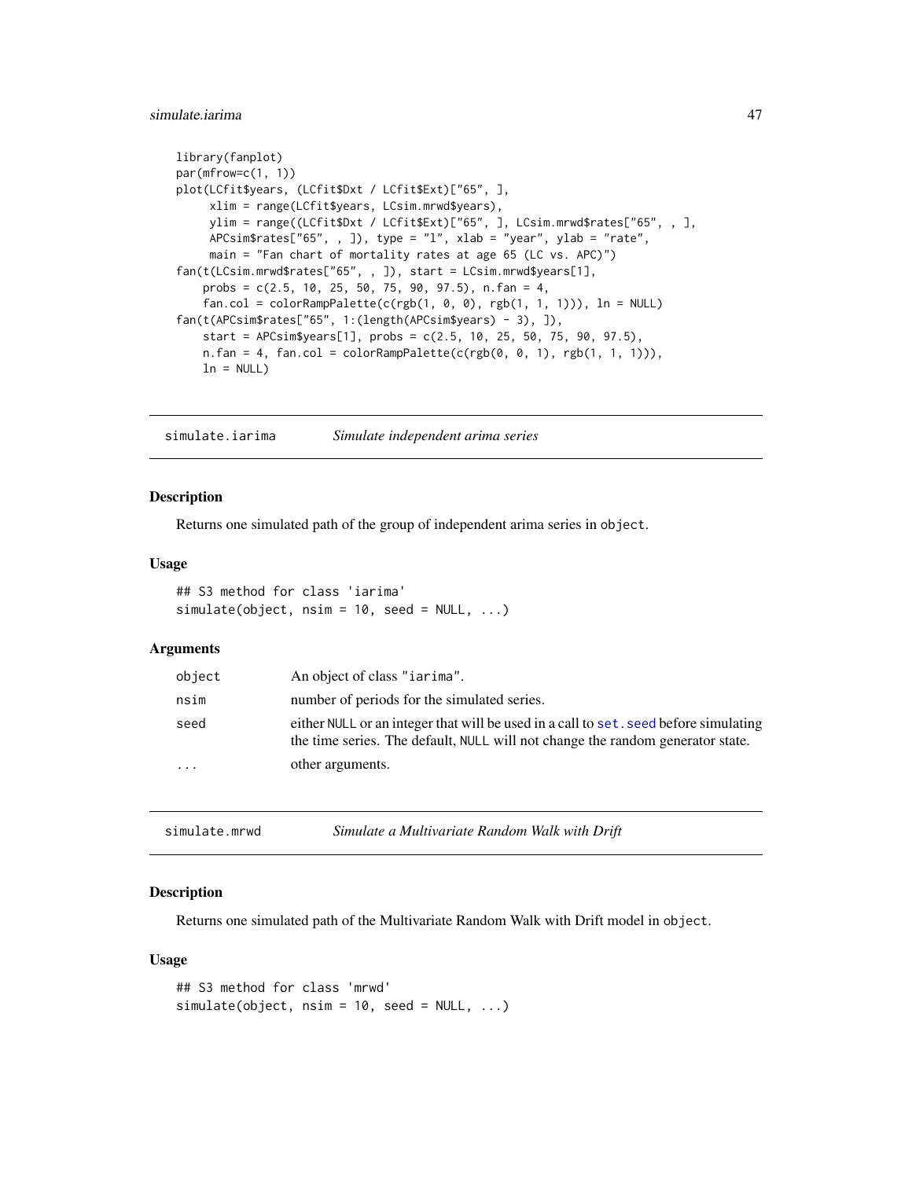```
library(fanplot)
par(mfrow=c(1, 1))
plot(LCfit$years, (LCfit$Dxt / LCfit$Ext)["65", ],
     xlim = range(LCfit$years, LCsim.mrwd$years),
     ylim = range((LCfit$Dxt / LCfit$Ext)["65", ], LCsim.mrwd$rates["65", , ],
     APCsim$rates["65", , ]), type = "l", xlab = "year", ylab = "rate",
     main = "Fan chart of mortality rates at age 65 (LC vs. APC)")
fan(t(LCsim.mrwd$rates["65", , ]), start = LCsim.mrwd$years[1],
    probs = c(2.5, 10, 25, 50, 75, 90, 97.5), n.fan = 4,
    fan.col = colorRampPalette(c(rgb(1, 0, 0), rgb(1, 1, 1))), ln = NULL)
fan(t(APCsim$rates["65", 1:(length(APCsim$years) - 3), ]),
    start = APCsim$years[1], probs = c(2.5, 10, 25, 50, 75, 90, 97.5),
    n.fan = 4, fan.col = colorRampPalette(c(rgb(0, 0, 1), rgb(1, 1, 1))),
    ln = NULL)
```

## simulate.iarima — *Simulate independent arima series*

### Description

Returns one simulated path of the group of independent arima series in `object`.

### Usage

```
## S3 method for class 'iarima'
simulate(object, nsim = 10, seed = NULL, ...)
```

### Arguments

| | |
|---|---|
| `object` | An object of class `"iarima"`. |
| `nsim` | number of periods for the simulated series. |
| `seed` | either `NULL` or an integer that will be used in a call to `set.seed` before simulating the time series. The default, `NULL` will not change the random generator state. |
| `...` | other arguments. |

## simulate.mrwd — *Simulate a Multivariate Random Walk with Drift*

### Description

Returns one simulated path of the Multivariate Random Walk with Drift model in `object`.

### Usage

```
## S3 method for class 'mrwd'
simulate(object, nsim = 10, seed = NULL, ...)
```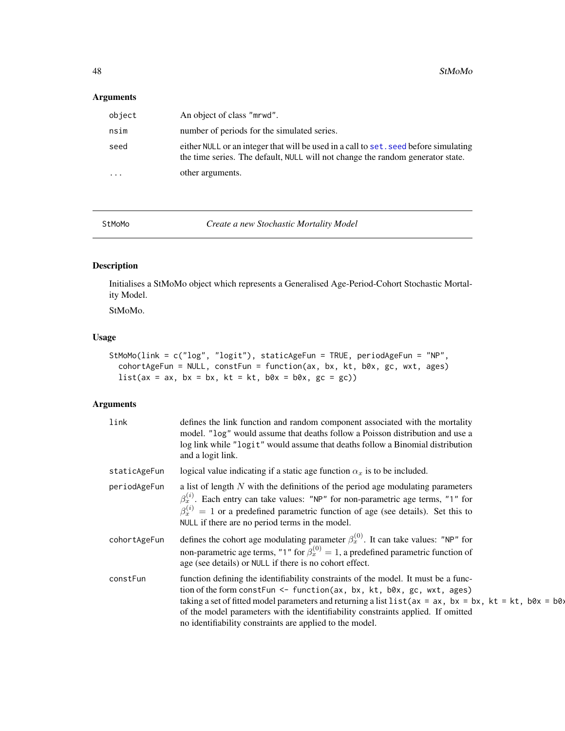### Arguments

| | |
|---|---|
| object | An object of class "mrwd". |
| nsim | number of periods for the simulated series. |
| seed | either NULL or an integer that will be used in a call to set.seed before simulating the time series. The default, NULL will not change the random generator state. |
| ... | other arguments. |

---

StMoMo — *Create a new Stochastic Mortality Model*

---

### Description

Initialises a StMoMo object which represents a Generalised Age-Period-Cohort Stochastic Mortality Model.

StMoMo.

### Usage

```
StMoMo(link = c("log", "logit"), staticAgeFun = TRUE, periodAgeFun = "NP",
  cohortAgeFun = NULL, constFun = function(ax, bx, kt, b0x, gc, wxt, ages)
  list(ax = ax, bx = bx, kt = kt, b0x = b0x, gc = gc))
```

### Arguments

| | |
|---|---|
| link | defines the link function and random component associated with the mortality model. "log" would assume that deaths follow a Poisson distribution and use a log link while "logit" would assume that deaths follow a Binomial distribution and a logit link. |
| staticAgeFun | logical value indicating if a static age function $\alpha_x$ is to be included. |
| periodAgeFun | a list of length $N$ with the definitions of the period age modulating parameters $\beta_x^{(i)}$. Each entry can take values: "NP" for non-parametric age terms, "1" for $\beta_x^{(i)} = 1$ or a predefined parametric function of age (see details). Set this to NULL if there are no period terms in the model. |
| cohortAgeFun | defines the cohort age modulating parameter $\beta_x^{(0)}$. It can take values: "NP" for non-parametric age terms, "1" for $\beta_x^{(0)} = 1$, a predefined parametric function of age (see details) or NULL if there is no cohort effect. |
| constFun | function defining the identifiability constraints of the model. It must be a function of the form constFun <- function(ax, bx, kt, b0x, gc, wxt, ages) taking a set of fitted model parameters and returning a list list(ax = ax, bx = bx, kt = kt, b0x = b0x of the model parameters with the identifiability constraints applied. If omitted no identifiability constraints are applied to the model. |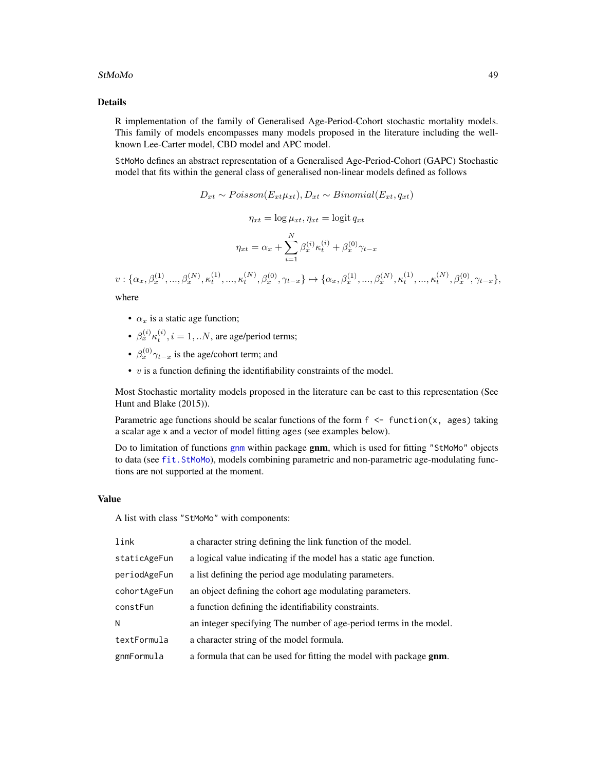## Details

R implementation of the family of Generalised Age-Period-Cohort stochastic mortality models. This family of models encompasses many models proposed in the literature including the well-known Lee-Carter model, CBD model and APC model.

`StMoMo` defines an abstract representation of a Generalised Age-Period-Cohort (GAPC) Stochastic model that fits within the general class of generalised non-linear models defined as follows

$$D_{xt} \sim Poisson(E_{xt}\mu_{xt}), D_{xt} \sim Binomial(E_{xt}, q_{xt})$$

$$\eta_{xt} = \log \mu_{xt}, \eta_{xt} = \text{logit}\, q_{xt}$$

$$\eta_{xt} = \alpha_x + \sum_{i=1}^{N} \beta_x^{(i)} \kappa_t^{(i)} + \beta_x^{(0)} \gamma_{t-x}$$

$$v : \{\alpha_x, \beta_x^{(1)}, ..., \beta_x^{(N)}, \kappa_t^{(1)}, ..., \kappa_t^{(N)}, \beta_x^{(0)}, \gamma_{t-x}\} \mapsto \{\alpha_x, \beta_x^{(1)}, ..., \beta_x^{(N)}, \kappa_t^{(1)}, ..., \kappa_t^{(N)}, \beta_x^{(0)}, \gamma_{t-x}\},$$

where

- $\alpha_x$ is a static age function;
- $\beta_x^{(i)} \kappa_t^{(i)}, i = 1, ..N$, are age/period terms;
- $\beta_x^{(0)} \gamma_{t-x}$ is the age/cohort term; and
- $v$ is a function defining the identifiability constraints of the model.

Most Stochastic mortality models proposed in the literature can be cast to this representation (See Hunt and Blake (2015)).

Parametric age functions should be scalar functions of the form `f <- function(x, ages)` taking a scalar age `x` and a vector of model fitting `ages` (see examples below).

Do to limitation of functions `gnm` within package **gnm**, which is used for fitting `"StMoMo"` objects to data (see `fit.StMoMo`), models combining parametric and non-parametric age-modulating functions are not supported at the moment.

## Value

A list with class `"StMoMo"` with components:

| | |
|---|---|
| `link` | a character string defining the link function of the model. |
| `staticAgeFun` | a logical value indicating if the model has a static age function. |
| `periodAgeFun` | a list defining the period age modulating parameters. |
| `cohortAgeFun` | an object defining the cohort age modulating parameters. |
| `constFun` | a function defining the identifiability constraints. |
| `N` | an integer specifying The number of age-period terms in the model. |
| `textFormula` | a character string of the model formula. |
| `gnmFormula` | a formula that can be used for fitting the model with package **gnm**. |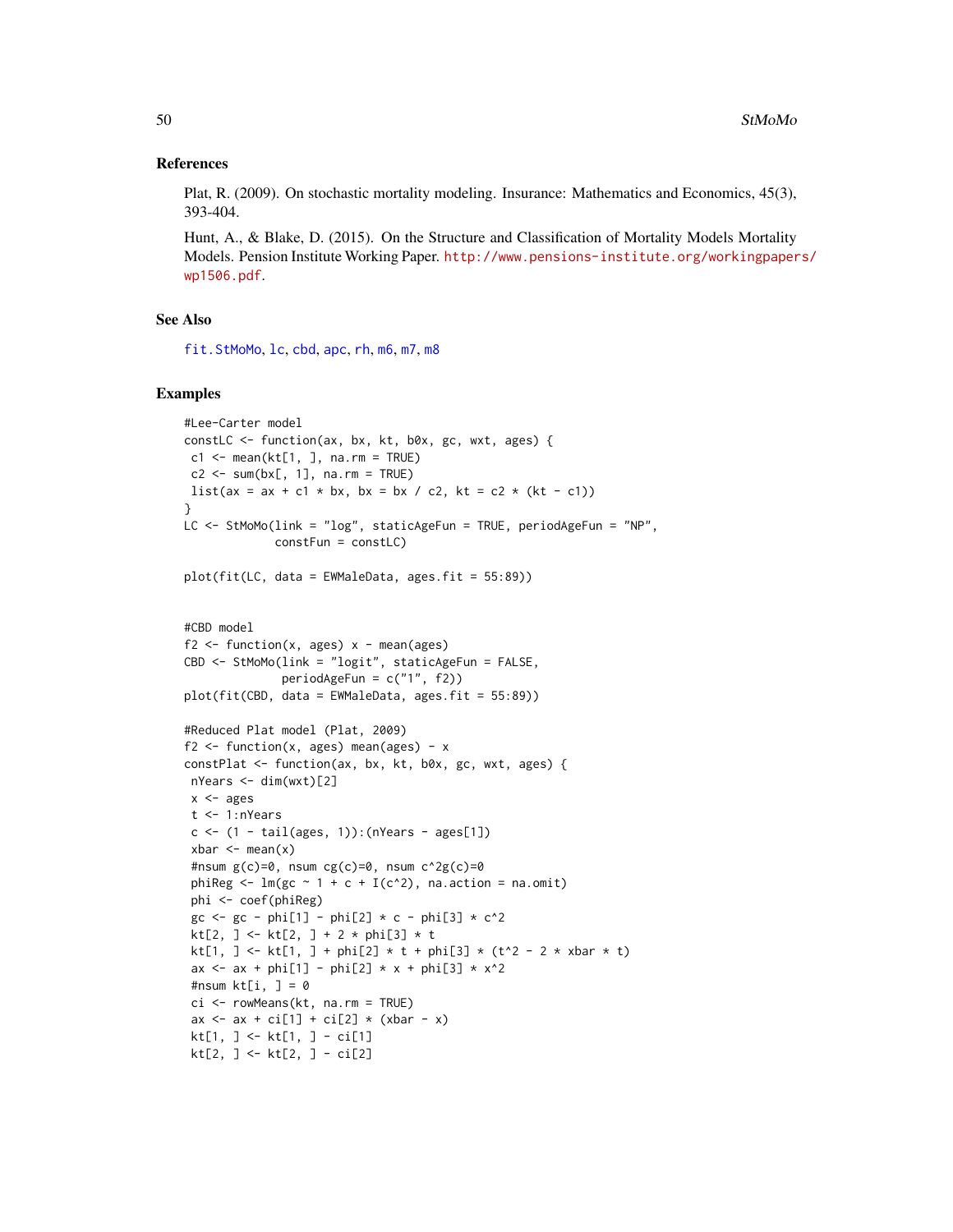## References

Plat, R. (2009). On stochastic mortality modeling. Insurance: Mathematics and Economics, 45(3), 393-404.

Hunt, A., & Blake, D. (2015). On the Structure and Classification of Mortality Models Mortality Models. Pension Institute Working Paper. http://www.pensions-institute.org/workingpapers/wp1506.pdf.

## See Also

fit.StMoMo, lc, cbd, apc, rh, m6, m7, m8

## Examples

```
#Lee-Carter model
constLC <- function(ax, bx, kt, b0x, gc, wxt, ages) {
 c1 <- mean(kt[1, ], na.rm = TRUE)
 c2 <- sum(bx[, 1], na.rm = TRUE)
 list(ax = ax + c1 * bx, bx = bx / c2, kt = c2 * (kt - c1))
}
LC <- StMoMo(link = "log", staticAgeFun = TRUE, periodAgeFun = "NP",
             constFun = constLC)

plot(fit(LC, data = EWMaleData, ages.fit = 55:89))


#CBD model
f2 <- function(x, ages) x - mean(ages)
CBD <- StMoMo(link = "logit", staticAgeFun = FALSE,
              periodAgeFun = c("1", f2))
plot(fit(CBD, data = EWMaleData, ages.fit = 55:89))

#Reduced Plat model (Plat, 2009)
f2 <- function(x, ages) mean(ages) - x
constPlat <- function(ax, bx, kt, b0x, gc, wxt, ages) {
 nYears <- dim(wxt)[2]
 x <- ages
 t <- 1:nYears
 c <- (1 - tail(ages, 1)):(nYears - ages[1])
 xbar <- mean(x)
 #nsum g(c)=0, nsum cg(c)=0, nsum c^2g(c)=0
 phiReg <- lm(gc ~ 1 + c + I(c^2), na.action = na.omit)
 phi <- coef(phiReg)
 gc <- gc - phi[1] - phi[2] * c - phi[3] * c^2
 kt[2, ] <- kt[2, ] + 2 * phi[3] * t
 kt[1, ] <- kt[1, ] + phi[2] * t + phi[3] * (t^2 - 2 * xbar * t)
 ax <- ax + phi[1] - phi[2] * x + phi[3] * x^2
 #nsum kt[i, ] = 0
 ci <- rowMeans(kt, na.rm = TRUE)
 ax <- ax + ci[1] + ci[2] * (xbar - x)
 kt[1, ] <- kt[1, ] - ci[1]
 kt[2, ] <- kt[2, ] - ci[2]
```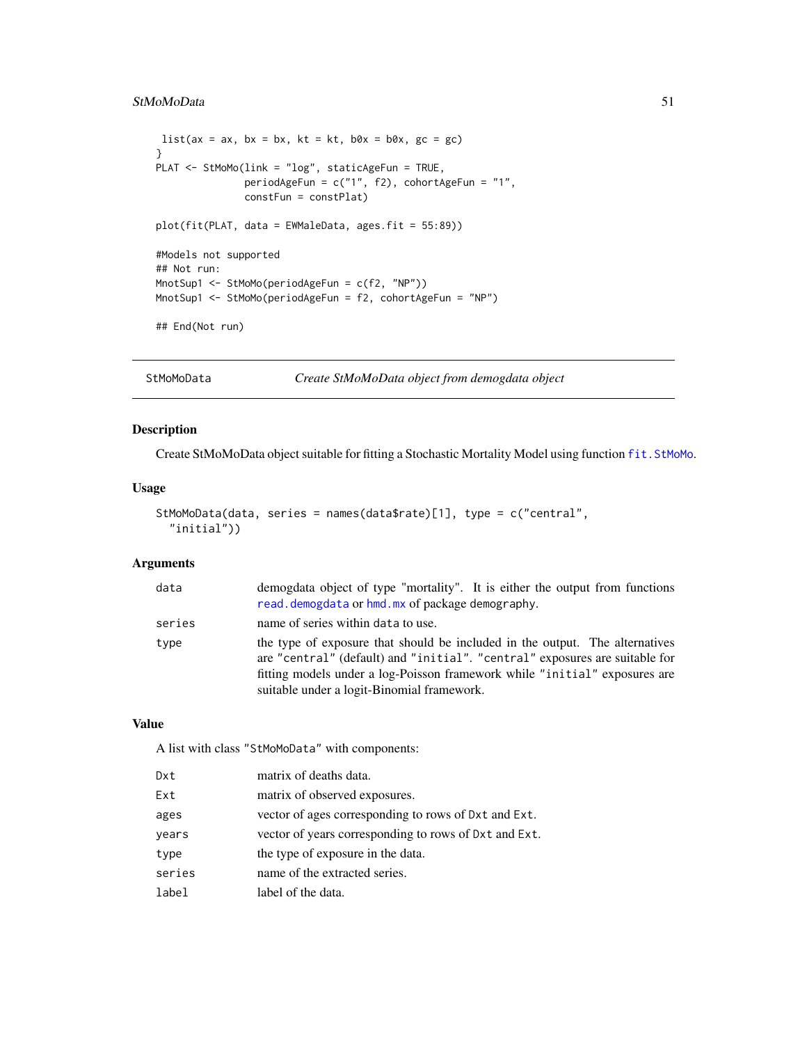```
 list(ax = ax, bx = bx, kt = kt, b0x = b0x, gc = gc)
}
PLAT <- StMoMo(link = "log", staticAgeFun = TRUE,
               periodAgeFun = c("1", f2), cohortAgeFun = "1",
               constFun = constPlat)

plot(fit(PLAT, data = EWMaleData, ages.fit = 55:89))

#Models not supported
## Not run:
MnotSup1 <- StMoMo(periodAgeFun = c(f2, "NP"))
MnotSup1 <- StMoMo(periodAgeFun = f2, cohortAgeFun = "NP")

## End(Not run)
```

## StMoMoData — *Create StMoMoData object from demogdata object*

### Description

Create StMoMoData object suitable for fitting a Stochastic Mortality Model using function `fit.StMoMo`.

### Usage

```
StMoMoData(data, series = names(data$rate)[1], type = c("central",
  "initial"))
```

### Arguments

| | |
|---|---|
| `data` | demogdata object of type "mortality". It is either the output from functions `read.demogdata` or `hmd.mx` of package demography. |
| `series` | name of series within data to use. |
| `type` | the type of exposure that should be included in the output. The alternatives are `"central"` (default) and `"initial"`. `"central"` exposures are suitable for fitting models under a log-Poisson framework while `"initial"` exposures are suitable under a logit-Binomial framework. |

### Value

A list with class `"StMoMoData"` with components:

| | |
|---|---|
| `Dxt` | matrix of deaths data. |
| `Ext` | matrix of observed exposures. |
| `ages` | vector of ages corresponding to rows of `Dxt` and `Ext`. |
| `years` | vector of years corresponding to rows of `Dxt` and `Ext`. |
| `type` | the type of exposure in the data. |
| `series` | name of the extracted series. |
| `label` | label of the data. |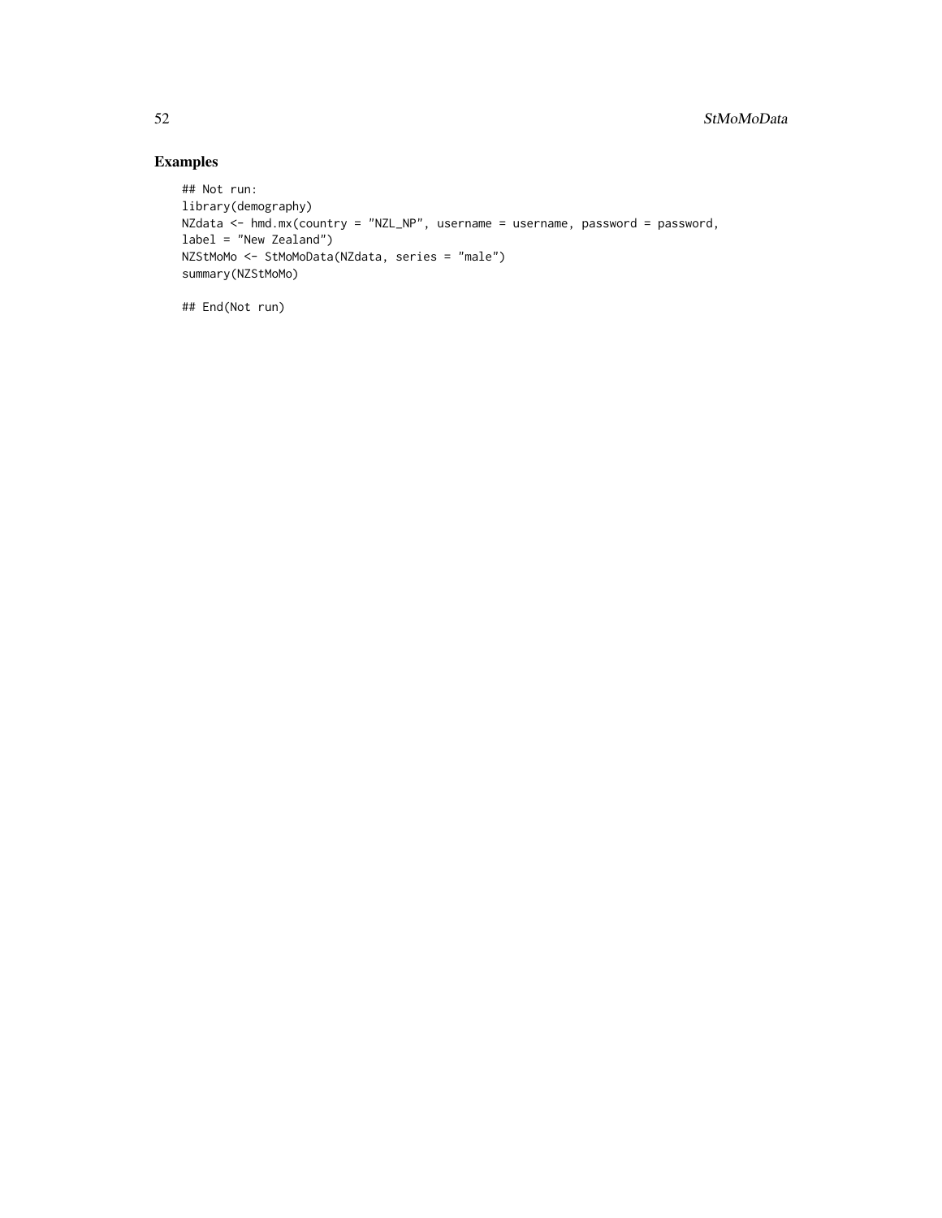## Examples

```
## Not run:
library(demography)
NZdata <- hmd.mx(country = "NZL_NP", username = username, password = password,
label = "New Zealand")
NZStMoMo <- StMoMoData(NZdata, series = "male")
summary(NZStMoMo)

## End(Not run)
```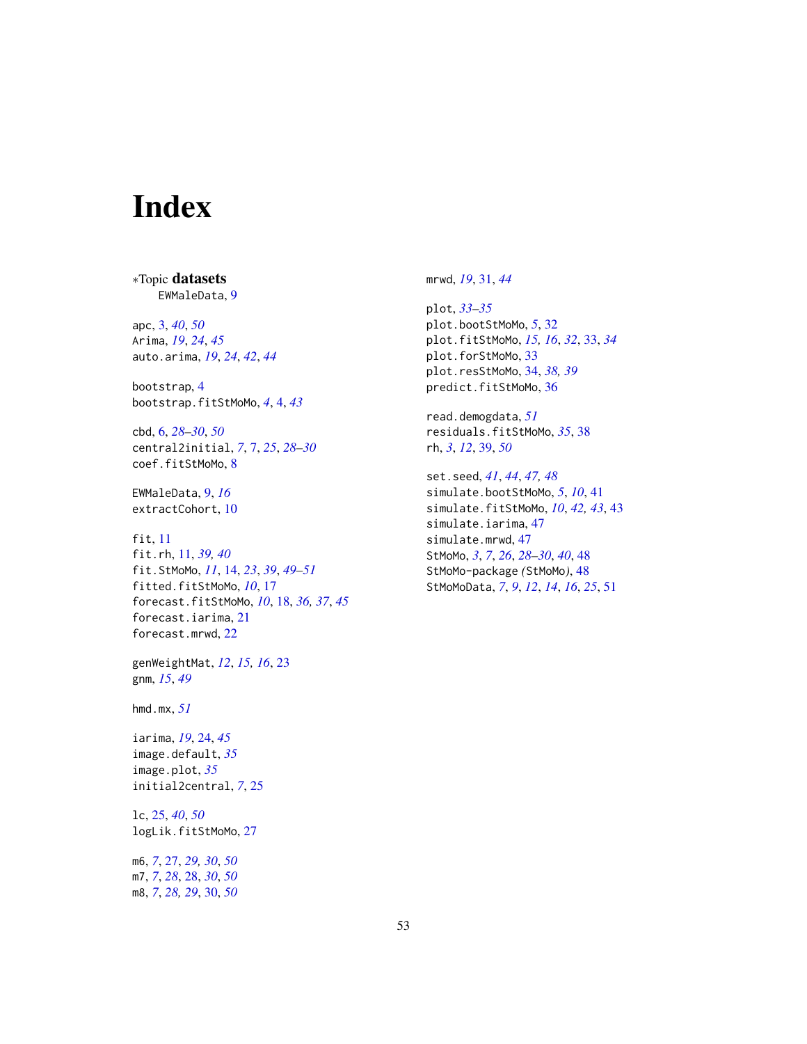# Index

∗Topic **datasets**
  EWMaleData, 9

apc, 3, *40*, *50*
Arima, *19*, *24*, *45*
auto.arima, *19*, *24*, *42*, *44*

bootstrap, 4
bootstrap.fitStMoMo, *4*, 4, *43*

cbd, 6, *28–30*, *50*
central2initial, *7*, 7, *25*, *28–30*
coef.fitStMoMo, 8

EWMaleData, 9, *16*
extractCohort, 10

fit, 11
fit.rh, 11, *39, 40*
fit.StMoMo, *11*, 14, *23*, *39*, *49–51*
fitted.fitStMoMo, *10*, 17
forecast.fitStMoMo, *10*, 18, *36, 37*, *45*
forecast.iarima, 21
forecast.mrwd, 22

genWeightMat, *12*, *15, 16*, 23
gnm, *15*, *49*

hmd.mx, *51*

iarima, *19*, 24, *45*
image.default, *35*
image.plot, *35*
initial2central, *7*, 25

lc, 25, *40*, *50*
logLik.fitStMoMo, 27

m6, *7*, 27, *29, 30*, *50*
m7, *7*, *28*, 28, *30*, *50*
m8, *7*, *28, 29*, 30, *50*

mrwd, *19*, 31, *44*

plot, *33–35*
plot.bootStMoMo, *5*, 32
plot.fitStMoMo, *15, 16*, *32*, 33, *34*
plot.forStMoMo, 33
plot.resStMoMo, 34, *38, 39*
predict.fitStMoMo, 36

read.demogdata, *51*
residuals.fitStMoMo, *35*, 38
rh, *3*, *12*, 39, *50*

set.seed, *41*, *44*, *47, 48*
simulate.bootStMoMo, *5*, *10*, 41
simulate.fitStMoMo, *10*, *42, 43*, 43
simulate.iarima, 47
simulate.mrwd, 47
StMoMo, *3*, *7*, *26*, *28–30*, *40*, 48
StMoMo-package (StMoMo), 48
StMoMoData, *7*, *9*, *12*, *14*, *16*, *25*, 51